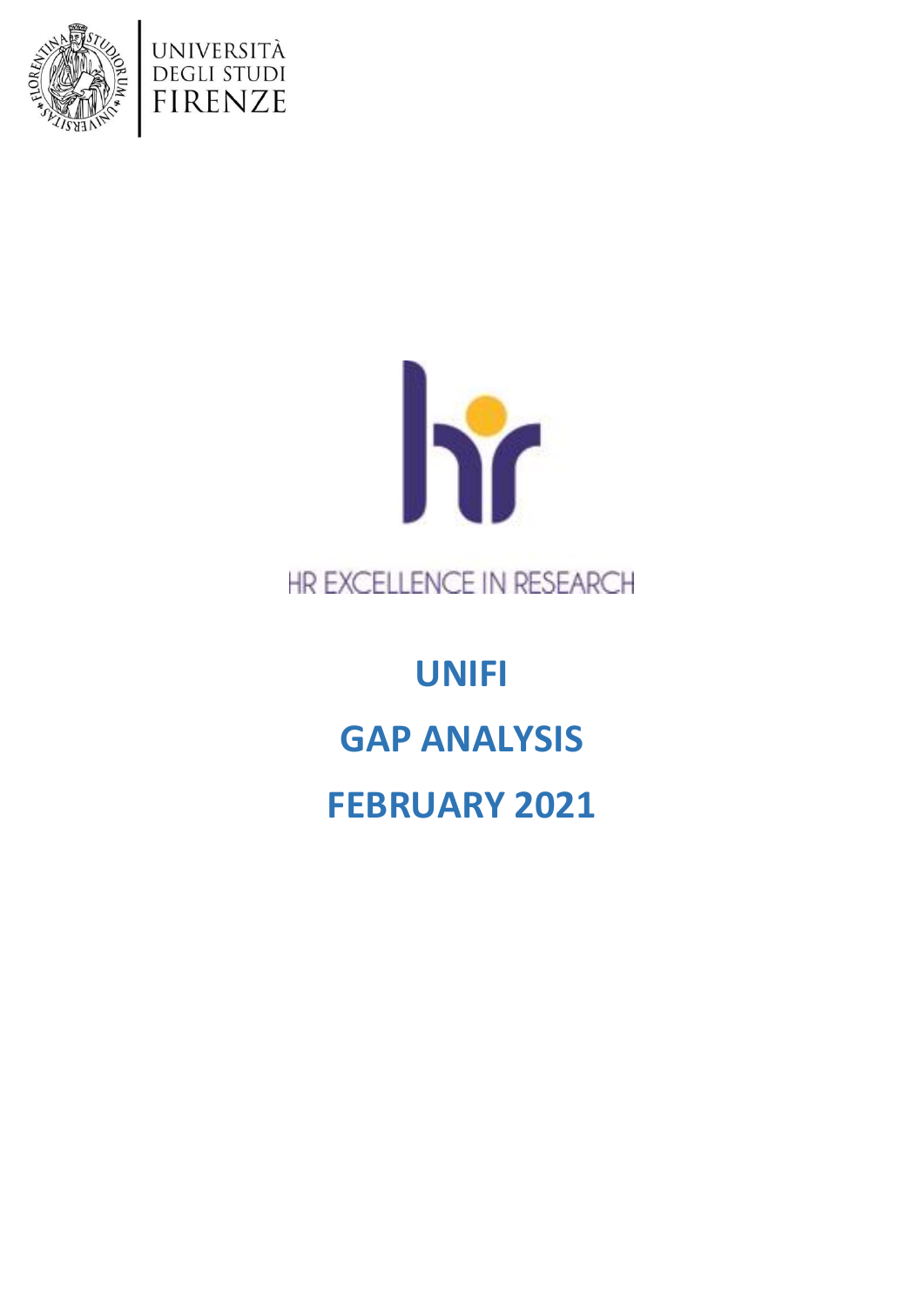UNIVERSITÀ DEGLI STUDI FIRENZE

HR EXCELLENCE IN RESEARCH

# UNIFI

# GAP ANALYSIS

# FEBRUARY 2021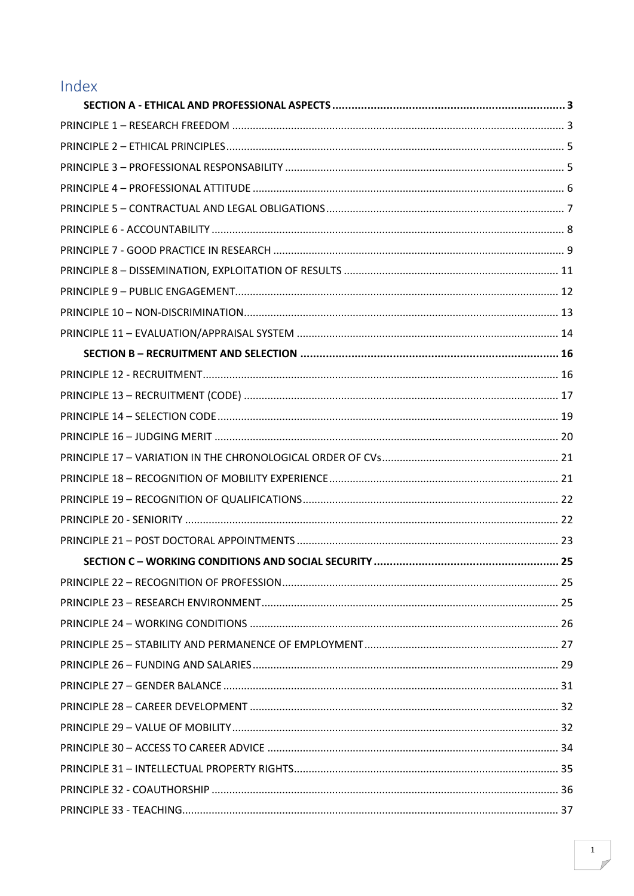# Index

**SECTION A - ETHICAL AND PROFESSIONAL ASPECTS** ..... 3

PRINCIPLE 1 – RESEARCH FREEDOM ..... 3

PRINCIPLE 2 – ETHICAL PRINCIPLES ..... 5

PRINCIPLE 3 – PROFESSIONAL RESPONSABILITY ..... 5

PRINCIPLE 4 – PROFESSIONAL ATTITUDE ..... 6

PRINCIPLE 5 – CONTRACTUAL AND LEGAL OBLIGATIONS ..... 7

PRINCIPLE 6 - ACCOUNTABILITY ..... 8

PRINCIPLE 7 - GOOD PRACTICE IN RESEARCH ..... 9

PRINCIPLE 8 – DISSEMINATION, EXPLOITATION OF RESULTS ..... 11

PRINCIPLE 9 – PUBLIC ENGAGEMENT ..... 12

PRINCIPLE 10 – NON-DISCRIMINATION ..... 13

PRINCIPLE 11 – EVALUATION/APPRAISAL SYSTEM ..... 14

**SECTION B – RECRUITMENT AND SELECTION** ..... 16

PRINCIPLE 12 - RECRUITMENT ..... 16

PRINCIPLE 13 – RECRUITMENT (CODE) ..... 17

PRINCIPLE 14 – SELECTION CODE ..... 19

PRINCIPLE 16 – JUDGING MERIT ..... 20

PRINCIPLE 17 – VARIATION IN THE CHRONOLOGICAL ORDER OF CVs ..... 21

PRINCIPLE 18 – RECOGNITION OF MOBILITY EXPERIENCE ..... 21

PRINCIPLE 19 – RECOGNITION OF QUALIFICATIONS ..... 22

PRINCIPLE 20 - SENIORITY ..... 22

PRINCIPLE 21 – POST DOCTORAL APPOINTMENTS ..... 23

**SECTION C – WORKING CONDITIONS AND SOCIAL SECURITY** ..... 25

PRINCIPLE 22 – RECOGNITION OF PROFESSION ..... 25

PRINCIPLE 23 – RESEARCH ENVIRONMENT ..... 25

PRINCIPLE 24 – WORKING CONDITIONS ..... 26

PRINCIPLE 25 – STABILITY AND PERMANENCE OF EMPLOYMENT ..... 27

PRINCIPLE 26 – FUNDING AND SALARIES ..... 29

PRINCIPLE 27 – GENDER BALANCE ..... 31

PRINCIPLE 28 – CAREER DEVELOPMENT ..... 32

PRINCIPLE 29 – VALUE OF MOBILITY ..... 32

PRINCIPLE 30 – ACCESS TO CAREER ADVICE ..... 34

PRINCIPLE 31 – INTELLECTUAL PROPERTY RIGHTS ..... 35

PRINCIPLE 32 - COAUTHORSHIP ..... 36

PRINCIPLE 33 - TEACHING ..... 37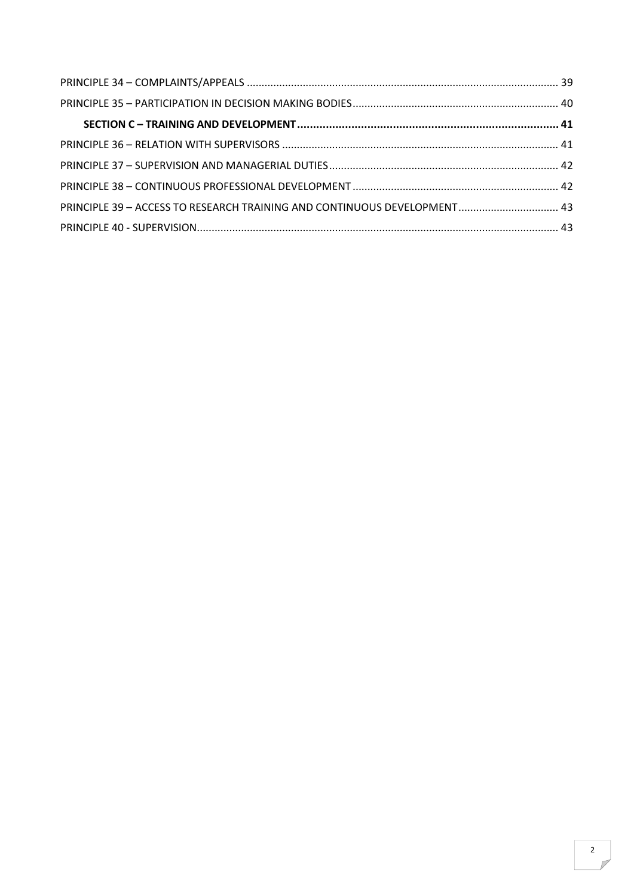PRINCIPLE 34 – COMPLAINTS/APPEALS ........................................................................................................ 39

PRINCIPLE 35 – PARTICIPATION IN DECISION MAKING BODIES ..................................................................... 40

**SECTION C – TRAINING AND DEVELOPMENT ................................................................................. 41**

PRINCIPLE 36 – RELATION WITH SUPERVISORS ............................................................................................ 41

PRINCIPLE 37 – SUPERVISION AND MANAGERIAL DUTIES ............................................................................ 42

PRINCIPLE 38 – CONTINUOUS PROFESSIONAL DEVELOPMENT ..................................................................... 42

PRINCIPLE 39 – ACCESS TO RESEARCH TRAINING AND CONTINUOUS DEVELOPMENT ................................. 43

PRINCIPLE 40 - SUPERVISION ......................................................................................................................... 43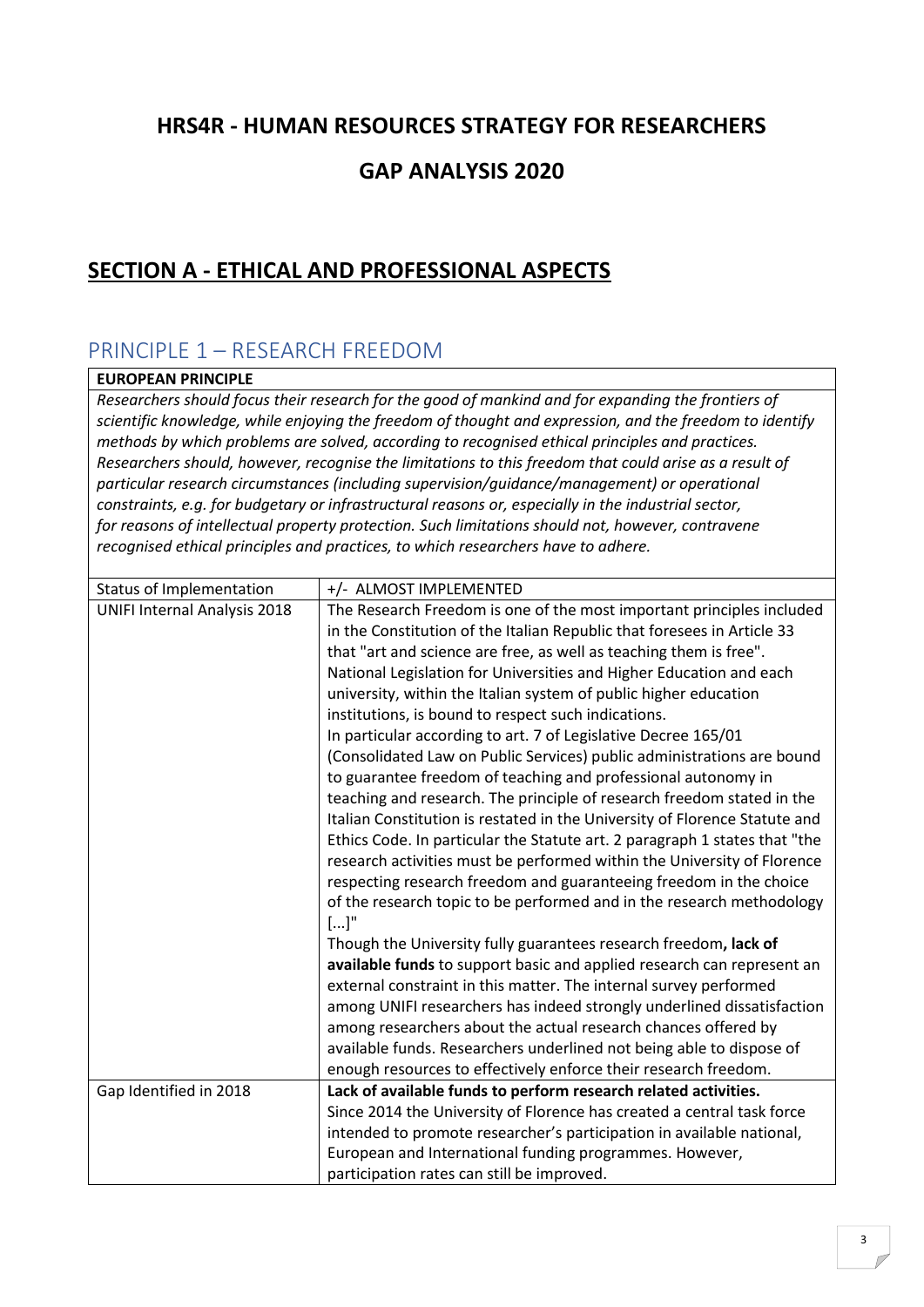## HRS4R - HUMAN RESOURCES STRATEGY FOR RESEARCHERS

## GAP ANALYSIS 2020

# SECTION A - ETHICAL AND PROFESSIONAL ASPECTS

## PRINCIPLE 1 – RESEARCH FREEDOM

| **EUROPEAN PRINCIPLE** | |
|---|---|
| *Researchers should focus their research for the good of mankind and for expanding the frontiers of scientific knowledge, while enjoying the freedom of thought and expression, and the freedom to identify methods by which problems are solved, according to recognised ethical principles and practices. Researchers should, however, recognise the limitations to this freedom that could arise as a result of particular research circumstances (including supervision/guidance/management) or operational constraints, e.g. for budgetary or infrastructural reasons or, especially in the industrial sector, for reasons of intellectual property protection. Such limitations should not, however, contravene recognised ethical principles and practices, to which researchers have to adhere.* | |
| Status of Implementation | +/- ALMOST IMPLEMENTED |
| UNIFI Internal Analysis 2018 | The Research Freedom is one of the most important principles included in the Constitution of the Italian Republic that foresees in Article 33 that "art and science are free, as well as teaching them is free". National Legislation for Universities and Higher Education and each university, within the Italian system of public higher education institutions, is bound to respect such indications.<br>In particular according to art. 7 of Legislative Decree 165/01 (Consolidated Law on Public Services) public administrations are bound to guarantee freedom of teaching and professional autonomy in teaching and research. The principle of research freedom stated in the Italian Constitution is restated in the University of Florence Statute and Ethics Code. In particular the Statute art. 2 paragraph 1 states that "the research activities must be performed within the University of Florence respecting research freedom and guaranteeing freedom in the choice of the research topic to be performed and in the research methodology [...]"<br>Though the University fully guarantees research freedom**, lack of available funds** to support basic and applied research can represent an external constraint in this matter. The internal survey performed among UNIFI researchers has indeed strongly underlined dissatisfaction among researchers about the actual research chances offered by available funds. Researchers underlined not being able to dispose of enough resources to effectively enforce their research freedom. |
| Gap Identified in 2018 | **Lack of available funds to perform research related activities.**<br>Since 2014 the University of Florence has created a central task force intended to promote researcher's participation in available national, European and International funding programmes. However, participation rates can still be improved. |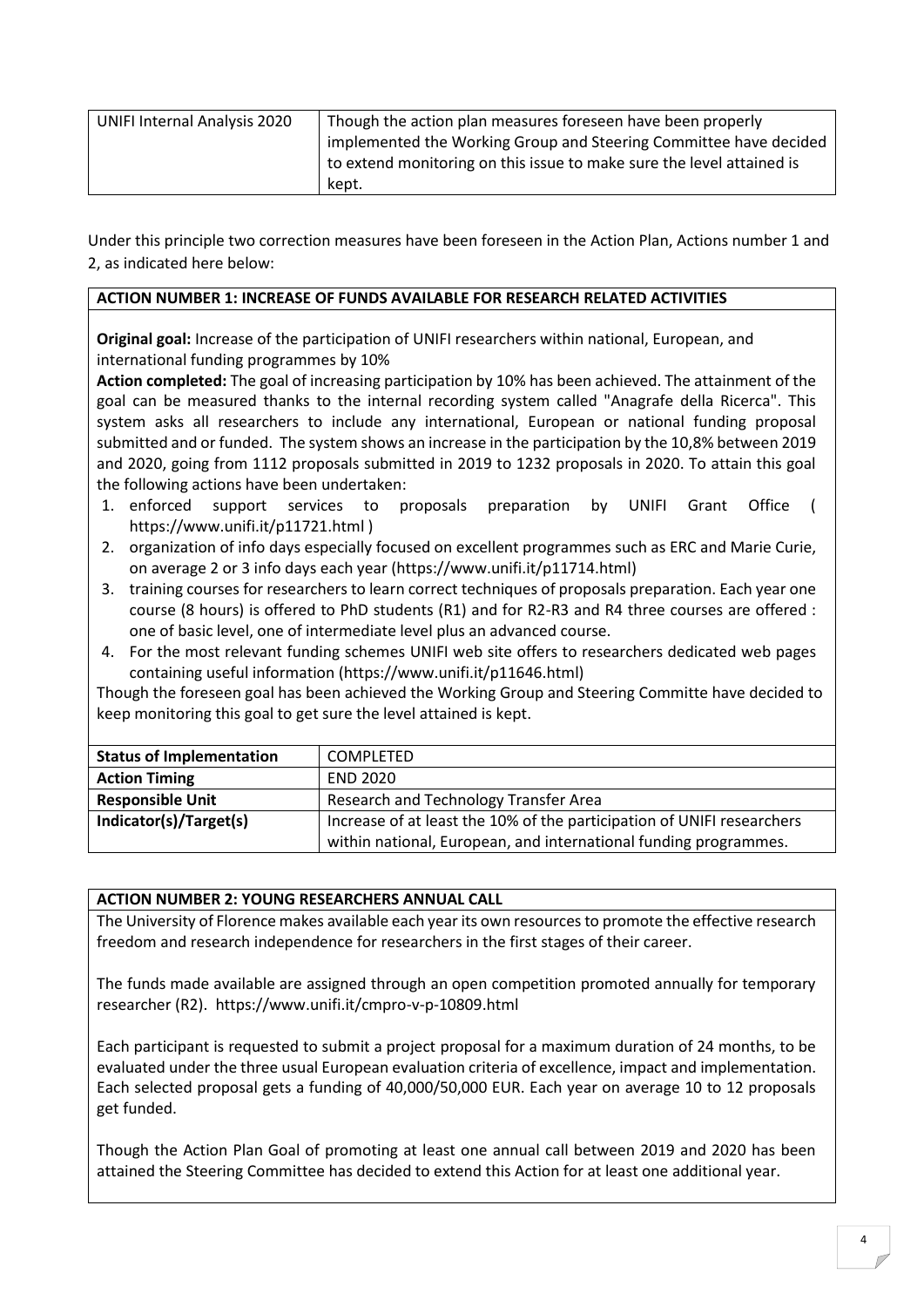| UNIFI Internal Analysis 2020 | Though the action plan measures foreseen have been properly implemented the Working Group and Steering Committee have decided to extend monitoring on this issue to make sure the level attained is kept. |
|---|---|

Under this principle two correction measures have been foreseen in the Action Plan, Actions number 1 and 2, as indicated here below:

**ACTION NUMBER 1: INCREASE OF FUNDS AVAILABLE FOR RESEARCH RELATED ACTIVITIES**

**Original goal:** Increase of the participation of UNIFI researchers within national, European, and international funding programmes by 10%

**Action completed:** The goal of increasing participation by 10% has been achieved. The attainment of the goal can be measured thanks to the internal recording system called "Anagrafe della Ricerca". This system asks all researchers to include any international, European or national funding proposal submitted and or funded. The system shows an increase in the participation by the 10,8% between 2019 and 2020, going from 1112 proposals submitted in 2019 to 1232 proposals in 2020. To attain this goal the following actions have been undertaken:

1. enforced support services to proposals preparation by UNIFI Grant Office ( https://www.unifi.it/p11721.html )
2. organization of info days especially focused on excellent programmes such as ERC and Marie Curie, on average 2 or 3 info days each year (https://www.unifi.it/p11714.html)
3. training courses for researchers to learn correct techniques of proposals preparation. Each year one course (8 hours) is offered to PhD students (R1) and for R2-R3 and R4 three courses are offered : one of basic level, one of intermediate level plus an advanced course.
4. For the most relevant funding schemes UNIFI web site offers to researchers dedicated web pages containing useful information (https://www.unifi.it/p11646.html)

Though the foreseen goal has been achieved the Working Group and Steering Committe have decided to keep monitoring this goal to get sure the level attained is kept.

| **Status of Implementation** | COMPLETED |
|---|---|
| **Action Timing** | END 2020 |
| **Responsible Unit** | Research and Technology Transfer Area |
| **Indicator(s)/Target(s)** | Increase of at least the 10% of the participation of UNIFI researchers within national, European, and international funding programmes. |

**ACTION NUMBER 2: YOUNG RESEARCHERS ANNUAL CALL**

The University of Florence makes available each year its own resources to promote the effective research freedom and research independence for researchers in the first stages of their career.

The funds made available are assigned through an open competition promoted annually for temporary researcher (R2). https://www.unifi.it/cmpro-v-p-10809.html

Each participant is requested to submit a project proposal for a maximum duration of 24 months, to be evaluated under the three usual European evaluation criteria of excellence, impact and implementation. Each selected proposal gets a funding of 40,000/50,000 EUR. Each year on average 10 to 12 proposals get funded.

Though the Action Plan Goal of promoting at least one annual call between 2019 and 2020 has been attained the Steering Committee has decided to extend this Action for at least one additional year.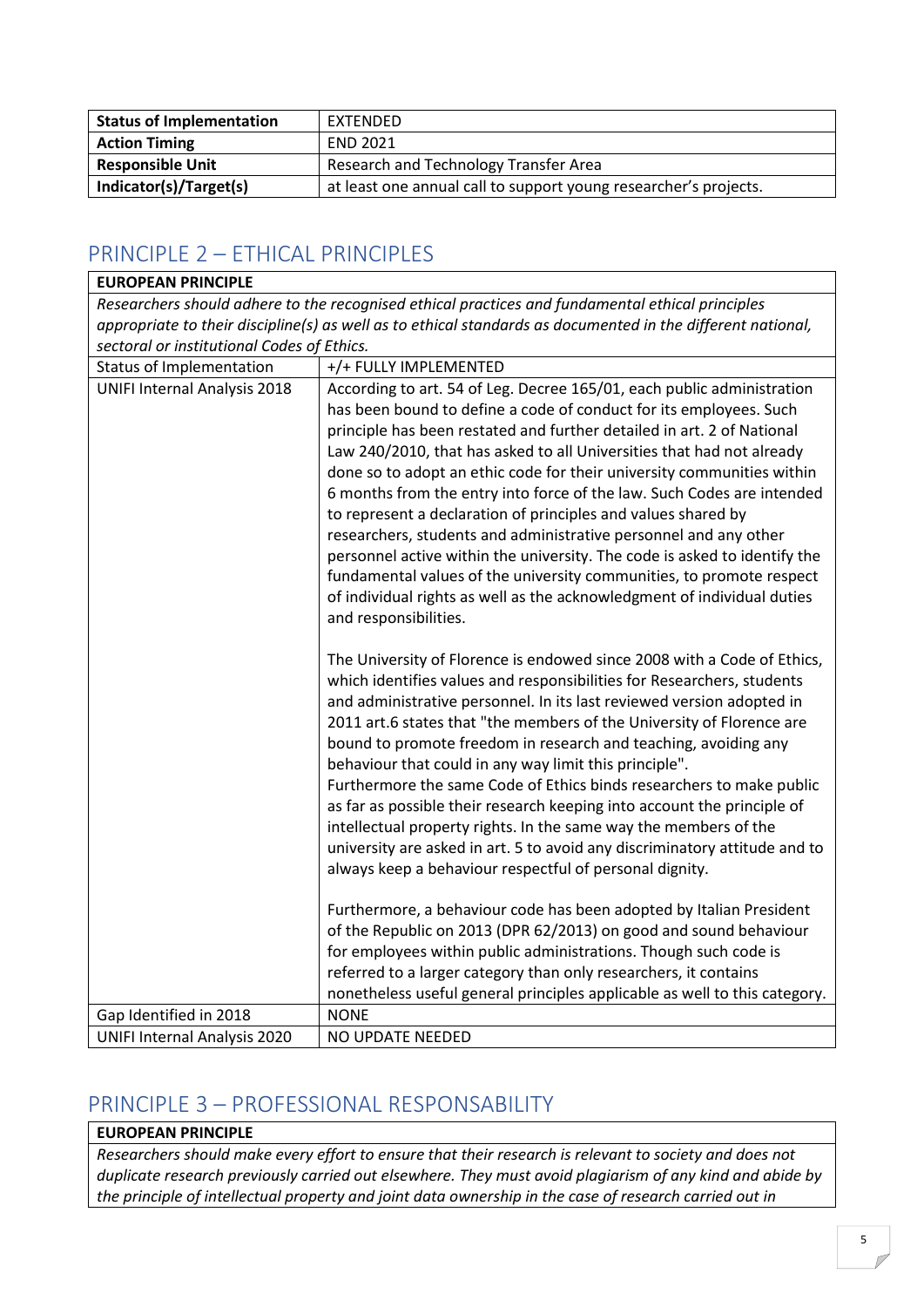| **Status of Implementation** | EXTENDED |
| --- | --- |
| **Action Timing** | END 2021 |
| **Responsible Unit** | Research and Technology Transfer Area |
| **Indicator(s)/Target(s)** | at least one annual call to support young researcher's projects. |

## PRINCIPLE 2 – ETHICAL PRINCIPLES

| **EUROPEAN PRINCIPLE** | |
| --- | --- |
| *Researchers should adhere to the recognised ethical practices and fundamental ethical principles appropriate to their discipline(s) as well as to ethical standards as documented in the different national, sectoral or institutional Codes of Ethics.* | |
| Status of Implementation | +/+ FULLY IMPLEMENTED |
| UNIFI Internal Analysis 2018 | According to art. 54 of Leg. Decree 165/01, each public administration has been bound to define a code of conduct for its employees. Such principle has been restated and further detailed in art. 2 of National Law 240/2010, that has asked to all Universities that had not already done so to adopt an ethic code for their university communities within 6 months from the entry into force of the law. Such Codes are intended to represent a declaration of principles and values shared by researchers, students and administrative personnel and any other personnel active within the university. The code is asked to identify the fundamental values of the university communities, to promote respect of individual rights as well as the acknowledgment of individual duties and responsibilities.<br><br>The University of Florence is endowed since 2008 with a Code of Ethics, which identifies values and responsibilities for Researchers, students and administrative personnel. In its last reviewed version adopted in 2011 art.6 states that "the members of the University of Florence are bound to promote freedom in research and teaching, avoiding any behaviour that could in any way limit this principle".<br>Furthermore the same Code of Ethics binds researchers to make public as far as possible their research keeping into account the principle of intellectual property rights. In the same way the members of the university are asked in art. 5 to avoid any discriminatory attitude and to always keep a behaviour respectful of personal dignity.<br><br>Furthermore, a behaviour code has been adopted by Italian President of the Republic on 2013 (DPR 62/2013) on good and sound behaviour for employees within public administrations. Though such code is referred to a larger category than only researchers, it contains nonetheless useful general principles applicable as well to this category. |
| Gap Identified in 2018 | NONE |
| UNIFI Internal Analysis 2020 | NO UPDATE NEEDED |

## PRINCIPLE 3 – PROFESSIONAL RESPONSABILITY

| **EUROPEAN PRINCIPLE** |
| --- |
| *Researchers should make every effort to ensure that their research is relevant to society and does not duplicate research previously carried out elsewhere. They must avoid plagiarism of any kind and abide by the principle of intellectual property and joint data ownership in the case of research carried out in* |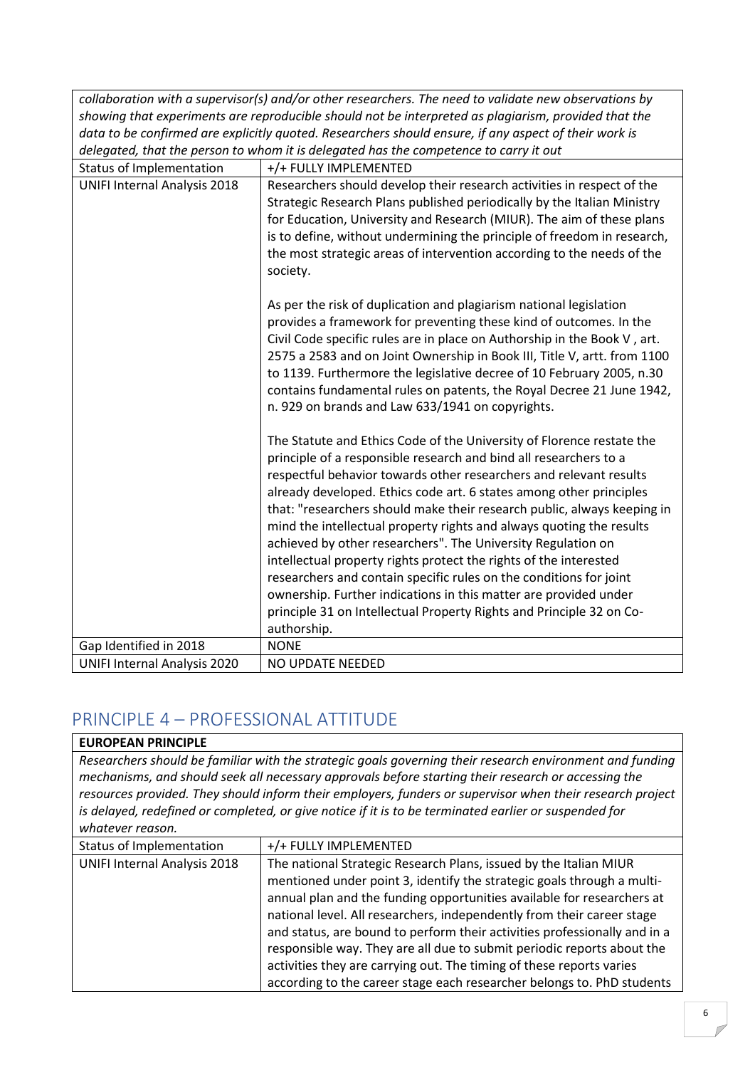| *collaboration with a supervisor(s) and/or other researchers. The need to validate new observations by showing that experiments are reproducible should not be interpreted as plagiarism, provided that the data to be confirmed are explicitly quoted. Researchers should ensure, if any aspect of their work is delegated, that the person to whom it is delegated has the competence to carry it out* | |
|---|---|
| Status of Implementation | +/+ FULLY IMPLEMENTED |
| UNIFI Internal Analysis 2018 | Researchers should develop their research activities in respect of the Strategic Research Plans published periodically by the Italian Ministry for Education, University and Research (MIUR). The aim of these plans is to define, without undermining the principle of freedom in research, the most strategic areas of intervention according to the needs of the society.<br><br>As per the risk of duplication and plagiarism national legislation provides a framework for preventing these kind of outcomes. In the Civil Code specific rules are in place on Authorship in the Book V , art. 2575 a 2583 and on Joint Ownership in Book III, Title V, artt. from 1100 to 1139. Furthermore the legislative decree of 10 February 2005, n.30 contains fundamental rules on patents, the Royal Decree 21 June 1942, n. 929 on brands and Law 633/1941 on copyrights.<br><br>The Statute and Ethics Code of the University of Florence restate the principle of a responsible research and bind all researchers to a respectful behavior towards other researchers and relevant results already developed. Ethics code art. 6 states among other principles that: "researchers should make their research public, always keeping in mind the intellectual property rights and always quoting the results achieved by other researchers". The University Regulation on intellectual property rights protect the rights of the interested researchers and contain specific rules on the conditions for joint ownership. Further indications in this matter are provided under principle 31 on Intellectual Property Rights and Principle 32 on Co-authorship. |
| Gap Identified in 2018 | NONE |
| UNIFI Internal Analysis 2020 | NO UPDATE NEEDED |

## PRINCIPLE 4 – PROFESSIONAL ATTITUDE

| **EUROPEAN PRINCIPLE** | |
|---|---|
| *Researchers should be familiar with the strategic goals governing their research environment and funding mechanisms, and should seek all necessary approvals before starting their research or accessing the resources provided. They should inform their employers, funders or supervisor when their research project is delayed, redefined or completed, or give notice if it is to be terminated earlier or suspended for whatever reason.* | |
| Status of Implementation | +/+ FULLY IMPLEMENTED |
| UNIFI Internal Analysis 2018 | The national Strategic Research Plans, issued by the Italian MIUR mentioned under point 3, identify the strategic goals through a multi-annual plan and the funding opportunities available for researchers at national level. All researchers, independently from their career stage and status, are bound to perform their activities professionally and in a responsible way. They are all due to submit periodic reports about the activities they are carrying out. The timing of these reports varies according to the career stage each researcher belongs to. PhD students |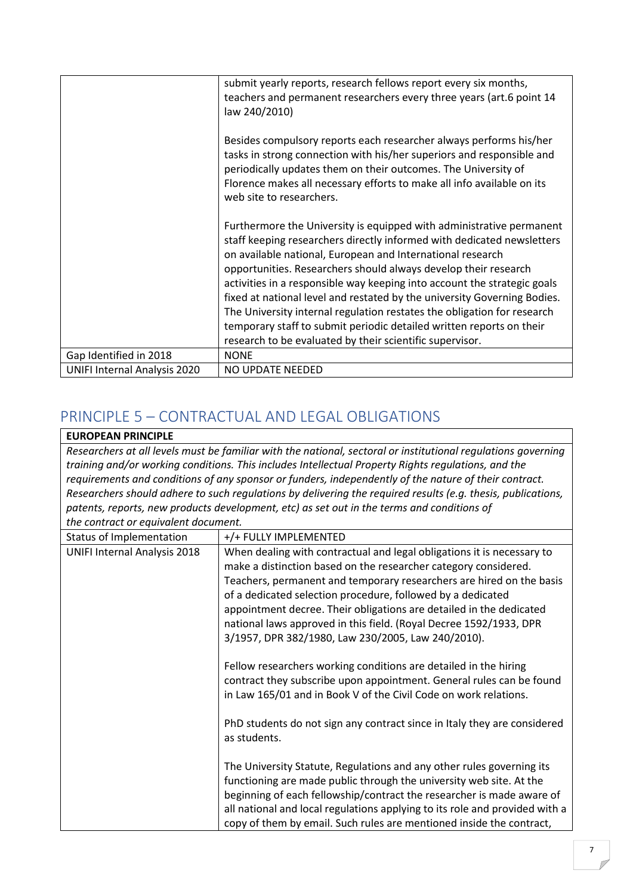|  |  |
| --- | --- |
|  | submit yearly reports, research fellows report every six months, teachers and permanent researchers every three years (art.6 point 14 law 240/2010)<br><br>Besides compulsory reports each researcher always performs his/her tasks in strong connection with his/her superiors and responsible and periodically updates them on their outcomes. The University of Florence makes all necessary efforts to make all info available on its web site to researchers.<br><br>Furthermore the University is equipped with administrative permanent staff keeping researchers directly informed with dedicated newsletters on available national, European and International research opportunities. Researchers should always develop their research activities in a responsible way keeping into account the strategic goals fixed at national level and restated by the university Governing Bodies. The University internal regulation restates the obligation for research temporary staff to submit periodic detailed written reports on their research to be evaluated by their scientific supervisor. |
| Gap Identified in 2018 | NONE |
| UNIFI Internal Analysis 2020 | NO UPDATE NEEDED |

## PRINCIPLE 5 – CONTRACTUAL AND LEGAL OBLIGATIONS

| **EUROPEAN PRINCIPLE** | |
| --- | --- |
| *Researchers at all levels must be familiar with the national, sectoral or institutional regulations governing training and/or working conditions. This includes Intellectual Property Rights regulations, and the requirements and conditions of any sponsor or funders, independently of the nature of their contract. Researchers should adhere to such regulations by delivering the required results (e.g. thesis, publications, patents, reports, new products development, etc) as set out in the terms and conditions of the contract or equivalent document.* | |
| Status of Implementation | +/+ FULLY IMPLEMENTED |
| UNIFI Internal Analysis 2018 | When dealing with contractual and legal obligations it is necessary to make a distinction based on the researcher category considered. Teachers, permanent and temporary researchers are hired on the basis of a dedicated selection procedure, followed by a dedicated appointment decree. Their obligations are detailed in the dedicated national laws approved in this field. (Royal Decree 1592/1933, DPR 3/1957, DPR 382/1980, Law 230/2005, Law 240/2010).<br><br>Fellow researchers working conditions are detailed in the hiring contract they subscribe upon appointment. General rules can be found in Law 165/01 and in Book V of the Civil Code on work relations.<br><br>PhD students do not sign any contract since in Italy they are considered as students.<br><br>The University Statute, Regulations and any other rules governing its functioning are made public through the university web site. At the beginning of each fellowship/contract the researcher is made aware of all national and local regulations applying to its role and provided with a copy of them by email. Such rules are mentioned inside the contract, |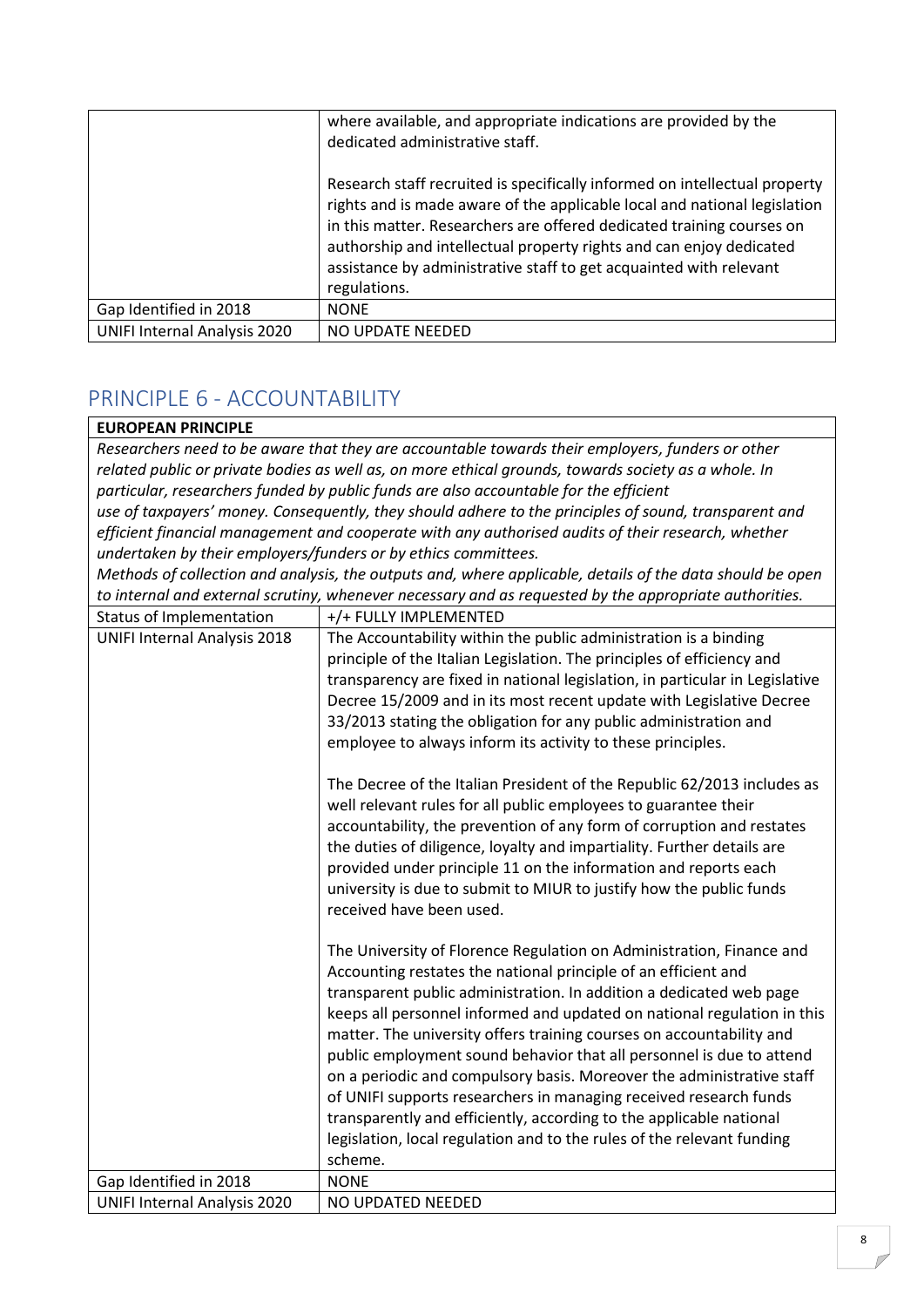| | |
|---|---|
| | where available, and appropriate indications are provided by the dedicated administrative staff.<br><br>Research staff recruited is specifically informed on intellectual property rights and is made aware of the applicable local and national legislation in this matter. Researchers are offered dedicated training courses on authorship and intellectual property rights and can enjoy dedicated assistance by administrative staff to get acquainted with relevant regulations. |
| Gap Identified in 2018 | NONE |
| UNIFI Internal Analysis 2020 | NO UPDATE NEEDED |

## PRINCIPLE 6 - ACCOUNTABILITY

| **EUROPEAN PRINCIPLE** | |
|---|---|
| *Researchers need to be aware that they are accountable towards their employers, funders or other related public or private bodies as well as, on more ethical grounds, towards society as a whole. In particular, researchers funded by public funds are also accountable for the efficient use of taxpayers' money. Consequently, they should adhere to the principles of sound, transparent and efficient financial management and cooperate with any authorised audits of their research, whether undertaken by their employers/funders or by ethics committees.*<br>*Methods of collection and analysis, the outputs and, where applicable, details of the data should be open to internal and external scrutiny, whenever necessary and as requested by the appropriate authorities.* | |
| Status of Implementation | +/+ FULLY IMPLEMENTED |
| UNIFI Internal Analysis 2018 | The Accountability within the public administration is a binding principle of the Italian Legislation. The principles of efficiency and transparency are fixed in national legislation, in particular in Legislative Decree 15/2009 and in its most recent update with Legislative Decree 33/2013 stating the obligation for any public administration and employee to always inform its activity to these principles.<br><br>The Decree of the Italian President of the Republic 62/2013 includes as well relevant rules for all public employees to guarantee their accountability, the prevention of any form of corruption and restates the duties of diligence, loyalty and impartiality. Further details are provided under principle 11 on the information and reports each university is due to submit to MIUR to justify how the public funds received have been used.<br><br>The University of Florence Regulation on Administration, Finance and Accounting restates the national principle of an efficient and transparent public administration. In addition a dedicated web page keeps all personnel informed and updated on national regulation in this matter. The university offers training courses on accountability and public employment sound behavior that all personnel is due to attend on a periodic and compulsory basis. Moreover the administrative staff of UNIFI supports researchers in managing received research funds transparently and efficiently, according to the applicable national legislation, local regulation and to the rules of the relevant funding scheme. |
| Gap Identified in 2018 | NONE |
| UNIFI Internal Analysis 2020 | NO UPDATED NEEDED |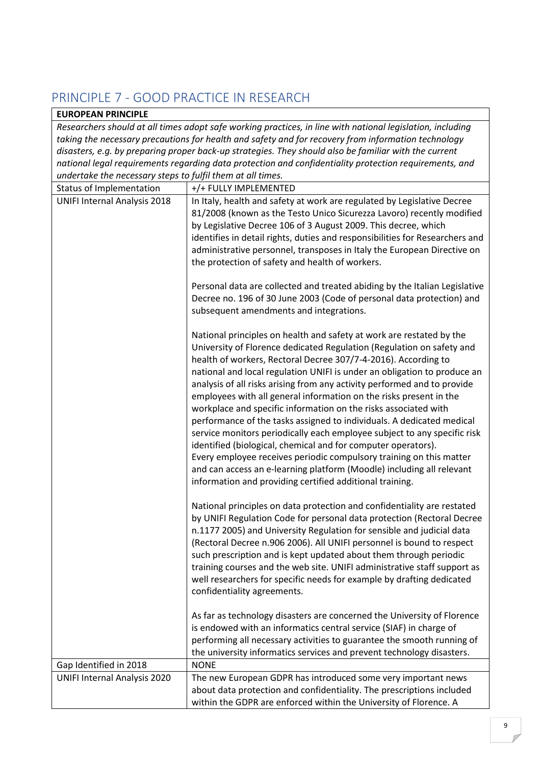## PRINCIPLE 7 - GOOD PRACTICE IN RESEARCH

| **EUROPEAN PRINCIPLE** | |
|---|---|
| *Researchers should at all times adopt safe working practices, in line with national legislation, including taking the necessary precautions for health and safety and for recovery from information technology disasters, e.g. by preparing proper back-up strategies. They should also be familiar with the current national legal requirements regarding data protection and confidentiality protection requirements, and undertake the necessary steps to fulfil them at all times.* | |
| Status of Implementation | +/+ FULLY IMPLEMENTED |
| UNIFI Internal Analysis 2018 | In Italy, health and safety at work are regulated by Legislative Decree 81/2008 (known as the Testo Unico Sicurezza Lavoro) recently modified by Legislative Decree 106 of 3 August 2009. This decree, which identifies in detail rights, duties and responsibilities for Researchers and administrative personnel, transposes in Italy the European Directive on the protection of safety and health of workers.<br><br>Personal data are collected and treated abiding by the Italian Legislative Decree no. 196 of 30 June 2003 (Code of personal data protection) and subsequent amendments and integrations.<br><br>National principles on health and safety at work are restated by the University of Florence dedicated Regulation (Regulation on safety and health of workers, Rectoral Decree 307/7-4-2016). According to national and local regulation UNIFI is under an obligation to produce an analysis of all risks arising from any activity performed and to provide employees with all general information on the risks present in the workplace and specific information on the risks associated with performance of the tasks assigned to individuals. A dedicated medical service monitors periodically each employee subject to any specific risk identified (biological, chemical and for computer operators).<br>Every employee receives periodic compulsory training on this matter and can access an e-learning platform (Moodle) including all relevant information and providing certified additional training.<br><br>National principles on data protection and confidentiality are restated by UNIFI Regulation Code for personal data protection (Rectoral Decree n.1177 2005) and University Regulation for sensible and judicial data (Rectoral Decree n.906 2006). All UNIFI personnel is bound to respect such prescription and is kept updated about them through periodic training courses and the web site. UNIFI administrative staff support as well researchers for specific needs for example by drafting dedicated confidentiality agreements.<br><br>As far as technology disasters are concerned the University of Florence is endowed with an informatics central service (SIAF) in charge of performing all necessary activities to guarantee the smooth running of the university informatics services and prevent technology disasters. |
| Gap Identified in 2018 | NONE |
| UNIFI Internal Analysis 2020 | The new European GDPR has introduced some very important news about data protection and confidentiality. The prescriptions included within the GDPR are enforced within the University of Florence. A |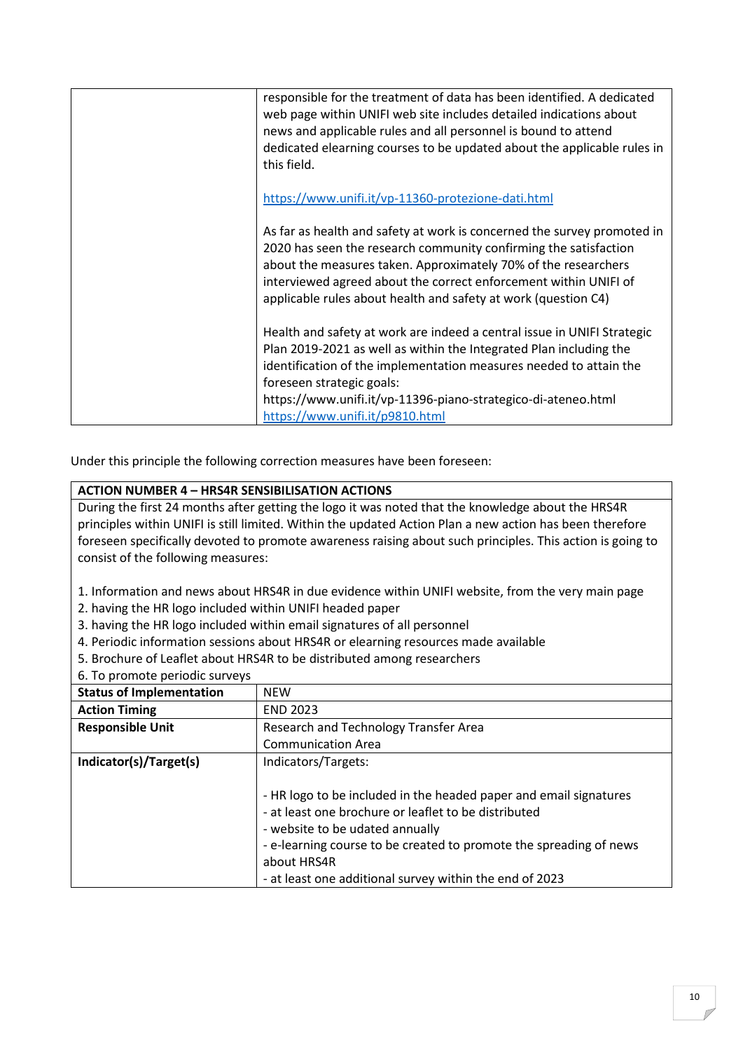| | |
|---|---|
| | responsible for the treatment of data has been identified. A dedicated web page within UNIFI web site includes detailed indications about news and applicable rules and all personnel is bound to attend dedicated elearning courses to be updated about the applicable rules in this field.<br><br>https://www.unifi.it/vp-11360-protezione-dati.html<br><br>As far as health and safety at work is concerned the survey promoted in 2020 has seen the research community confirming the satisfaction about the measures taken. Approximately 70% of the researchers interviewed agreed about the correct enforcement within UNIFI of applicable rules about health and safety at work (question C4)<br><br>Health and safety at work are indeed a central issue in UNIFI Strategic Plan 2019-2021 as well as within the Integrated Plan including the identification of the implementation measures needed to attain the foreseen strategic goals:<br>https://www.unifi.it/vp-11396-piano-strategico-di-ateneo.html<br>https://www.unifi.it/p9810.html |

Under this principle the following correction measures have been foreseen:

| **ACTION NUMBER 4 – HRS4R SENSIBILISATION ACTIONS** | |
|---|---|
| During the first 24 months after getting the logo it was noted that the knowledge about the HRS4R principles within UNIFI is still limited. Within the updated Action Plan a new action has been therefore foreseen specifically devoted to promote awareness raising about such principles. This action is going to consist of the following measures:<br><br>1. Information and news about HRS4R in due evidence within UNIFI website, from the very main page<br>2. having the HR logo included within UNIFI headed paper<br>3. having the HR logo included within email signatures of all personnel<br>4. Periodic information sessions about HRS4R or elearning resources made available<br>5. Brochure of Leaflet about HRS4R to be distributed among researchers<br>6. To promote periodic surveys | |
| **Status of Implementation** | NEW |
| **Action Timing** | END 2023 |
| **Responsible Unit** | Research and Technology Transfer Area<br>Communication Area |
| **Indicator(s)/Target(s)** | Indicators/Targets:<br><br>- HR logo to be included in the headed paper and email signatures<br>- at least one brochure or leaflet to be distributed<br>- website to be udated annually<br>- e-learning course to be created to promote the spreading of news about HRS4R<br>- at least one additional survey within the end of 2023 |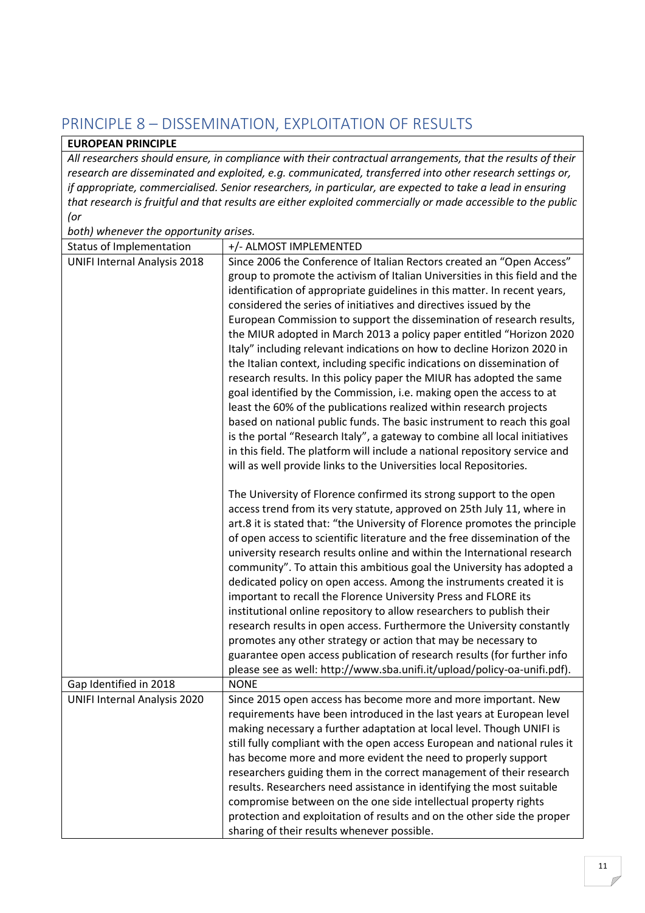## PRINCIPLE 8 – DISSEMINATION, EXPLOITATION OF RESULTS

| **EUROPEAN PRINCIPLE** | |
|---|---|
| *All researchers should ensure, in compliance with their contractual arrangements, that the results of their research are disseminated and exploited, e.g. communicated, transferred into other research settings or, if appropriate, commercialised. Senior researchers, in particular, are expected to take a lead in ensuring that research is fruitful and that results are either exploited commercially or made accessible to the public (or both) whenever the opportunity arises.* | |
| Status of Implementation | +/- ALMOST IMPLEMENTED |
| UNIFI Internal Analysis 2018 | Since 2006 the Conference of Italian Rectors created an "Open Access" group to promote the activism of Italian Universities in this field and the identification of appropriate guidelines in this matter. In recent years, considered the series of initiatives and directives issued by the European Commission to support the dissemination of research results, the MIUR adopted in March 2013 a policy paper entitled "Horizon 2020 Italy" including relevant indications on how to decline Horizon 2020 in the Italian context, including specific indications on dissemination of research results. In this policy paper the MIUR has adopted the same goal identified by the Commission, i.e. making open the access to at least the 60% of the publications realized within research projects based on national public funds. The basic instrument to reach this goal is the portal "Research Italy", a gateway to combine all local initiatives in this field. The platform will include a national repository service and will as well provide links to the Universities local Repositories.<br><br>The University of Florence confirmed its strong support to the open access trend from its very statute, approved on 25th July 11, where in art.8 it is stated that: "the University of Florence promotes the principle of open access to scientific literature and the free dissemination of the university research results online and within the International research community". To attain this ambitious goal the University has adopted a dedicated policy on open access. Among the instruments created it is important to recall the Florence University Press and FLORE its institutional online repository to allow researchers to publish their research results in open access. Furthermore the University constantly promotes any other strategy or action that may be necessary to guarantee open access publication of research results (for further info please see as well: http://www.sba.unifi.it/upload/policy-oa-unifi.pdf). |
| Gap Identified in 2018 | NONE |
| UNIFI Internal Analysis 2020 | Since 2015 open access has become more and more important. New requirements have been introduced in the last years at European level making necessary a further adaptation at local level. Though UNIFI is still fully compliant with the open access European and national rules it has become more and more evident the need to properly support researchers guiding them in the correct management of their research results. Researchers need assistance in identifying the most suitable compromise between on the one side intellectual property rights protection and exploitation of results and on the other side the proper sharing of their results whenever possible. |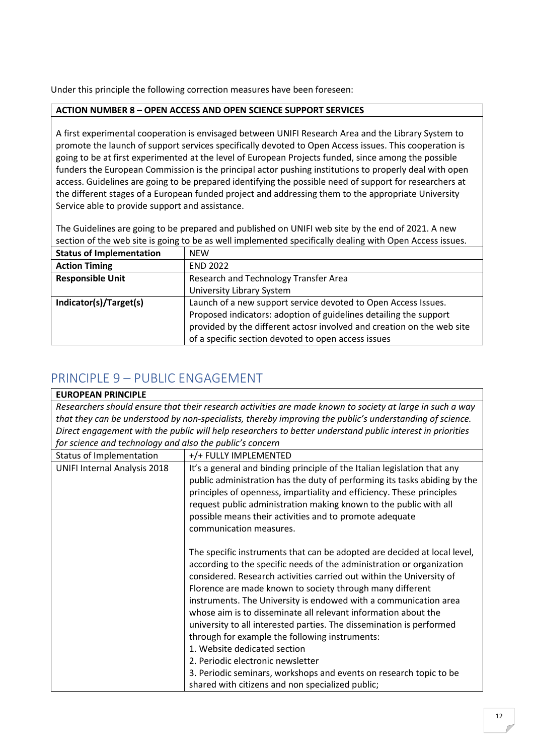Under this principle the following correction measures have been foreseen:

| **ACTION NUMBER 8 – OPEN ACCESS AND OPEN SCIENCE SUPPORT SERVICES** | |
|---|---|
| A first experimental cooperation is envisaged between UNIFI Research Area and the Library System to promote the launch of support services specifically devoted to Open Access issues. This cooperation is going to be at first experimented at the level of European Projects funded, since among the possible funders the European Commission is the principal actor pushing institutions to properly deal with open access. Guidelines are going to be prepared identifying the possible need of support for researchers at the different stages of a European funded project and addressing them to the appropriate University Service able to provide support and assistance.<br><br>The Guidelines are going to be prepared and published on UNIFI web site by the end of 2021. A new section of the web site is going to be as well implemented specifically dealing with Open Access issues. | |
| **Status of Implementation** | NEW |
| **Action Timing** | END 2022 |
| **Responsible Unit** | Research and Technology Transfer Area<br>University Library System |
| **Indicator(s)/Target(s)** | Launch of a new support service devoted to Open Access Issues.<br>Proposed indicators: adoption of guidelines detailing the support provided by the different actosr involved and creation on the web site of a specific section devoted to open access issues |

## PRINCIPLE 9 – PUBLIC ENGAGEMENT

| **EUROPEAN PRINCIPLE** | |
|---|---|
| *Researchers should ensure that their research activities are made known to society at large in such a way that they can be understood by non-specialists, thereby improving the public's understanding of science. Direct engagement with the public will help researchers to better understand public interest in priorities for science and technology and also the public's concern* | |
| Status of Implementation | +/+ FULLY IMPLEMENTED |
| UNIFI Internal Analysis 2018 | It's a general and binding principle of the Italian legislation that any public administration has the duty of performing its tasks abiding by the principles of openness, impartiality and efficiency. These principles request public administration making known to the public with all possible means their activities and to promote adequate communication measures.<br><br>The specific instruments that can be adopted are decided at local level, according to the specific needs of the administration or organization considered. Research activities carried out within the University of Florence are made known to society through many different instruments. The University is endowed with a communication area whose aim is to disseminate all relevant information about the university to all interested parties. The dissemination is performed through for example the following instruments:<br>1. Website dedicated section<br>2. Periodic electronic newsletter<br>3. Periodic seminars, workshops and events on research topic to be shared with citizens and non specialized public; |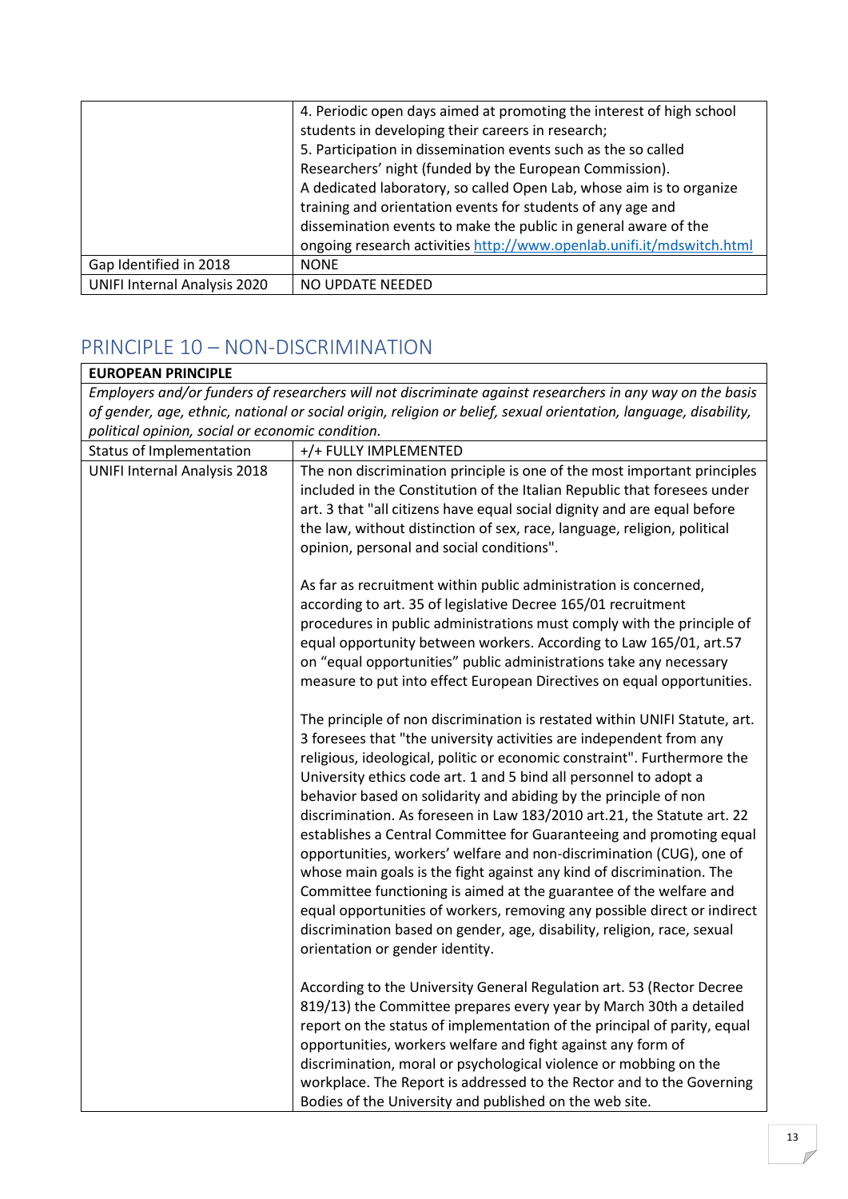| | |
|---|---|
| | 4. Periodic open days aimed at promoting the interest of high school students in developing their careers in research;<br>5. Participation in dissemination events such as the so called Researchers' night (funded by the European Commission).<br>A dedicated laboratory, so called Open Lab, whose aim is to organize training and orientation events for students of any age and dissemination events to make the public in general aware of the ongoing research activities http://www.openlab.unifi.it/mdswitch.html |
| Gap Identified in 2018 | NONE |
| UNIFI Internal Analysis 2020 | NO UPDATE NEEDED |

## PRINCIPLE 10 – NON-DISCRIMINATION

| **EUROPEAN PRINCIPLE** | |
|---|---|
| *Employers and/or funders of researchers will not discriminate against researchers in any way on the basis of gender, age, ethnic, national or social origin, religion or belief, sexual orientation, language, disability, political opinion, social or economic condition.* | |
| Status of Implementation | +/+ FULLY IMPLEMENTED |
| UNIFI Internal Analysis 2018 | The non discrimination principle is one of the most important principles included in the Constitution of the Italian Republic that foresees under art. 3 that "all citizens have equal social dignity and are equal before the law, without distinction of sex, race, language, religion, political opinion, personal and social conditions".<br><br>As far as recruitment within public administration is concerned, according to art. 35 of legislative Decree 165/01 recruitment procedures in public administrations must comply with the principle of equal opportunity between workers. According to Law 165/01, art.57 on "equal opportunities" public administrations take any necessary measure to put into effect European Directives on equal opportunities.<br><br>The principle of non discrimination is restated within UNIFI Statute, art. 3 foresees that "the university activities are independent from any religious, ideological, politic or economic constraint". Furthermore the University ethics code art. 1 and 5 bind all personnel to adopt a behavior based on solidarity and abiding by the principle of non discrimination. As foreseen in Law 183/2010 art.21, the Statute art. 22 establishes a Central Committee for Guaranteeing and promoting equal opportunities, workers' welfare and non-discrimination (CUG), one of whose main goals is the fight against any kind of discrimination. The Committee functioning is aimed at the guarantee of the welfare and equal opportunities of workers, removing any possible direct or indirect discrimination based on gender, age, disability, religion, race, sexual orientation or gender identity.<br><br>According to the University General Regulation art. 53 (Rector Decree 819/13) the Committee prepares every year by March 30th a detailed report on the status of implementation of the principal of parity, equal opportunities, workers welfare and fight against any form of discrimination, moral or psychological violence or mobbing on the workplace. The Report is addressed to the Rector and to the Governing Bodies of the University and published on the web site. |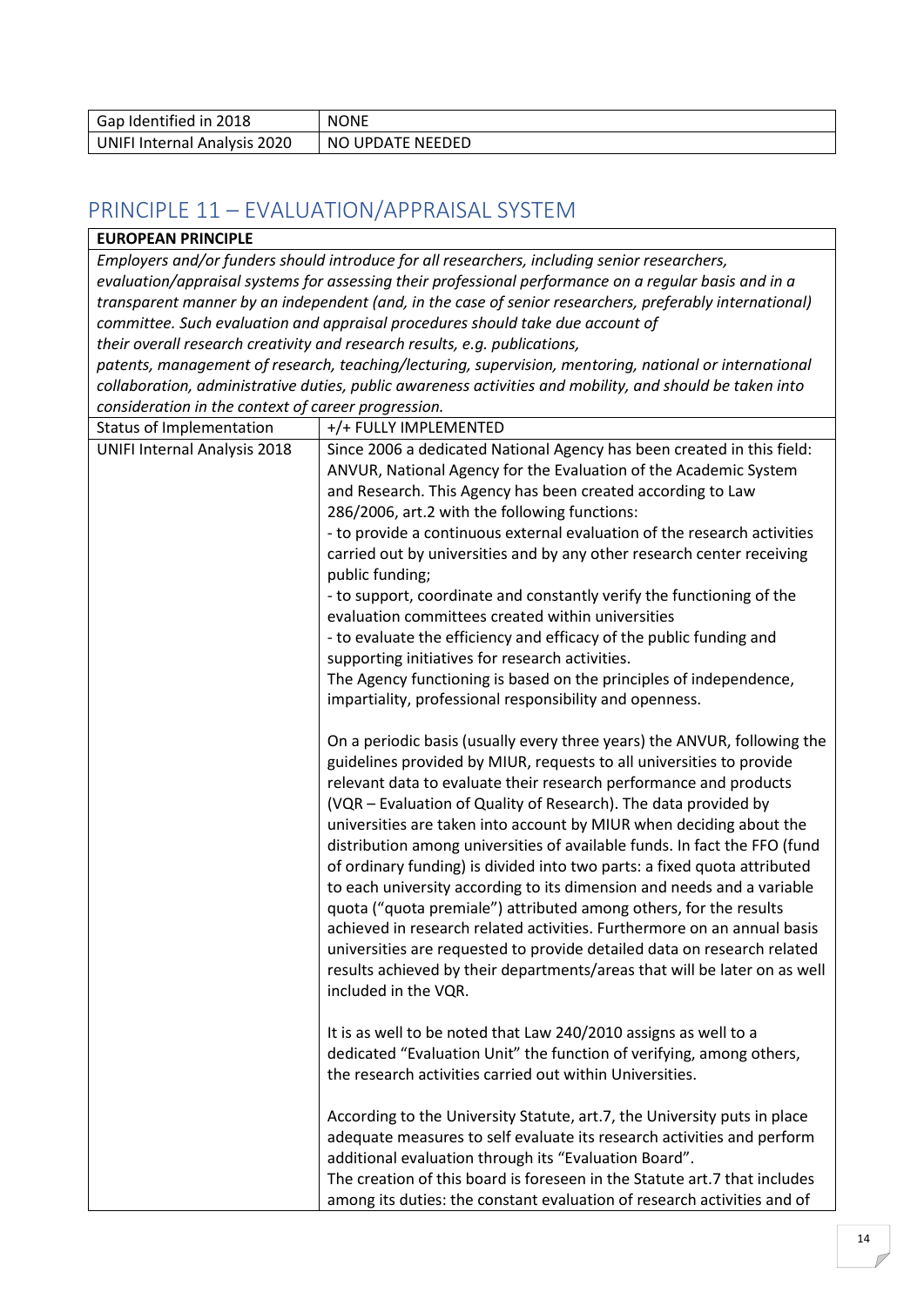| Gap Identified in 2018 | NONE |
| --- | --- |
| UNIFI Internal Analysis 2020 | NO UPDATE NEEDED |

## PRINCIPLE 11 – EVALUATION/APPRAISAL SYSTEM

| **EUROPEAN PRINCIPLE** | |
| --- | --- |
| *Employers and/or funders should introduce for all researchers, including senior researchers, evaluation/appraisal systems for assessing their professional performance on a regular basis and in a transparent manner by an independent (and, in the case of senior researchers, preferably international) committee. Such evaluation and appraisal procedures should take due account of their overall research creativity and research results, e.g. publications, patents, management of research, teaching/lecturing, supervision, mentoring, national or international collaboration, administrative duties, public awareness activities and mobility, and should be taken into consideration in the context of career progression.* | |
| Status of Implementation | +/+ FULLY IMPLEMENTED |
| UNIFI Internal Analysis 2018 | Since 2006 a dedicated National Agency has been created in this field: ANVUR, National Agency for the Evaluation of the Academic System and Research. This Agency has been created according to Law 286/2006, art.2 with the following functions:<br>- to provide a continuous external evaluation of the research activities carried out by universities and by any other research center receiving public funding;<br>- to support, coordinate and constantly verify the functioning of the evaluation committees created within universities<br>- to evaluate the efficiency and efficacy of the public funding and supporting initiatives for research activities.<br>The Agency functioning is based on the principles of independence, impartiality, professional responsibility and openness.<br><br>On a periodic basis (usually every three years) the ANVUR, following the guidelines provided by MIUR, requests to all universities to provide relevant data to evaluate their research performance and products (VQR – Evaluation of Quality of Research). The data provided by universities are taken into account by MIUR when deciding about the distribution among universities of available funds. In fact the FFO (fund of ordinary funding) is divided into two parts: a fixed quota attributed to each university according to its dimension and needs and a variable quota ("quota premiale") attributed among others, for the results achieved in research related activities. Furthermore on an annual basis universities are requested to provide detailed data on research related results achieved by their departments/areas that will be later on as well included in the VQR.<br><br>It is as well to be noted that Law 240/2010 assigns as well to a dedicated "Evaluation Unit" the function of verifying, among others, the research activities carried out within Universities.<br><br>According to the University Statute, art.7, the University puts in place adequate measures to self evaluate its research activities and perform additional evaluation through its "Evaluation Board".<br>The creation of this board is foreseen in the Statute art.7 that includes among its duties: the constant evaluation of research activities and of |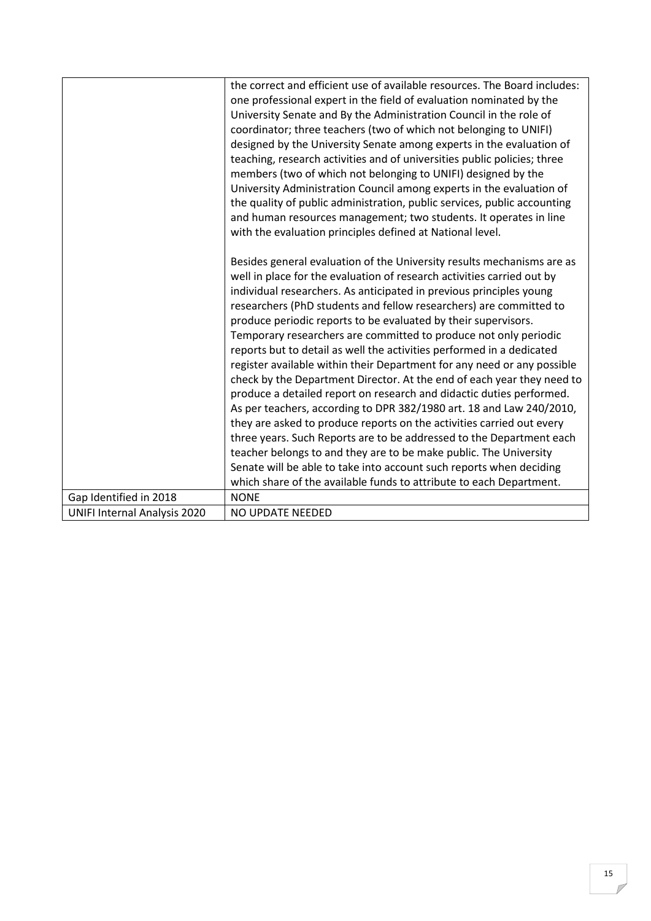|  |  |
|---|---|
|  | the correct and efficient use of available resources. The Board includes: one professional expert in the field of evaluation nominated by the University Senate and By the Administration Council in the role of coordinator; three teachers (two of which not belonging to UNIFI) designed by the University Senate among experts in the evaluation of teaching, research activities and of universities public policies; three members (two of which not belonging to UNIFI) designed by the University Administration Council among experts in the evaluation of the quality of public administration, public services, public accounting and human resources management; two students. It operates in line with the evaluation principles defined at National level.<br><br>Besides general evaluation of the University results mechanisms are as well in place for the evaluation of research activities carried out by individual researchers. As anticipated in previous principles young researchers (PhD students and fellow researchers) are committed to produce periodic reports to be evaluated by their supervisors. Temporary researchers are committed to produce not only periodic reports but to detail as well the activities performed in a dedicated register available within their Department for any need or any possible check by the Department Director. At the end of each year they need to produce a detailed report on research and didactic duties performed. As per teachers, according to DPR 382/1980 art. 18 and Law 240/2010, they are asked to produce reports on the activities carried out every three years. Such Reports are to be addressed to the Department each teacher belongs to and they are to be make public. The University Senate will be able to take into account such reports when deciding which share of the available funds to attribute to each Department. |
| Gap Identified in 2018 | NONE |
| UNIFI Internal Analysis 2020 | NO UPDATE NEEDED |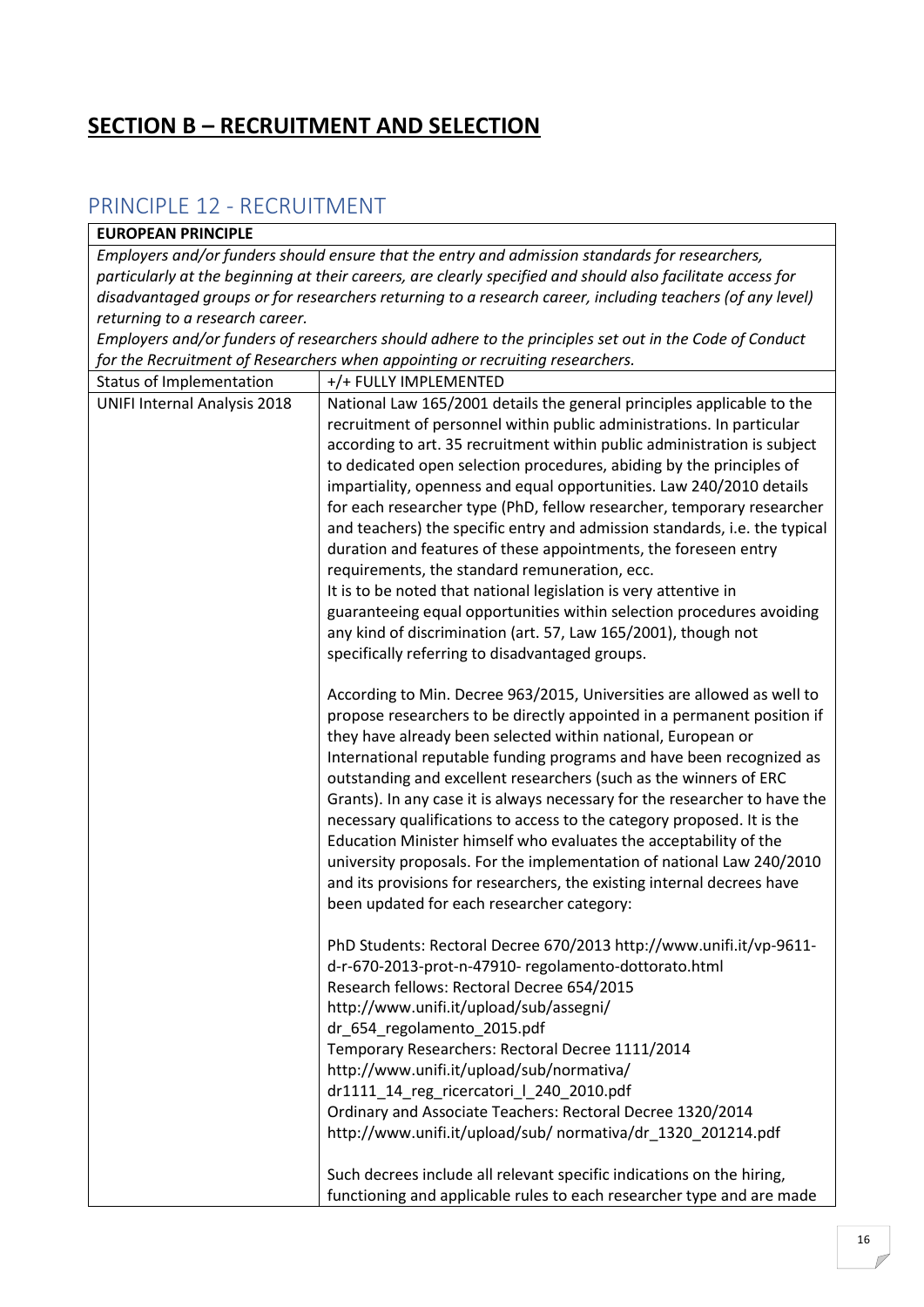# SECTION B – RECRUITMENT AND SELECTION

## PRINCIPLE 12 - RECRUITMENT

| **EUROPEAN PRINCIPLE** | |
|---|---|
| *Employers and/or funders should ensure that the entry and admission standards for researchers, particularly at the beginning at their careers, are clearly specified and should also facilitate access for disadvantaged groups or for researchers returning to a research career, including teachers (of any level) returning to a research career.*<br>*Employers and/or funders of researchers should adhere to the principles set out in the Code of Conduct for the Recruitment of Researchers when appointing or recruiting researchers.* | |
| Status of Implementation | +/+ FULLY IMPLEMENTED |
| UNIFI Internal Analysis 2018 | National Law 165/2001 details the general principles applicable to the recruitment of personnel within public administrations. In particular according to art. 35 recruitment within public administration is subject to dedicated open selection procedures, abiding by the principles of impartiality, openness and equal opportunities. Law 240/2010 details for each researcher type (PhD, fellow researcher, temporary researcher and teachers) the specific entry and admission standards, i.e. the typical duration and features of these appointments, the foreseen entry requirements, the standard remuneration, ecc.<br>It is to be noted that national legislation is very attentive in guaranteeing equal opportunities within selection procedures avoiding any kind of discrimination (art. 57, Law 165/2001), though not specifically referring to disadvantaged groups.<br><br>According to Min. Decree 963/2015, Universities are allowed as well to propose researchers to be directly appointed in a permanent position if they have already been selected within national, European or International reputable funding programs and have been recognized as outstanding and excellent researchers (such as the winners of ERC Grants). In any case it is always necessary for the researcher to have the necessary qualifications to access to the category proposed. It is the Education Minister himself who evaluates the acceptability of the university proposals. For the implementation of national Law 240/2010 and its provisions for researchers, the existing internal decrees have been updated for each researcher category:<br><br>PhD Students: Rectoral Decree 670/2013 http://www.unifi.it/vp-9611-d-r-670-2013-prot-n-47910- regolamento-dottorato.html<br>Research fellows: Rectoral Decree 654/2015 http://www.unifi.it/upload/sub/assegni/ dr_654_regolamento_2015.pdf<br>Temporary Researchers: Rectoral Decree 1111/2014 http://www.unifi.it/upload/sub/normativa/ dr1111_14_reg_ricercatori_l_240_2010.pdf<br>Ordinary and Associate Teachers: Rectoral Decree 1320/2014 http://www.unifi.it/upload/sub/ normativa/dr_1320_201214.pdf<br><br>Such decrees include all relevant specific indications on the hiring, functioning and applicable rules to each researcher type and are made |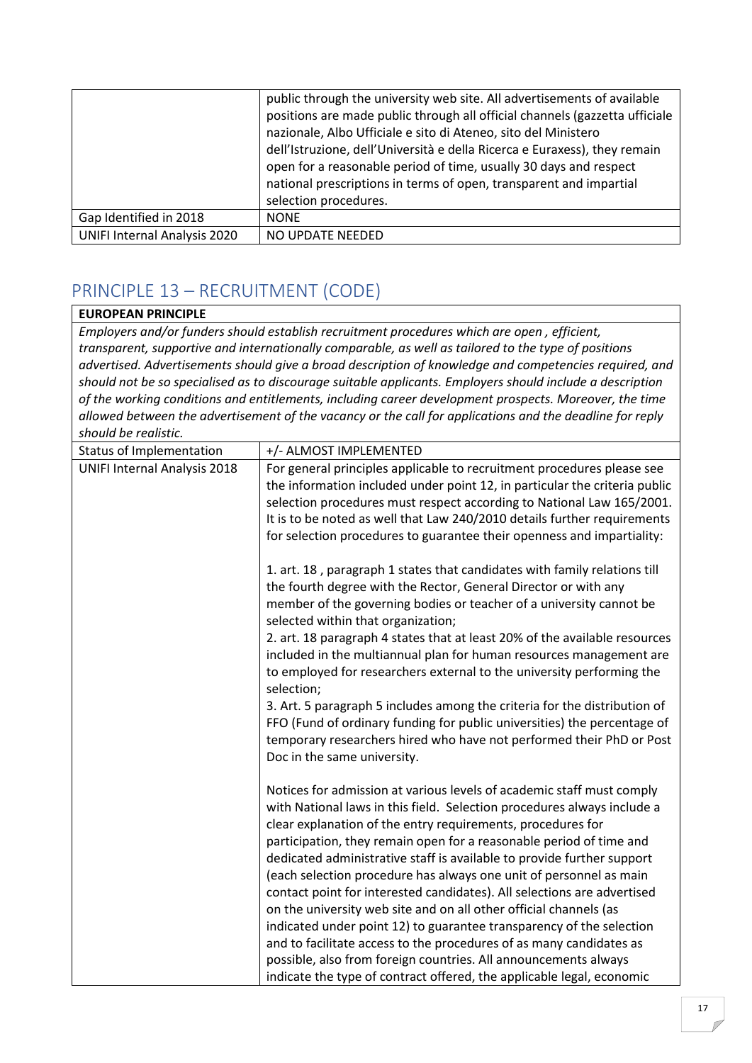| | |
|---|---|
| | public through the university web site. All advertisements of available positions are made public through all official channels (gazzetta ufficiale nazionale, Albo Ufficiale e sito di Ateneo, sito del Ministero dell'Istruzione, dell'Università e della Ricerca e Euraxess), they remain open for a reasonable period of time, usually 30 days and respect national prescriptions in terms of open, transparent and impartial selection procedures. |
| Gap Identified in 2018 | NONE |
| UNIFI Internal Analysis 2020 | NO UPDATE NEEDED |

## PRINCIPLE 13 – RECRUITMENT (CODE)

| **EUROPEAN PRINCIPLE** | |
|---|---|
| *Employers and/or funders should establish recruitment procedures which are open , efficient, transparent, supportive and internationally comparable, as well as tailored to the type of positions advertised. Advertisements should give a broad description of knowledge and competencies required, and should not be so specialised as to discourage suitable applicants. Employers should include a description of the working conditions and entitlements, including career development prospects. Moreover, the time allowed between the advertisement of the vacancy or the call for applications and the deadline for reply should be realistic.* | |
| Status of Implementation | +/- ALMOST IMPLEMENTED |
| UNIFI Internal Analysis 2018 | For general principles applicable to recruitment procedures please see the information included under point 12, in particular the criteria public selection procedures must respect according to National Law 165/2001. It is to be noted as well that Law 240/2010 details further requirements for selection procedures to guarantee their openness and impartiality:<br><br>1. art. 18 , paragraph 1 states that candidates with family relations till the fourth degree with the Rector, General Director or with any member of the governing bodies or teacher of a university cannot be selected within that organization;<br>2. art. 18 paragraph 4 states that at least 20% of the available resources included in the multiannual plan for human resources management are to employed for researchers external to the university performing the selection;<br>3. Art. 5 paragraph 5 includes among the criteria for the distribution of FFO (Fund of ordinary funding for public universities) the percentage of temporary researchers hired who have not performed their PhD or Post Doc in the same university.<br><br>Notices for admission at various levels of academic staff must comply with National laws in this field. Selection procedures always include a clear explanation of the entry requirements, procedures for participation, they remain open for a reasonable period of time and dedicated administrative staff is available to provide further support (each selection procedure has always one unit of personnel as main contact point for interested candidates). All selections are advertised on the university web site and on all other official channels (as indicated under point 12) to guarantee transparency of the selection and to facilitate access to the procedures of as many candidates as possible, also from foreign countries. All announcements always indicate the type of contract offered, the applicable legal, economic |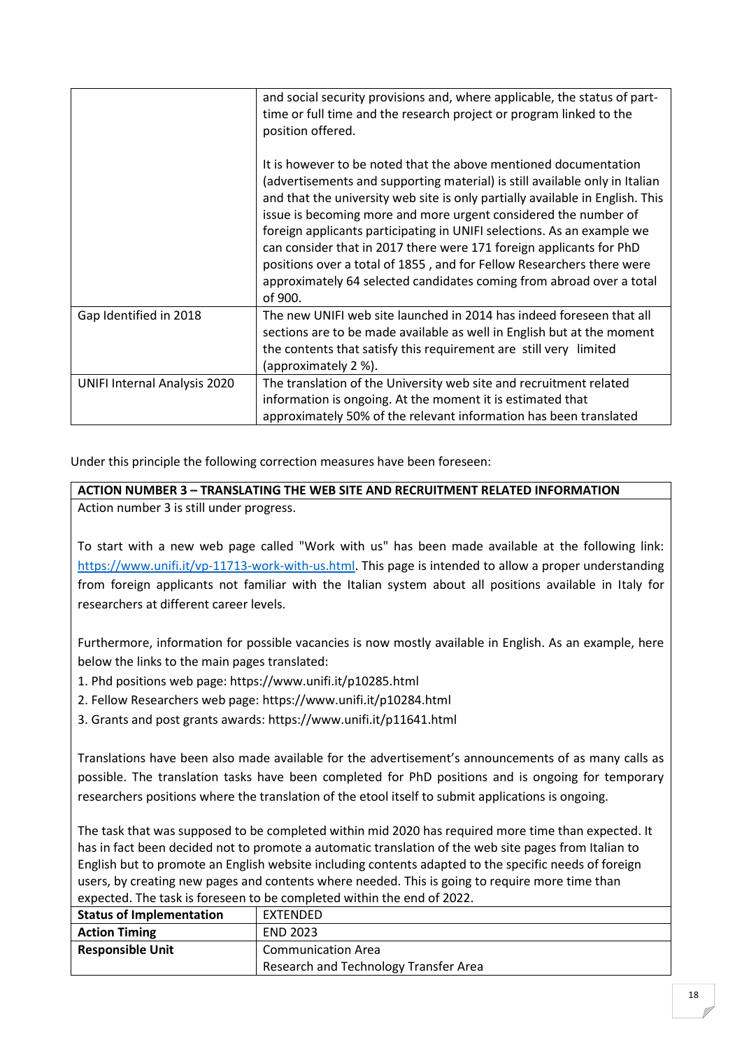|  |  |
| --- | --- |
|  | and social security provisions and, where applicable, the status of part-time or full time and the research project or program linked to the position offered.<br><br>It is however to be noted that the above mentioned documentation (advertisements and supporting material) is still available only in Italian and that the university web site is only partially available in English. This issue is becoming more and more urgent considered the number of foreign applicants participating in UNIFI selections. As an example we can consider that in 2017 there were 171 foreign applicants for PhD positions over a total of 1855 , and for Fellow Researchers there were approximately 64 selected candidates coming from abroad over a total of 900. |
| Gap Identified in 2018 | The new UNIFI web site launched in 2014 has indeed foreseen that all sections are to be made available as well in English but at the moment the contents that satisfy this requirement are still very limited (approximately 2 %). |
| UNIFI Internal Analysis 2020 | The translation of the University web site and recruitment related information is ongoing. At the moment it is estimated that approximately 50% of the relevant information has been translated |

Under this principle the following correction measures have been foreseen:

| **ACTION NUMBER 3 – TRANSLATING THE WEB SITE AND RECRUITMENT RELATED INFORMATION** | |
| --- | --- |
| Action number 3 is still under progress.<br><br>To start with a new web page called "Work with us" has been made available at the following link: https://www.unifi.it/vp-11713-work-with-us.html. This page is intended to allow a proper understanding from foreign applicants not familiar with the Italian system about all positions available in Italy for researchers at different career levels.<br><br>Furthermore, information for possible vacancies is now mostly available in English. As an example, here below the links to the main pages translated:<br>1. Phd positions web page: https://www.unifi.it/p10285.html<br>2. Fellow Researchers web page: https://www.unifi.it/p10284.html<br>3. Grants and post grants awards: https://www.unifi.it/p11641.html<br><br>Translations have been also made available for the advertisement's announcements of as many calls as possible. The translation tasks have been completed for PhD positions and is ongoing for temporary researchers positions where the translation of the etool itself to submit applications is ongoing.<br><br>The task that was supposed to be completed within mid 2020 has required more time than expected. It has in fact been decided not to promote a automatic translation of the web site pages from Italian to English but to promote an English website including contents adapted to the specific needs of foreign users, by creating new pages and contents where needed. This is going to require more time than expected. The task is foreseen to be completed within the end of 2022. | |
| **Status of Implementation** | EXTENDED |
| **Action Timing** | END 2023 |
| **Responsible Unit** | Communication Area<br>Research and Technology Transfer Area |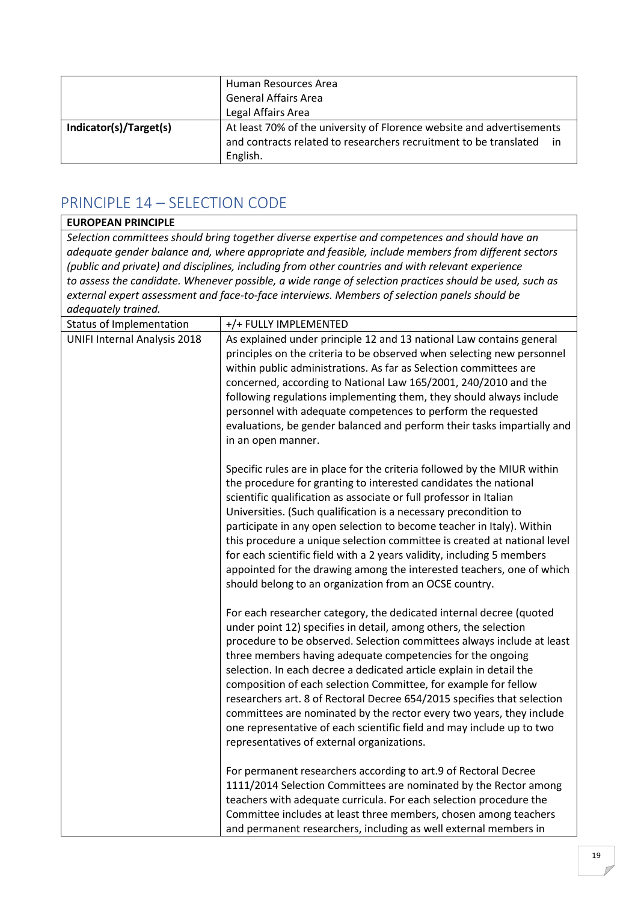| | Human Resources Area<br>General Affairs Area<br>Legal Affairs Area |
|---|---|
| **Indicator(s)/Target(s)** | At least 70% of the university of Florence website and advertisements and contracts related to researchers recruitment to be translated in English. |

## PRINCIPLE 14 – SELECTION CODE

| **EUROPEAN PRINCIPLE** | |
|---|---|
| *Selection committees should bring together diverse expertise and competences and should have an adequate gender balance and, where appropriate and feasible, include members from different sectors (public and private) and disciplines, including from other countries and with relevant experience to assess the candidate. Whenever possible, a wide range of selection practices should be used, such as external expert assessment and face-to-face interviews. Members of selection panels should be adequately trained.* | |
| Status of Implementation | +/+ FULLY IMPLEMENTED |
| UNIFI Internal Analysis 2018 | As explained under principle 12 and 13 national Law contains general principles on the criteria to be observed when selecting new personnel within public administrations. As far as Selection committees are concerned, according to National Law 165/2001, 240/2010 and the following regulations implementing them, they should always include personnel with adequate competences to perform the requested evaluations, be gender balanced and perform their tasks impartially and in an open manner.<br><br>Specific rules are in place for the criteria followed by the MIUR within the procedure for granting to interested candidates the national scientific qualification as associate or full professor in Italian Universities. (Such qualification is a necessary precondition to participate in any open selection to become teacher in Italy). Within this procedure a unique selection committee is created at national level for each scientific field with a 2 years validity, including 5 members appointed for the drawing among the interested teachers, one of which should belong to an organization from an OCSE country.<br><br>For each researcher category, the dedicated internal decree (quoted under point 12) specifies in detail, among others, the selection procedure to be observed. Selection committees always include at least three members having adequate competencies for the ongoing selection. In each decree a dedicated article explain in detail the composition of each selection Committee, for example for fellow researchers art. 8 of Rectoral Decree 654/2015 specifies that selection committees are nominated by the rector every two years, they include one representative of each scientific field and may include up to two representatives of external organizations.<br><br>For permanent researchers according to art.9 of Rectoral Decree 1111/2014 Selection Committees are nominated by the Rector among teachers with adequate curricula. For each selection procedure the Committee includes at least three members, chosen among teachers and permanent researchers, including as well external members in |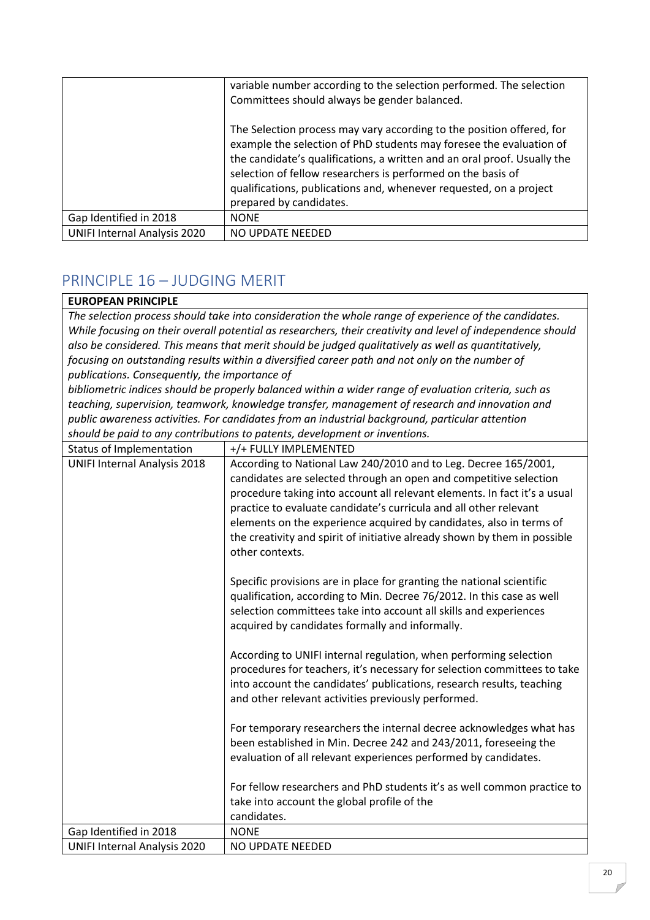| | |
|---|---|
| | variable number according to the selection performed. The selection Committees should always be gender balanced.<br><br>The Selection process may vary according to the position offered, for example the selection of PhD students may foresee the evaluation of the candidate's qualifications, a written and an oral proof. Usually the selection of fellow researchers is performed on the basis of qualifications, publications and, whenever requested, on a project prepared by candidates. |
| Gap Identified in 2018 | NONE |
| UNIFI Internal Analysis 2020 | NO UPDATE NEEDED |

## PRINCIPLE 16 – JUDGING MERIT

| **EUROPEAN PRINCIPLE** | |
|---|---|
| *The selection process should take into consideration the whole range of experience of the candidates. While focusing on their overall potential as researchers, their creativity and level of independence should also be considered. This means that merit should be judged qualitatively as well as quantitatively, focusing on outstanding results within a diversified career path and not only on the number of publications. Consequently, the importance of bibliometric indices should be properly balanced within a wider range of evaluation criteria, such as teaching, supervision, teamwork, knowledge transfer, management of research and innovation and public awareness activities. For candidates from an industrial background, particular attention should be paid to any contributions to patents, development or inventions.* | |
| Status of Implementation | +/+ FULLY IMPLEMENTED |
| UNIFI Internal Analysis 2018 | According to National Law 240/2010 and to Leg. Decree 165/2001, candidates are selected through an open and competitive selection procedure taking into account all relevant elements. In fact it's a usual practice to evaluate candidate's curricula and all other relevant elements on the experience acquired by candidates, also in terms of the creativity and spirit of initiative already shown by them in possible other contexts.<br><br>Specific provisions are in place for granting the national scientific qualification, according to Min. Decree 76/2012. In this case as well selection committees take into account all skills and experiences acquired by candidates formally and informally.<br><br>According to UNIFI internal regulation, when performing selection procedures for teachers, it's necessary for selection committees to take into account the candidates' publications, research results, teaching and other relevant activities previously performed.<br><br>For temporary researchers the internal decree acknowledges what has been established in Min. Decree 242 and 243/2011, foreseeing the evaluation of all relevant experiences performed by candidates.<br><br>For fellow researchers and PhD students it's as well common practice to take into account the global profile of the candidates. |
| Gap Identified in 2018 | NONE |
| UNIFI Internal Analysis 2020 | NO UPDATE NEEDED |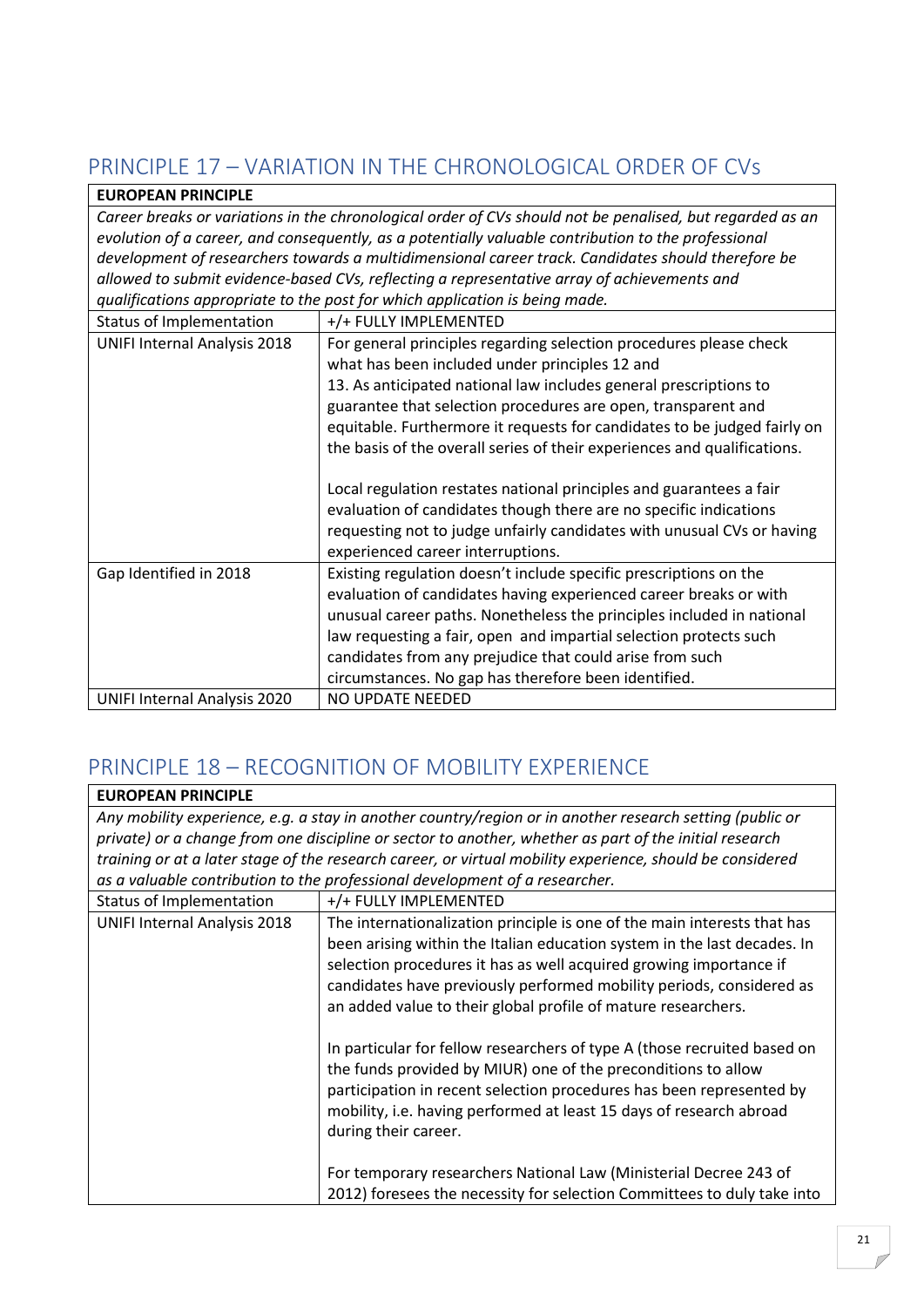## PRINCIPLE 17 – VARIATION IN THE CHRONOLOGICAL ORDER OF CVs

| **EUROPEAN PRINCIPLE** | |
|---|---|
| *Career breaks or variations in the chronological order of CVs should not be penalised, but regarded as an evolution of a career, and consequently, as a potentially valuable contribution to the professional development of researchers towards a multidimensional career track. Candidates should therefore be allowed to submit evidence-based CVs, reflecting a representative array of achievements and qualifications appropriate to the post for which application is being made.* | |
| Status of Implementation | +/+ FULLY IMPLEMENTED |
| UNIFI Internal Analysis 2018 | For general principles regarding selection procedures please check what has been included under principles 12 and 13. As anticipated national law includes general prescriptions to guarantee that selection procedures are open, transparent and equitable. Furthermore it requests for candidates to be judged fairly on the basis of the overall series of their experiences and qualifications.<br><br>Local regulation restates national principles and guarantees a fair evaluation of candidates though there are no specific indications requesting not to judge unfairly candidates with unusual CVs or having experienced career interruptions. |
| Gap Identified in 2018 | Existing regulation doesn't include specific prescriptions on the evaluation of candidates having experienced career breaks or with unusual career paths. Nonetheless the principles included in national law requesting a fair, open and impartial selection protects such candidates from any prejudice that could arise from such circumstances. No gap has therefore been identified. |
| UNIFI Internal Analysis 2020 | NO UPDATE NEEDED |

## PRINCIPLE 18 – RECOGNITION OF MOBILITY EXPERIENCE

| **EUROPEAN PRINCIPLE** | |
|---|---|
| *Any mobility experience, e.g. a stay in another country/region or in another research setting (public or private) or a change from one discipline or sector to another, whether as part of the initial research training or at a later stage of the research career, or virtual mobility experience, should be considered as a valuable contribution to the professional development of a researcher.* | |
| Status of Implementation | +/+ FULLY IMPLEMENTED |
| UNIFI Internal Analysis 2018 | The internationalization principle is one of the main interests that has been arising within the Italian education system in the last decades. In selection procedures it has as well acquired growing importance if candidates have previously performed mobility periods, considered as an added value to their global profile of mature researchers.<br><br>In particular for fellow researchers of type A (those recruited based on the funds provided by MIUR) one of the preconditions to allow participation in recent selection procedures has been represented by mobility, i.e. having performed at least 15 days of research abroad during their career.<br><br>For temporary researchers National Law (Ministerial Decree 243 of 2012) foresees the necessity for selection Committees to duly take into |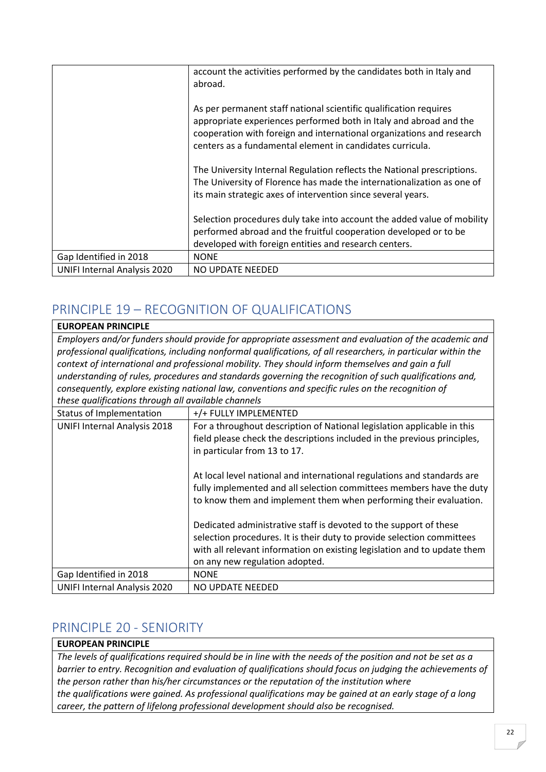| | |
|---|---|
| | account the activities performed by the candidates both in Italy and abroad.<br><br>As per permanent staff national scientific qualification requires appropriate experiences performed both in Italy and abroad and the cooperation with foreign and international organizations and research centers as a fundamental element in candidates curricula.<br><br>The University Internal Regulation reflects the National prescriptions. The University of Florence has made the internationalization as one of its main strategic axes of intervention since several years.<br><br>Selection procedures duly take into account the added value of mobility performed abroad and the fruitful cooperation developed or to be developed with foreign entities and research centers. |
| Gap Identified in 2018 | NONE |
| UNIFI Internal Analysis 2020 | NO UPDATE NEEDED |

## PRINCIPLE 19 – RECOGNITION OF QUALIFICATIONS

| **EUROPEAN PRINCIPLE** | |
|---|---|
| *Employers and/or funders should provide for appropriate assessment and evaluation of the academic and professional qualifications, including nonformal qualifications, of all researchers, in particular within the context of international and professional mobility. They should inform themselves and gain a full understanding of rules, procedures and standards governing the recognition of such qualifications and, consequently, explore existing national law, conventions and specific rules on the recognition of these qualifications through all available channels* | |
| Status of Implementation | +/+ FULLY IMPLEMENTED |
| UNIFI Internal Analysis 2018 | For a throughout description of National legislation applicable in this field please check the descriptions included in the previous principles, in particular from 13 to 17.<br><br>At local level national and international regulations and standards are fully implemented and all selection committees members have the duty to know them and implement them when performing their evaluation.<br><br>Dedicated administrative staff is devoted to the support of these selection procedures. It is their duty to provide selection committees with all relevant information on existing legislation and to update them on any new regulation adopted. |
| Gap Identified in 2018 | NONE |
| UNIFI Internal Analysis 2020 | NO UPDATE NEEDED |

## PRINCIPLE 20 - SENIORITY

| **EUROPEAN PRINCIPLE** |
|---|
| *The levels of qualifications required should be in line with the needs of the position and not be set as a barrier to entry. Recognition and evaluation of qualifications should focus on judging the achievements of the person rather than his/her circumstances or the reputation of the institution where the qualifications were gained. As professional qualifications may be gained at an early stage of a long career, the pattern of lifelong professional development should also be recognised.* |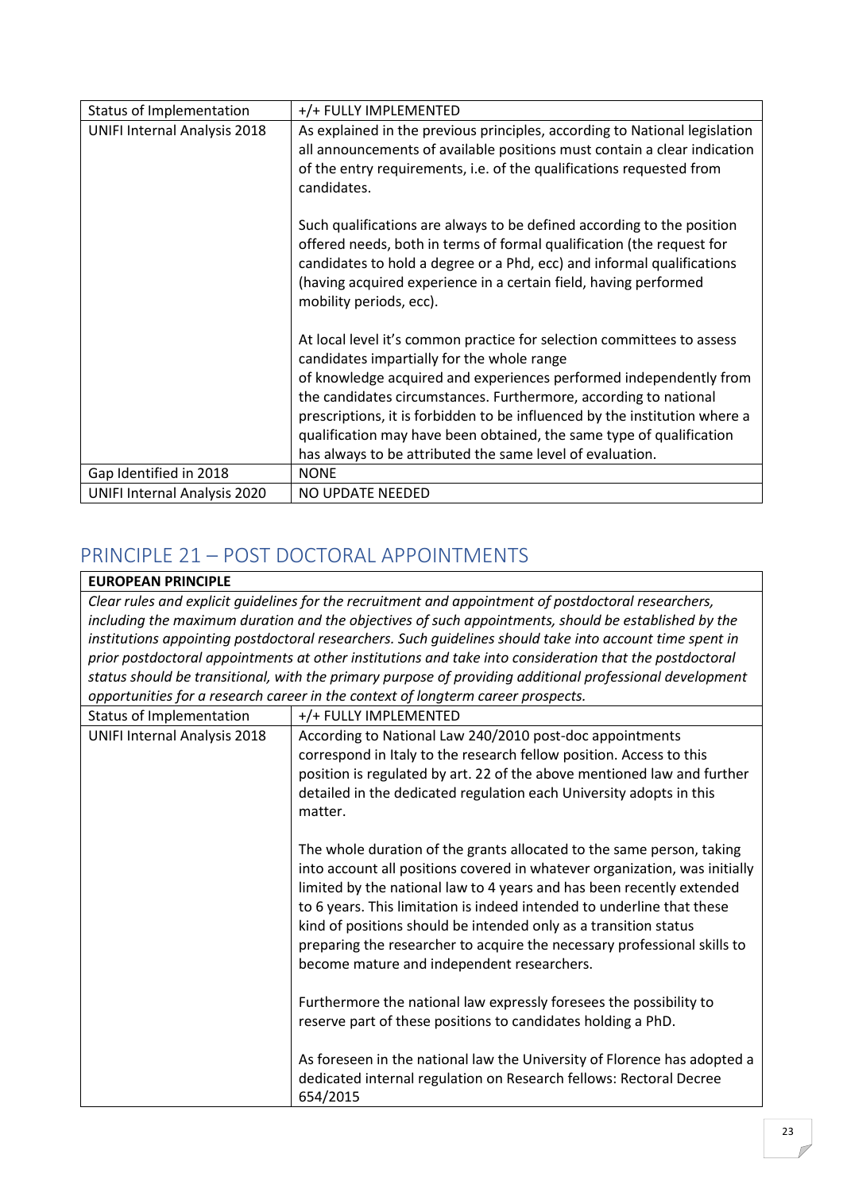| Status of Implementation | +/+ FULLY IMPLEMENTED |
|---|---|
| UNIFI Internal Analysis 2018 | As explained in the previous principles, according to National legislation all announcements of available positions must contain a clear indication of the entry requirements, i.e. of the qualifications requested from candidates.<br><br>Such qualifications are always to be defined according to the position offered needs, both in terms of formal qualification (the request for candidates to hold a degree or a Phd, ecc) and informal qualifications (having acquired experience in a certain field, having performed mobility periods, ecc).<br><br>At local level it's common practice for selection committees to assess candidates impartially for the whole range of knowledge acquired and experiences performed independently from the candidates circumstances. Furthermore, according to national prescriptions, it is forbidden to be influenced by the institution where a qualification may have been obtained, the same type of qualification has always to be attributed the same level of evaluation. |
| Gap Identified in 2018 | NONE |
| UNIFI Internal Analysis 2020 | NO UPDATE NEEDED |

## PRINCIPLE 21 – POST DOCTORAL APPOINTMENTS

| **EUROPEAN PRINCIPLE** | |
|---|---|
| *Clear rules and explicit guidelines for the recruitment and appointment of postdoctoral researchers, including the maximum duration and the objectives of such appointments, should be established by the institutions appointing postdoctoral researchers. Such guidelines should take into account time spent in prior postdoctoral appointments at other institutions and take into consideration that the postdoctoral status should be transitional, with the primary purpose of providing additional professional development opportunities for a research career in the context of longterm career prospects.* | |
| Status of Implementation | +/+ FULLY IMPLEMENTED |
| UNIFI Internal Analysis 2018 | According to National Law 240/2010 post-doc appointments correspond in Italy to the research fellow position. Access to this position is regulated by art. 22 of the above mentioned law and further detailed in the dedicated regulation each University adopts in this matter.<br><br>The whole duration of the grants allocated to the same person, taking into account all positions covered in whatever organization, was initially limited by the national law to 4 years and has been recently extended to 6 years. This limitation is indeed intended to underline that these kind of positions should be intended only as a transition status preparing the researcher to acquire the necessary professional skills to become mature and independent researchers.<br><br>Furthermore the national law expressly foresees the possibility to reserve part of these positions to candidates holding a PhD.<br><br>As foreseen in the national law the University of Florence has adopted a dedicated internal regulation on Research fellows: Rectoral Decree 654/2015 |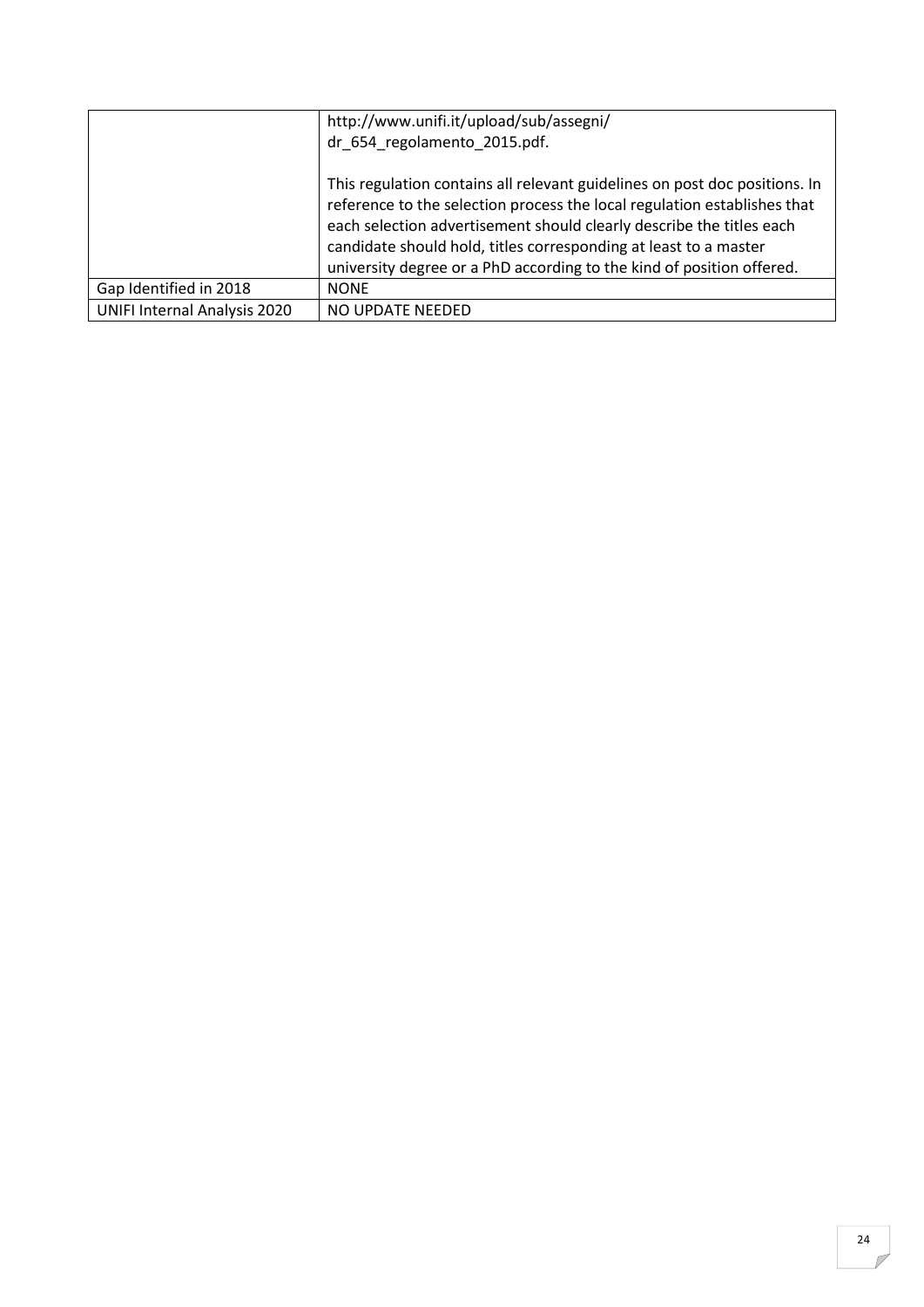| | |
|---|---|
| | http://www.unifi.it/upload/sub/assegni/ dr_654_regolamento_2015.pdf.<br><br>This regulation contains all relevant guidelines on post doc positions. In reference to the selection process the local regulation establishes that each selection advertisement should clearly describe the titles each candidate should hold, titles corresponding at least to a master university degree or a PhD according to the kind of position offered. |
| Gap Identified in 2018 | NONE |
| UNIFI Internal Analysis 2020 | NO UPDATE NEEDED |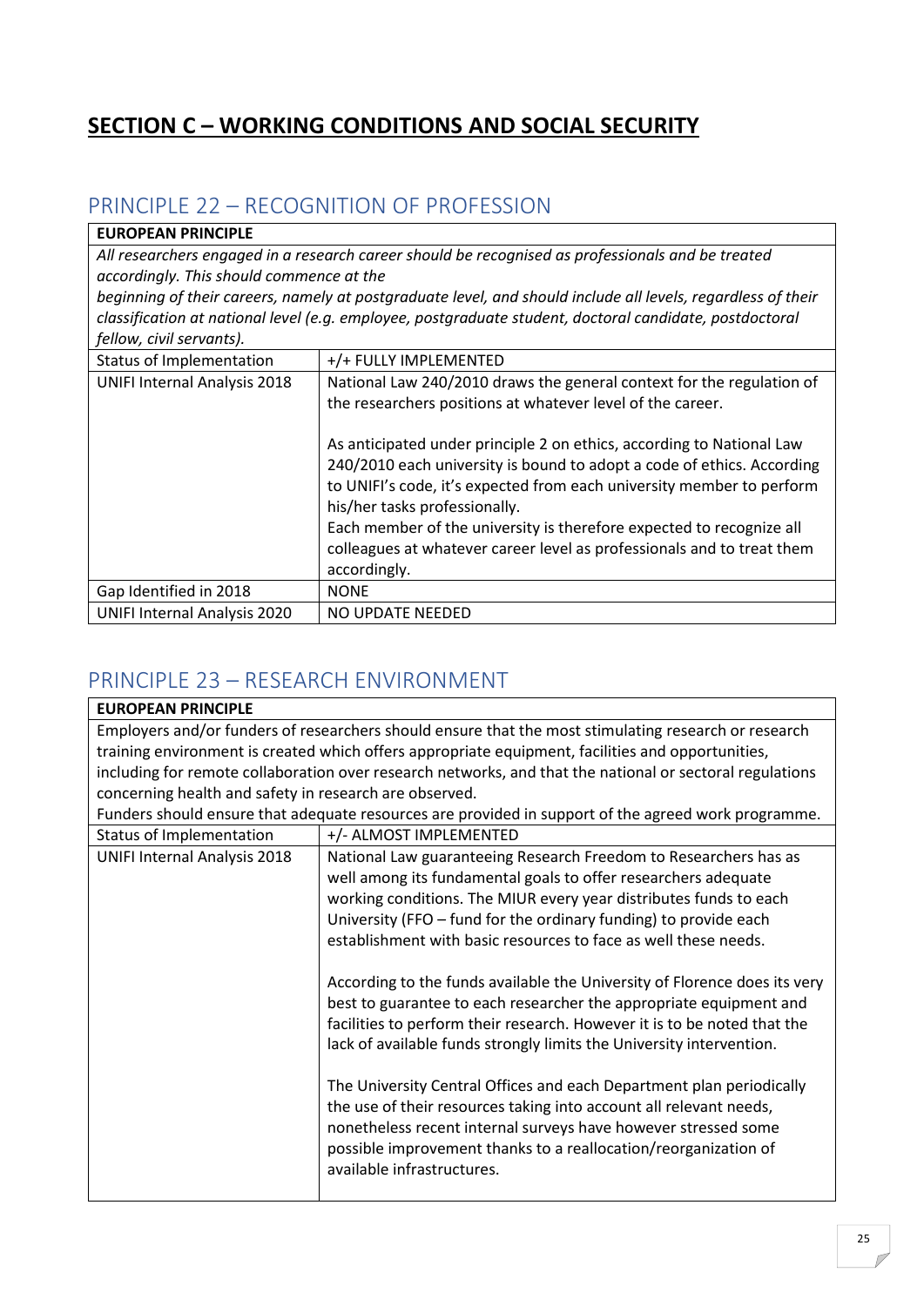## SECTION C – WORKING CONDITIONS AND SOCIAL SECURITY

### PRINCIPLE 22 – RECOGNITION OF PROFESSION

| **EUROPEAN PRINCIPLE** | |
|---|---|
| *All researchers engaged in a research career should be recognised as professionals and be treated accordingly. This should commence at the beginning of their careers, namely at postgraduate level, and should include all levels, regardless of their classification at national level (e.g. employee, postgraduate student, doctoral candidate, postdoctoral fellow, civil servants).* | |
| Status of Implementation | +/+ FULLY IMPLEMENTED |
| UNIFI Internal Analysis 2018 | National Law 240/2010 draws the general context for the regulation of the researchers positions at whatever level of the career.<br><br>As anticipated under principle 2 on ethics, according to National Law 240/2010 each university is bound to adopt a code of ethics. According to UNIFI's code, it's expected from each university member to perform his/her tasks professionally.<br>Each member of the university is therefore expected to recognize all colleagues at whatever career level as professionals and to treat them accordingly. |
| Gap Identified in 2018 | NONE |
| UNIFI Internal Analysis 2020 | NO UPDATE NEEDED |

### PRINCIPLE 23 – RESEARCH ENVIRONMENT

| **EUROPEAN PRINCIPLE** | |
|---|---|
| Employers and/or funders of researchers should ensure that the most stimulating research or research training environment is created which offers appropriate equipment, facilities and opportunities, including for remote collaboration over research networks, and that the national or sectoral regulations concerning health and safety in research are observed.<br>Funders should ensure that adequate resources are provided in support of the agreed work programme. | |
| Status of Implementation | +/- ALMOST IMPLEMENTED |
| UNIFI Internal Analysis 2018 | National Law guaranteeing Research Freedom to Researchers has as well among its fundamental goals to offer researchers adequate working conditions. The MIUR every year distributes funds to each University (FFO – fund for the ordinary funding) to provide each establishment with basic resources to face as well these needs.<br><br>According to the funds available the University of Florence does its very best to guarantee to each researcher the appropriate equipment and facilities to perform their research. However it is to be noted that the lack of available funds strongly limits the University intervention.<br><br>The University Central Offices and each Department plan periodically the use of their resources taking into account all relevant needs, nonetheless recent internal surveys have however stressed some possible improvement thanks to a reallocation/reorganization of available infrastructures. |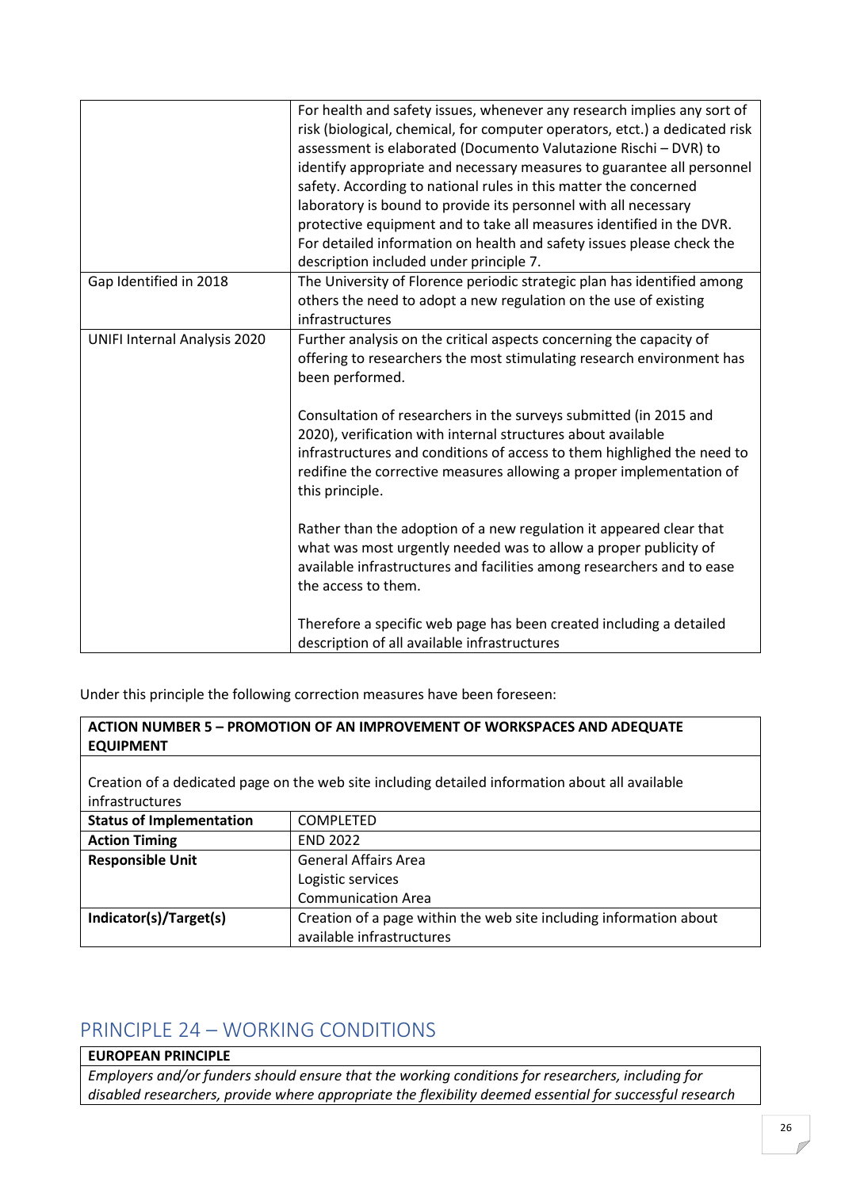| | |
|---|---|
| | For health and safety issues, whenever any research implies any sort of risk (biological, chemical, for computer operators, etct.) a dedicated risk assessment is elaborated (Documento Valutazione Rischi – DVR) to identify appropriate and necessary measures to guarantee all personnel safety. According to national rules in this matter the concerned laboratory is bound to provide its personnel with all necessary protective equipment and to take all measures identified in the DVR. For detailed information on health and safety issues please check the description included under principle 7. |
| Gap Identified in 2018 | The University of Florence periodic strategic plan has identified among others the need to adopt a new regulation on the use of existing infrastructures |
| UNIFI Internal Analysis 2020 | Further analysis on the critical aspects concerning the capacity of offering to researchers the most stimulating research environment has been performed.<br><br>Consultation of researchers in the surveys submitted (in 2015 and 2020), verification with internal structures about available infrastructures and conditions of access to them highlighed the need to redifine the corrective measures allowing a proper implementation of this principle.<br><br>Rather than the adoption of a new regulation it appeared clear that what was most urgently needed was to allow a proper publicity of available infrastructures and facilities among researchers and to ease the access to them.<br><br>Therefore a specific web page has been created including a detailed description of all available infrastructures |

Under this principle the following correction measures have been foreseen:

| **ACTION NUMBER 5 – PROMOTION OF AN IMPROVEMENT OF WORKSPACES AND ADEQUATE EQUIPMENT** | |
|---|---|
| Creation of a dedicated page on the web site including detailed information about all available infrastructures | |
| **Status of Implementation** | COMPLETED |
| **Action Timing** | END 2022 |
| **Responsible Unit** | General Affairs Area<br>Logistic services<br>Communication Area |
| **Indicator(s)/Target(s)** | Creation of a page within the web site including information about available infrastructures |

## PRINCIPLE 24 – WORKING CONDITIONS

| **EUROPEAN PRINCIPLE** |
|---|
| *Employers and/or funders should ensure that the working conditions for researchers, including for disabled researchers, provide where appropriate the flexibility deemed essential for successful research* |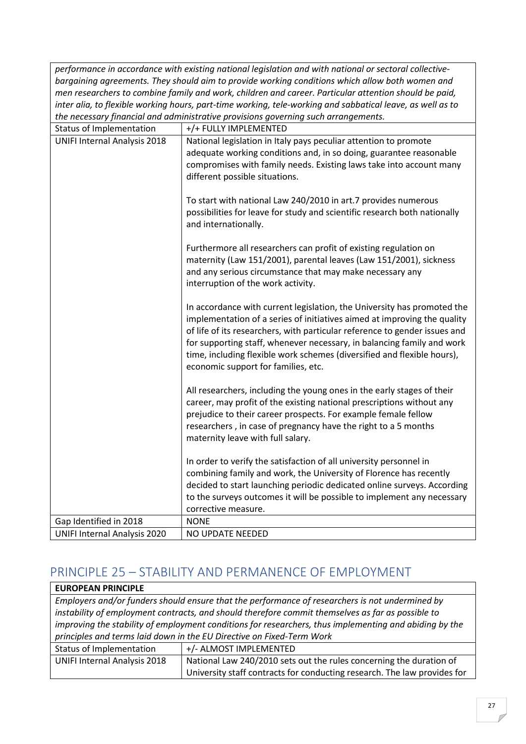| *performance in accordance with existing national legislation and with national or sectoral collective-bargaining agreements. They should aim to provide working conditions which allow both women and men researchers to combine family and work, children and career. Particular attention should be paid, inter alia, to flexible working hours, part-time working, tele-working and sabbatical leave, as well as to the necessary financial and administrative provisions governing such arrangements.* | |
|---|---|
| Status of Implementation | +/+ FULLY IMPLEMENTED |
| UNIFI Internal Analysis 2018 | National legislation in Italy pays peculiar attention to promote adequate working conditions and, in so doing, guarantee reasonable compromises with family needs. Existing laws take into account many different possible situations.<br><br>To start with national Law 240/2010 in art.7 provides numerous possibilities for leave for study and scientific research both nationally and internationally.<br><br>Furthermore all researchers can profit of existing regulation on maternity (Law 151/2001), parental leaves (Law 151/2001), sickness and any serious circumstance that may make necessary any interruption of the work activity.<br><br>In accordance with current legislation, the University has promoted the implementation of a series of initiatives aimed at improving the quality of life of its researchers, with particular reference to gender issues and for supporting staff, whenever necessary, in balancing family and work time, including flexible work schemes (diversified and flexible hours), economic support for families, etc.<br><br>All researchers, including the young ones in the early stages of their career, may profit of the existing national prescriptions without any prejudice to their career prospects. For example female fellow researchers , in case of pregnancy have the right to a 5 months maternity leave with full salary.<br><br>In order to verify the satisfaction of all university personnel in combining family and work, the University of Florence has recently decided to start launching periodic dedicated online surveys. According to the surveys outcomes it will be possible to implement any necessary corrective measure. |
| Gap Identified in 2018 | NONE |
| UNIFI Internal Analysis 2020 | NO UPDATE NEEDED |

## PRINCIPLE 25 – STABILITY AND PERMANENCE OF EMPLOYMENT

| **EUROPEAN PRINCIPLE** | |
|---|---|
| *Employers and/or funders should ensure that the performance of researchers is not undermined by instability of employment contracts, and should therefore commit themselves as far as possible to improving the stability of employment conditions for researchers, thus implementing and abiding by the principles and terms laid down in the EU Directive on Fixed-Term Work* | |
| Status of Implementation | +/- ALMOST IMPLEMENTED |
| UNIFI Internal Analysis 2018 | National Law 240/2010 sets out the rules concerning the duration of University staff contracts for conducting research. The law provides for |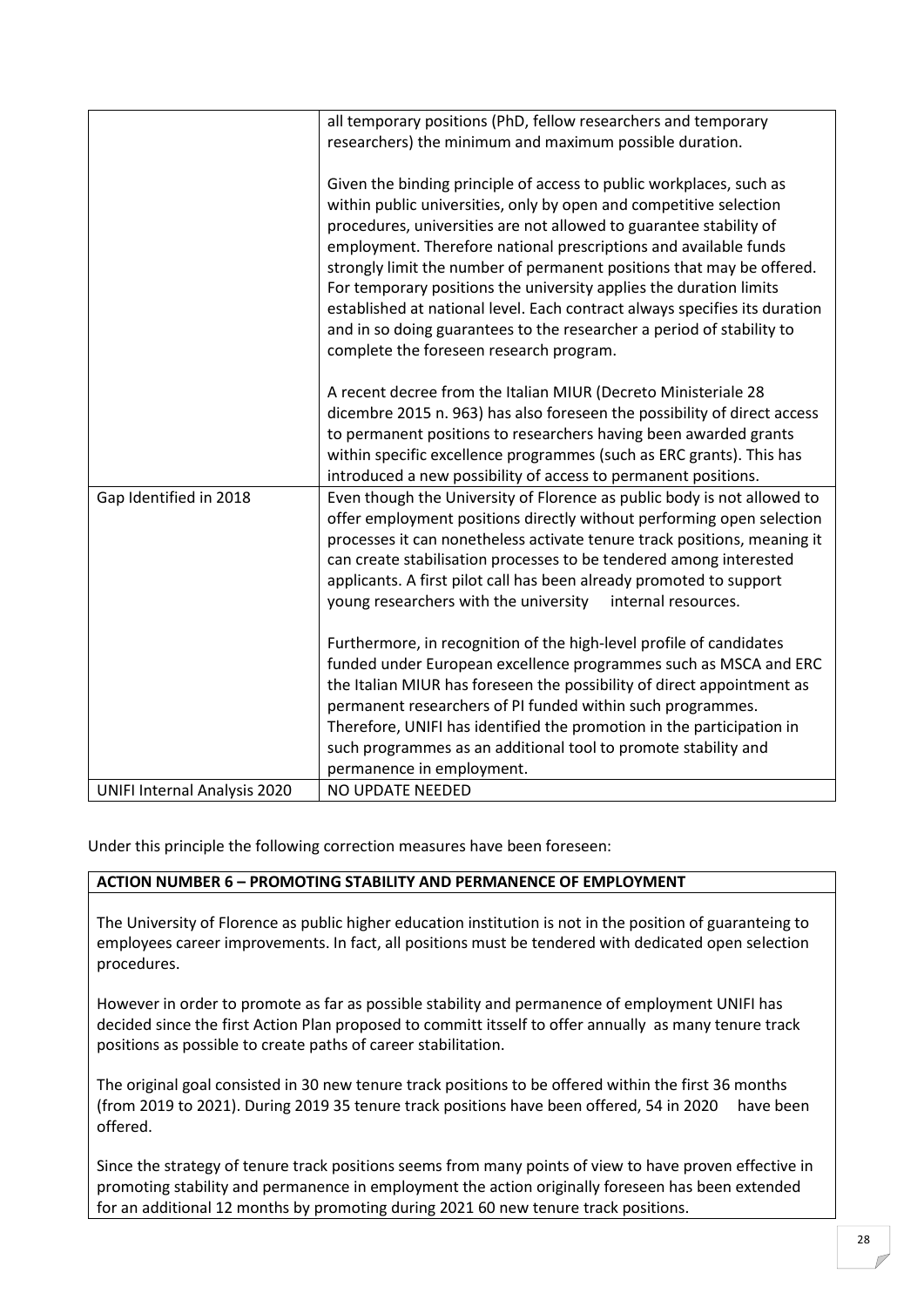| | |
|---|---|
| | all temporary positions (PhD, fellow researchers and temporary researchers) the minimum and maximum possible duration.<br><br>Given the binding principle of access to public workplaces, such as within public universities, only by open and competitive selection procedures, universities are not allowed to guarantee stability of employment. Therefore national prescriptions and available funds strongly limit the number of permanent positions that may be offered. For temporary positions the university applies the duration limits established at national level. Each contract always specifies its duration and in so doing guarantees to the researcher a period of stability to complete the foreseen research program.<br><br>A recent decree from the Italian MIUR (Decreto Ministeriale 28 dicembre 2015 n. 963) has also foreseen the possibility of direct access to permanent positions to researchers having been awarded grants within specific excellence programmes (such as ERC grants). This has introduced a new possibility of access to permanent positions. |
| Gap Identified in 2018 | Even though the University of Florence as public body is not allowed to offer employment positions directly without performing open selection processes it can nonetheless activate tenure track positions, meaning it can create stabilisation processes to be tendered among interested applicants. A first pilot call has been already promoted to support young researchers with the university internal resources.<br><br>Furthermore, in recognition of the high-level profile of candidates funded under European excellence programmes such as MSCA and ERC the Italian MIUR has foreseen the possibility of direct appointment as permanent researchers of PI funded within such programmes. Therefore, UNIFI has identified the promotion in the participation in such programmes as an additional tool to promote stability and permanence in employment. |
| UNIFI Internal Analysis 2020 | NO UPDATE NEEDED |

Under this principle the following correction measures have been foreseen:

| **ACTION NUMBER 6 – PROMOTING STABILITY AND PERMANENCE OF EMPLOYMENT** |
|---|
| The University of Florence as public higher education institution is not in the position of guaranteing to employees career improvements. In fact, all positions must be tendered with dedicated open selection procedures.<br><br>However in order to promote as far as possible stability and permanence of employment UNIFI has decided since the first Action Plan proposed to committ itsself to offer annually as many tenure track positions as possible to create paths of career stabilitation.<br><br>The original goal consisted in 30 new tenure track positions to be offered within the first 36 months (from 2019 to 2021). During 2019 35 tenure track positions have been offered, 54 in 2020 have been offered.<br><br>Since the strategy of tenure track positions seems from many points of view to have proven effective in promoting stability and permanence in employment the action originally foreseen has been extended for an additional 12 months by promoting during 2021 60 new tenure track positions. |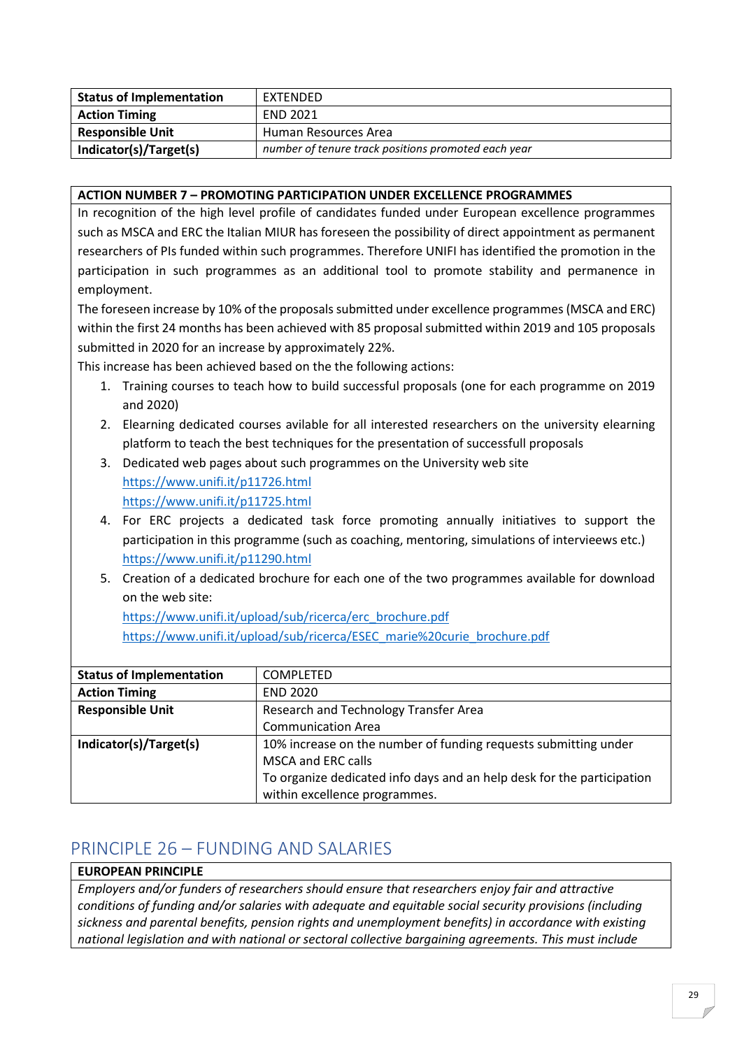| Status of Implementation | EXTENDED |
|---|---|
| **Action Timing** | END 2021 |
| **Responsible Unit** | Human Resources Area |
| **Indicator(s)/Target(s)** | *number of tenure track positions promoted each year* |

**ACTION NUMBER 7 – PROMOTING PARTICIPATION UNDER EXCELLENCE PROGRAMMES**

In recognition of the high level profile of candidates funded under European excellence programmes such as MSCA and ERC the Italian MIUR has foreseen the possibility of direct appointment as permanent researchers of PIs funded within such programmes. Therefore UNIFI has identified the promotion in the participation in such programmes as an additional tool to promote stability and permanence in employment.

The foreseen increase by 10% of the proposals submitted under excellence programmes (MSCA and ERC) within the first 24 months has been achieved with 85 proposal submitted within 2019 and 105 proposals submitted in 2020 for an increase by approximately 22%.

This increase has been achieved based on the the following actions:

1. Training courses to teach how to build successful proposals (one for each programme on 2019 and 2020)
2. Elearning dedicated courses avilable for all interested researchers on the university elearning platform to teach the best techniques for the presentation of successfull proposals
3. Dedicated web pages about such programmes on the University web site
   https://www.unifi.it/p11726.html
   https://www.unifi.it/p11725.html
4. For ERC projects a dedicated task force promoting annually initiatives to support the participation in this programme (such as coaching, mentoring, simulations of intervieews etc.)
   https://www.unifi.it/p11290.html
5. Creation of a dedicated brochure for each one of the two programmes available for download on the web site:
   https://www.unifi.it/upload/sub/ricerca/erc_brochure.pdf
   https://www.unifi.it/upload/sub/ricerca/ESEC_marie%20curie_brochure.pdf

| Status of Implementation | COMPLETED |
|---|---|
| **Action Timing** | END 2020 |
| **Responsible Unit** | Research and Technology Transfer Area<br>Communication Area |
| **Indicator(s)/Target(s)** | 10% increase on the number of funding requests submitting under MSCA and ERC calls<br>To organize dedicated info days and an help desk for the participation within excellence programmes. |

## PRINCIPLE 26 – FUNDING AND SALARIES

**EUROPEAN PRINCIPLE**

*Employers and/or funders of researchers should ensure that researchers enjoy fair and attractive conditions of funding and/or salaries with adequate and equitable social security provisions (including sickness and parental benefits, pension rights and unemployment benefits) in accordance with existing national legislation and with national or sectoral collective bargaining agreements. This must include*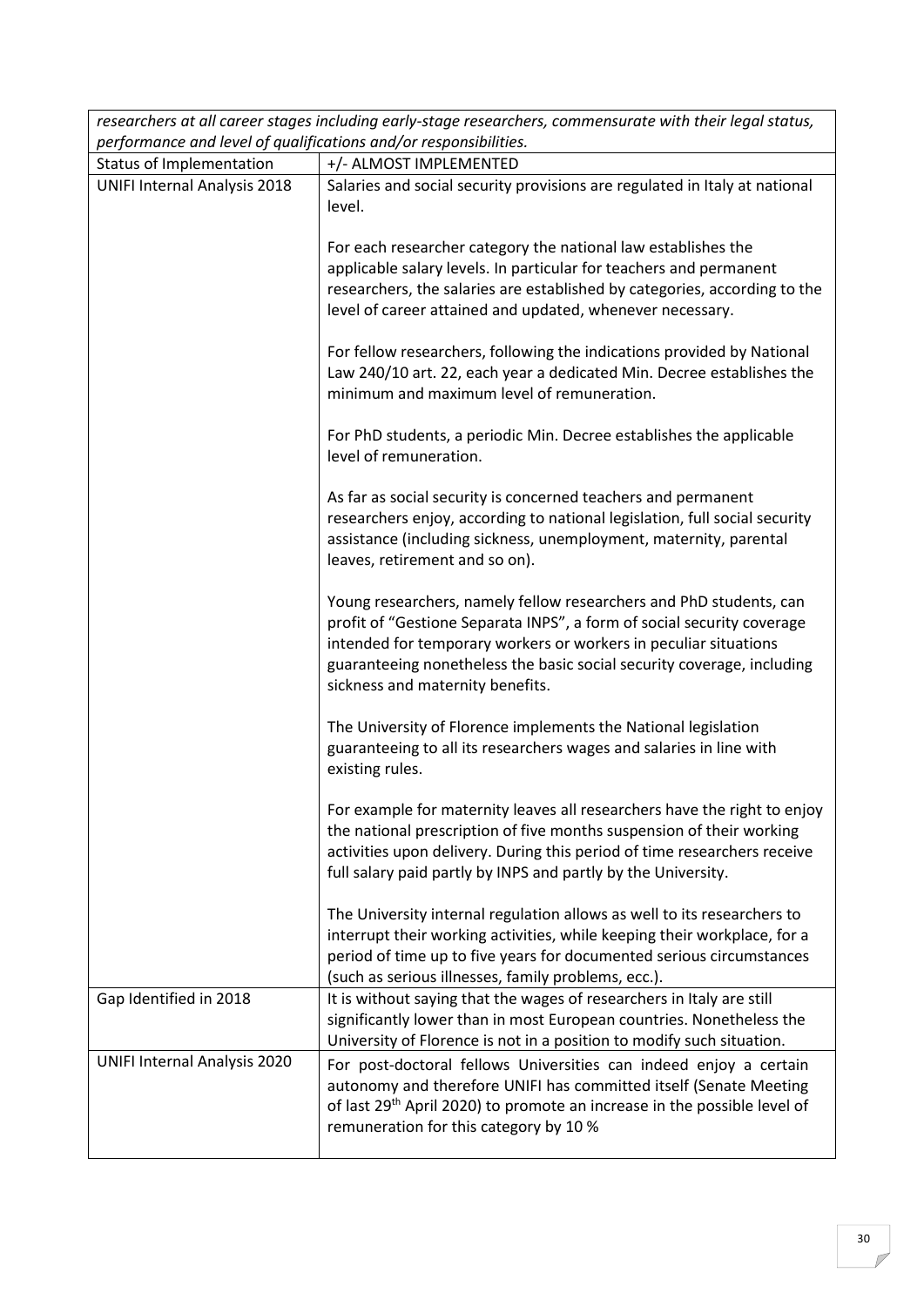| *researchers at all career stages including early-stage researchers, commensurate with their legal status, performance and level of qualifications and/or responsibilities.* | |
|---|---|
| Status of Implementation | +/- ALMOST IMPLEMENTED |
| UNIFI Internal Analysis 2018 | Salaries and social security provisions are regulated in Italy at national level.<br><br>For each researcher category the national law establishes the applicable salary levels. In particular for teachers and permanent researchers, the salaries are established by categories, according to the level of career attained and updated, whenever necessary.<br><br>For fellow researchers, following the indications provided by National Law 240/10 art. 22, each year a dedicated Min. Decree establishes the minimum and maximum level of remuneration.<br><br>For PhD students, a periodic Min. Decree establishes the applicable level of remuneration.<br><br>As far as social security is concerned teachers and permanent researchers enjoy, according to national legislation, full social security assistance (including sickness, unemployment, maternity, parental leaves, retirement and so on).<br><br>Young researchers, namely fellow researchers and PhD students, can profit of "Gestione Separata INPS", a form of social security coverage intended for temporary workers or workers in peculiar situations guaranteeing nonetheless the basic social security coverage, including sickness and maternity benefits.<br><br>The University of Florence implements the National legislation guaranteeing to all its researchers wages and salaries in line with existing rules.<br><br>For example for maternity leaves all researchers have the right to enjoy the national prescription of five months suspension of their working activities upon delivery. During this period of time researchers receive full salary paid partly by INPS and partly by the University.<br><br>The University internal regulation allows as well to its researchers to interrupt their working activities, while keeping their workplace, for a period of time up to five years for documented serious circumstances (such as serious illnesses, family problems, ecc.). |
| Gap Identified in 2018 | It is without saying that the wages of researchers in Italy are still significantly lower than in most European countries. Nonetheless the University of Florence is not in a position to modify such situation. |
| UNIFI Internal Analysis 2020 | For post-doctoral fellows Universities can indeed enjoy a certain autonomy and therefore UNIFI has committed itself (Senate Meeting of last 29th April 2020) to promote an increase in the possible level of remuneration for this category by 10 % |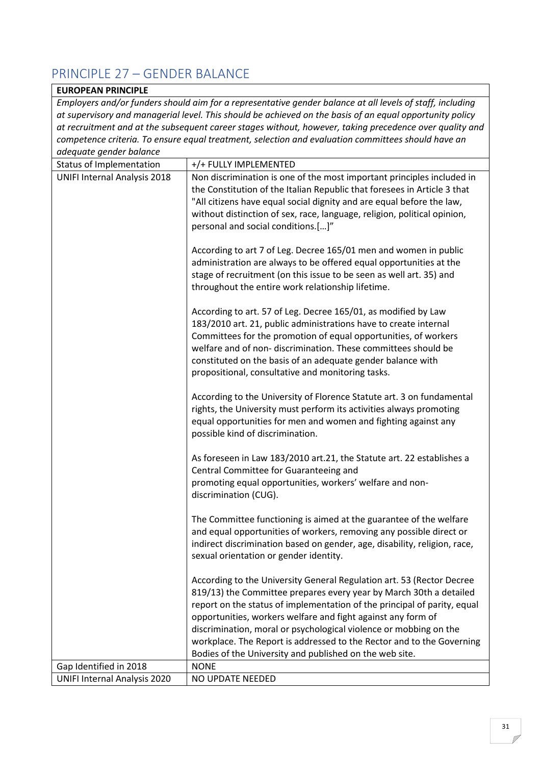## PRINCIPLE 27 – GENDER BALANCE

| **EUROPEAN PRINCIPLE** | |
|---|---|
| *Employers and/or funders should aim for a representative gender balance at all levels of staff, including at supervisory and managerial level. This should be achieved on the basis of an equal opportunity policy at recruitment and at the subsequent career stages without, however, taking precedence over quality and competence criteria. To ensure equal treatment, selection and evaluation committees should have an adequate gender balance* | |
| Status of Implementation | +/+ FULLY IMPLEMENTED |
| UNIFI Internal Analysis 2018 | Non discrimination is one of the most important principles included in the Constitution of the Italian Republic that foresees in Article 3 that "All citizens have equal social dignity and are equal before the law, without distinction of sex, race, language, religion, political opinion, personal and social conditions.[…]"<br><br>According to art 7 of Leg. Decree 165/01 men and women in public administration are always to be offered equal opportunities at the stage of recruitment (on this issue to be seen as well art. 35) and throughout the entire work relationship lifetime.<br><br>According to art. 57 of Leg. Decree 165/01, as modified by Law 183/2010 art. 21, public administrations have to create internal Committees for the promotion of equal opportunities, of workers welfare and of non- discrimination. These committees should be constituted on the basis of an adequate gender balance with propositional, consultative and monitoring tasks.<br><br>According to the University of Florence Statute art. 3 on fundamental rights, the University must perform its activities always promoting equal opportunities for men and women and fighting against any possible kind of discrimination.<br><br>As foreseen in Law 183/2010 art.21, the Statute art. 22 establishes a Central Committee for Guaranteeing and promoting equal opportunities, workers' welfare and non-discrimination (CUG).<br><br>The Committee functioning is aimed at the guarantee of the welfare and equal opportunities of workers, removing any possible direct or indirect discrimination based on gender, age, disability, religion, race, sexual orientation or gender identity.<br><br>According to the University General Regulation art. 53 (Rector Decree 819/13) the Committee prepares every year by March 30th a detailed report on the status of implementation of the principal of parity, equal opportunities, workers welfare and fight against any form of discrimination, moral or psychological violence or mobbing on the workplace. The Report is addressed to the Rector and to the Governing Bodies of the University and published on the web site. |
| Gap Identified in 2018 | NONE |
| UNIFI Internal Analysis 2020 | NO UPDATE NEEDED |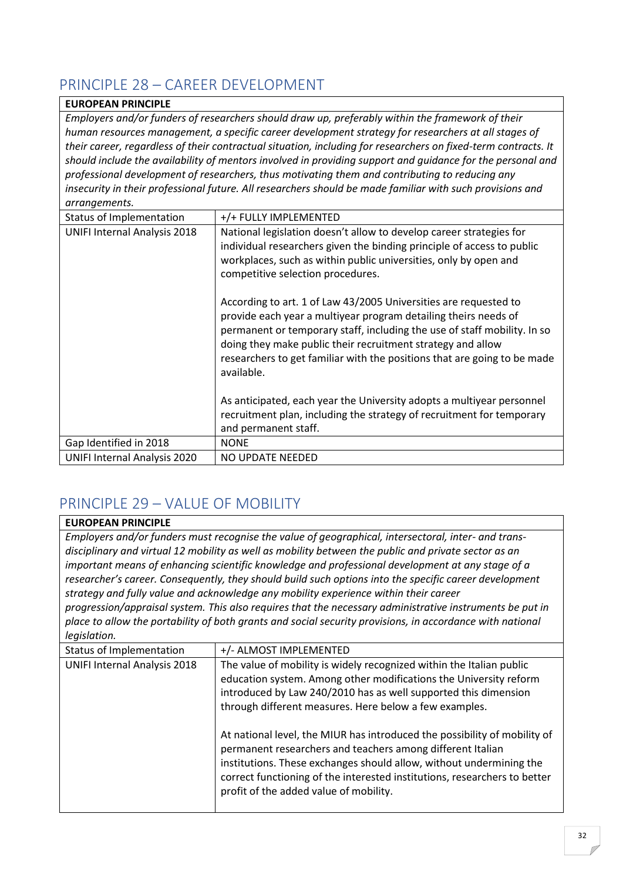## PRINCIPLE 28 – CAREER DEVELOPMENT

| **EUROPEAN PRINCIPLE** | |
|---|---|
| *Employers and/or funders of researchers should draw up, preferably within the framework of their human resources management, a specific career development strategy for researchers at all stages of their career, regardless of their contractual situation, including for researchers on fixed-term contracts. It should include the availability of mentors involved in providing support and guidance for the personal and professional development of researchers, thus motivating them and contributing to reducing any insecurity in their professional future. All researchers should be made familiar with such provisions and arrangements.* | |
| Status of Implementation | +/+ FULLY IMPLEMENTED |
| UNIFI Internal Analysis 2018 | National legislation doesn't allow to develop career strategies for individual researchers given the binding principle of access to public workplaces, such as within public universities, only by open and competitive selection procedures.<br><br>According to art. 1 of Law 43/2005 Universities are requested to provide each year a multiyear program detailing theirs needs of permanent or temporary staff, including the use of staff mobility. In so doing they make public their recruitment strategy and allow researchers to get familiar with the positions that are going to be made available.<br><br>As anticipated, each year the University adopts a multiyear personnel recruitment plan, including the strategy of recruitment for temporary and permanent staff. |
| Gap Identified in 2018 | NONE |
| UNIFI Internal Analysis 2020 | NO UPDATE NEEDED |

## PRINCIPLE 29 – VALUE OF MOBILITY

| **EUROPEAN PRINCIPLE** | |
|---|---|
| *Employers and/or funders must recognise the value of geographical, intersectoral, inter- and trans-disciplinary and virtual 12 mobility as well as mobility between the public and private sector as an important means of enhancing scientific knowledge and professional development at any stage of a researcher's career. Consequently, they should build such options into the specific career development strategy and fully value and acknowledge any mobility experience within their career progression/appraisal system. This also requires that the necessary administrative instruments be put in place to allow the portability of both grants and social security provisions, in accordance with national legislation.* | |
| Status of Implementation | +/- ALMOST IMPLEMENTED |
| UNIFI Internal Analysis 2018 | The value of mobility is widely recognized within the Italian public education system. Among other modifications the University reform introduced by Law 240/2010 has as well supported this dimension through different measures. Here below a few examples.<br><br>At national level, the MIUR has introduced the possibility of mobility of permanent researchers and teachers among different Italian institutions. These exchanges should allow, without undermining the correct functioning of the interested institutions, researchers to better profit of the added value of mobility. |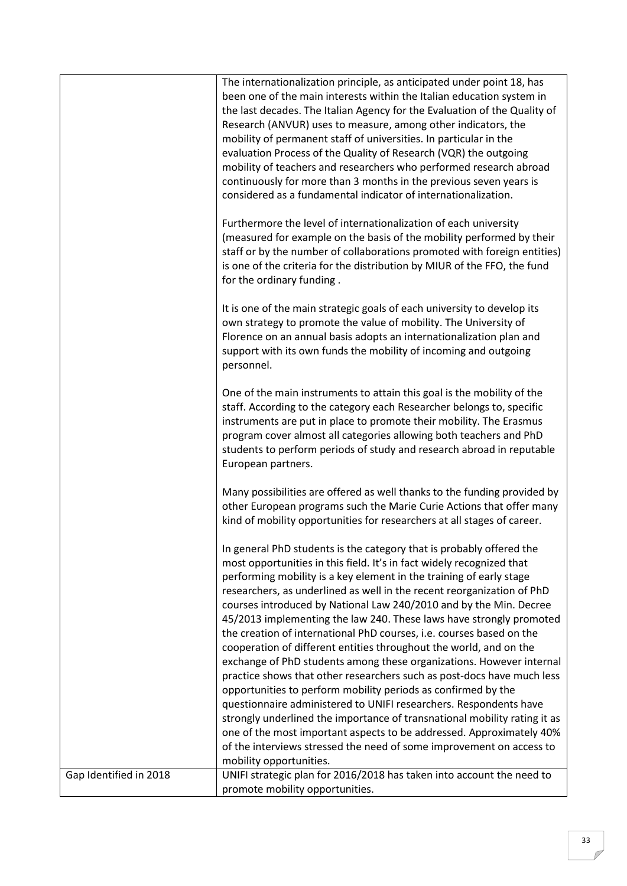| | |
|---|---|
| | The internationalization principle, as anticipated under point 18, has been one of the main interests within the Italian education system in the last decades. The Italian Agency for the Evaluation of the Quality of Research (ANVUR) uses to measure, among other indicators, the mobility of permanent staff of universities. In particular in the evaluation Process of the Quality of Research (VQR) the outgoing mobility of teachers and researchers who performed research abroad continuously for more than 3 months in the previous seven years is considered as a fundamental indicator of internationalization.<br><br>Furthermore the level of internationalization of each university (measured for example on the basis of the mobility performed by their staff or by the number of collaborations promoted with foreign entities) is one of the criteria for the distribution by MIUR of the FFO, the fund for the ordinary funding .<br><br>It is one of the main strategic goals of each university to develop its own strategy to promote the value of mobility. The University of Florence on an annual basis adopts an internationalization plan and support with its own funds the mobility of incoming and outgoing personnel.<br><br>One of the main instruments to attain this goal is the mobility of the staff. According to the category each Researcher belongs to, specific instruments are put in place to promote their mobility. The Erasmus program cover almost all categories allowing both teachers and PhD students to perform periods of study and research abroad in reputable European partners.<br><br>Many possibilities are offered as well thanks to the funding provided by other European programs such the Marie Curie Actions that offer many kind of mobility opportunities for researchers at all stages of career.<br><br>In general PhD students is the category that is probably offered the most opportunities in this field. It's in fact widely recognized that performing mobility is a key element in the training of early stage researchers, as underlined as well in the recent reorganization of PhD courses introduced by National Law 240/2010 and by the Min. Decree 45/2013 implementing the law 240. These laws have strongly promoted the creation of international PhD courses, i.e. courses based on the cooperation of different entities throughout the world, and on the exchange of PhD students among these organizations. However internal practice shows that other researchers such as post-docs have much less opportunities to perform mobility periods as confirmed by the questionnaire administered to UNIFI researchers. Respondents have strongly underlined the importance of transnational mobility rating it as one of the most important aspects to be addressed. Approximately 40% of the interviews stressed the need of some improvement on access to mobility opportunities. |
| Gap Identified in 2018 | UNIFI strategic plan for 2016/2018 has taken into account the need to promote mobility opportunities. |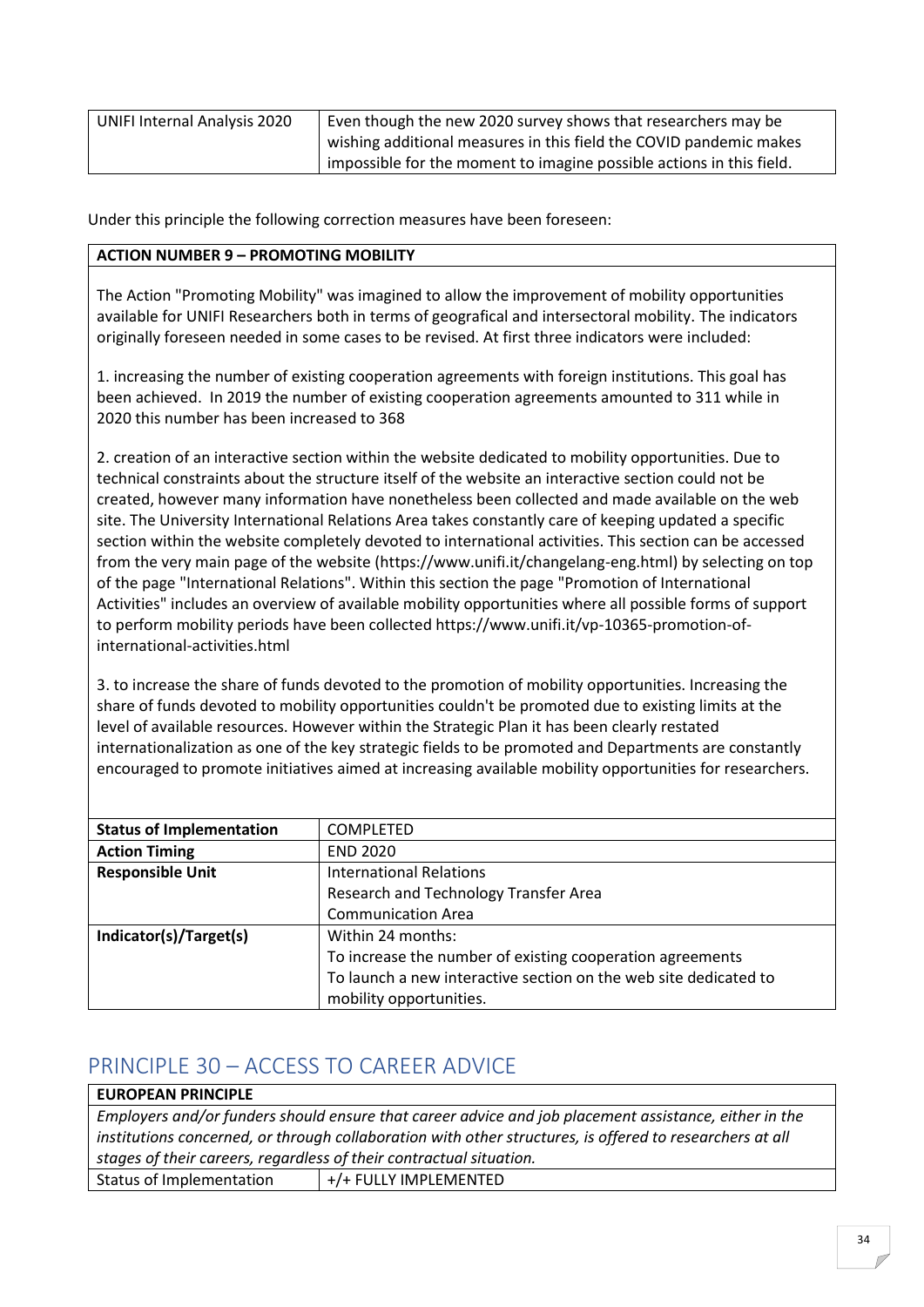| UNIFI Internal Analysis 2020 | Even though the new 2020 survey shows that researchers may be wishing additional measures in this field the COVID pandemic makes impossible for the moment to imagine possible actions in this field. |
|---|---|

Under this principle the following correction measures have been foreseen:

| **ACTION NUMBER 9 – PROMOTING MOBILITY** |
|---|
| The Action "Promoting Mobility" was imagined to allow the improvement of mobility opportunities available for UNIFI Researchers both in terms of geografical and intersectoral mobility. The indicators originally foreseen needed in some cases to be revised. At first three indicators were included:<br><br>1. increasing the number of existing cooperation agreements with foreign institutions. This goal has been achieved. In 2019 the number of existing cooperation agreements amounted to 311 while in 2020 this number has been increased to 368<br><br>2. creation of an interactive section within the website dedicated to mobility opportunities. Due to technical constraints about the structure itself of the website an interactive section could not be created, however many information have nonetheless been collected and made available on the web site. The University International Relations Area takes constantly care of keeping updated a specific section within the website completely devoted to international activities. This section can be accessed from the very main page of the website (https://www.unifi.it/changelang-eng.html) by selecting on top of the page "International Relations". Within this section the page "Promotion of International Activities" includes an overview of available mobility opportunities where all possible forms of support to perform mobility periods have been collected https://www.unifi.it/vp-10365-promotion-of-international-activities.html<br><br>3. to increase the share of funds devoted to the promotion of mobility opportunities. Increasing the share of funds devoted to mobility opportunities couldn't be promoted due to existing limits at the level of available resources. However within the Strategic Plan it has been clearly restated internationalization as one of the key strategic fields to be promoted and Departments are constantly encouraged to promote initiatives aimed at increasing available mobility opportunities for researchers. |

| **Status of Implementation** | COMPLETED |
|---|---|
| **Action Timing** | END 2020 |
| **Responsible Unit** | International Relations<br>Research and Technology Transfer Area<br>Communication Area |
| **Indicator(s)/Target(s)** | Within 24 months:<br>To increase the number of existing cooperation agreements<br>To launch a new interactive section on the web site dedicated to mobility opportunities. |

## PRINCIPLE 30 – ACCESS TO CAREER ADVICE

| **EUROPEAN PRINCIPLE** | |
|---|---|
| *Employers and/or funders should ensure that career advice and job placement assistance, either in the institutions concerned, or through collaboration with other structures, is offered to researchers at all stages of their careers, regardless of their contractual situation.* | |
| Status of Implementation | +/+ FULLY IMPLEMENTED |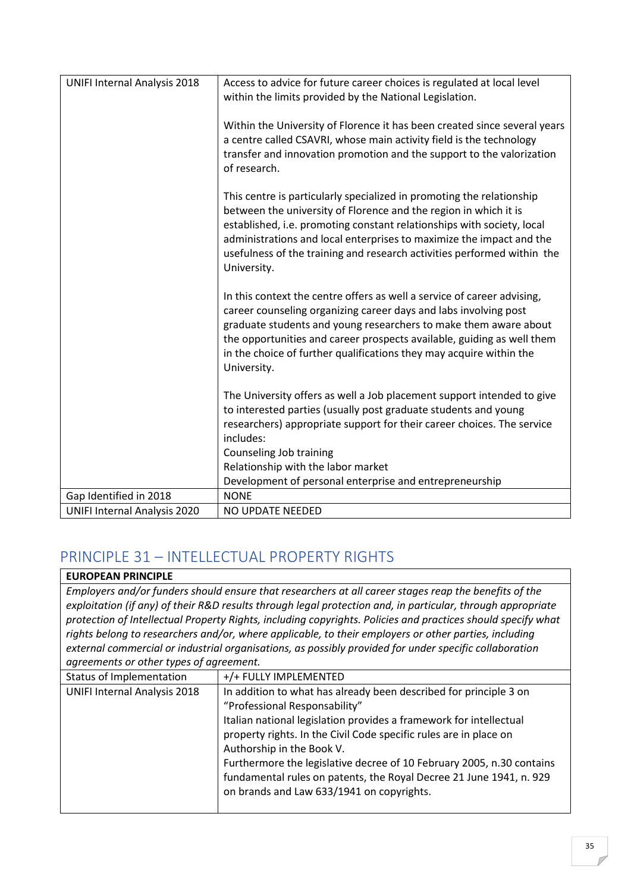| | |
|---|---|
| UNIFI Internal Analysis 2018 | Access to advice for future career choices is regulated at local level within the limits provided by the National Legislation.<br><br>Within the University of Florence it has been created since several years a centre called CSAVRI, whose main activity field is the technology transfer and innovation promotion and the support to the valorization of research.<br><br>This centre is particularly specialized in promoting the relationship between the university of Florence and the region in which it is established, i.e. promoting constant relationships with society, local administrations and local enterprises to maximize the impact and the usefulness of the training and research activities performed within the University.<br><br>In this context the centre offers as well a service of career advising, career counseling organizing career days and labs involving post graduate students and young researchers to make them aware about the opportunities and career prospects available, guiding as well them in the choice of further qualifications they may acquire within the University.<br><br>The University offers as well a Job placement support intended to give to interested parties (usually post graduate students and young researchers) appropriate support for their career choices. The service includes:<br>Counseling Job training<br>Relationship with the labor market<br>Development of personal enterprise and entrepreneurship |
| Gap Identified in 2018 | NONE |
| UNIFI Internal Analysis 2020 | NO UPDATE NEEDED |

## PRINCIPLE 31 – INTELLECTUAL PROPERTY RIGHTS

| **EUROPEAN PRINCIPLE** | |
|---|---|
| *Employers and/or funders should ensure that researchers at all career stages reap the benefits of the exploitation (if any) of their R&D results through legal protection and, in particular, through appropriate protection of Intellectual Property Rights, including copyrights. Policies and practices should specify what rights belong to researchers and/or, where applicable, to their employers or other parties, including external commercial or industrial organisations, as possibly provided for under specific collaboration agreements or other types of agreement.* | |
| Status of Implementation | +/+ FULLY IMPLEMENTED |
| UNIFI Internal Analysis 2018 | In addition to what has already been described for principle 3 on "Professional Responsability"<br>Italian national legislation provides a framework for intellectual property rights. In the Civil Code specific rules are in place on Authorship in the Book V.<br>Furthermore the legislative decree of 10 February 2005, n.30 contains fundamental rules on patents, the Royal Decree 21 June 1941, n. 929 on brands and Law 633/1941 on copyrights. |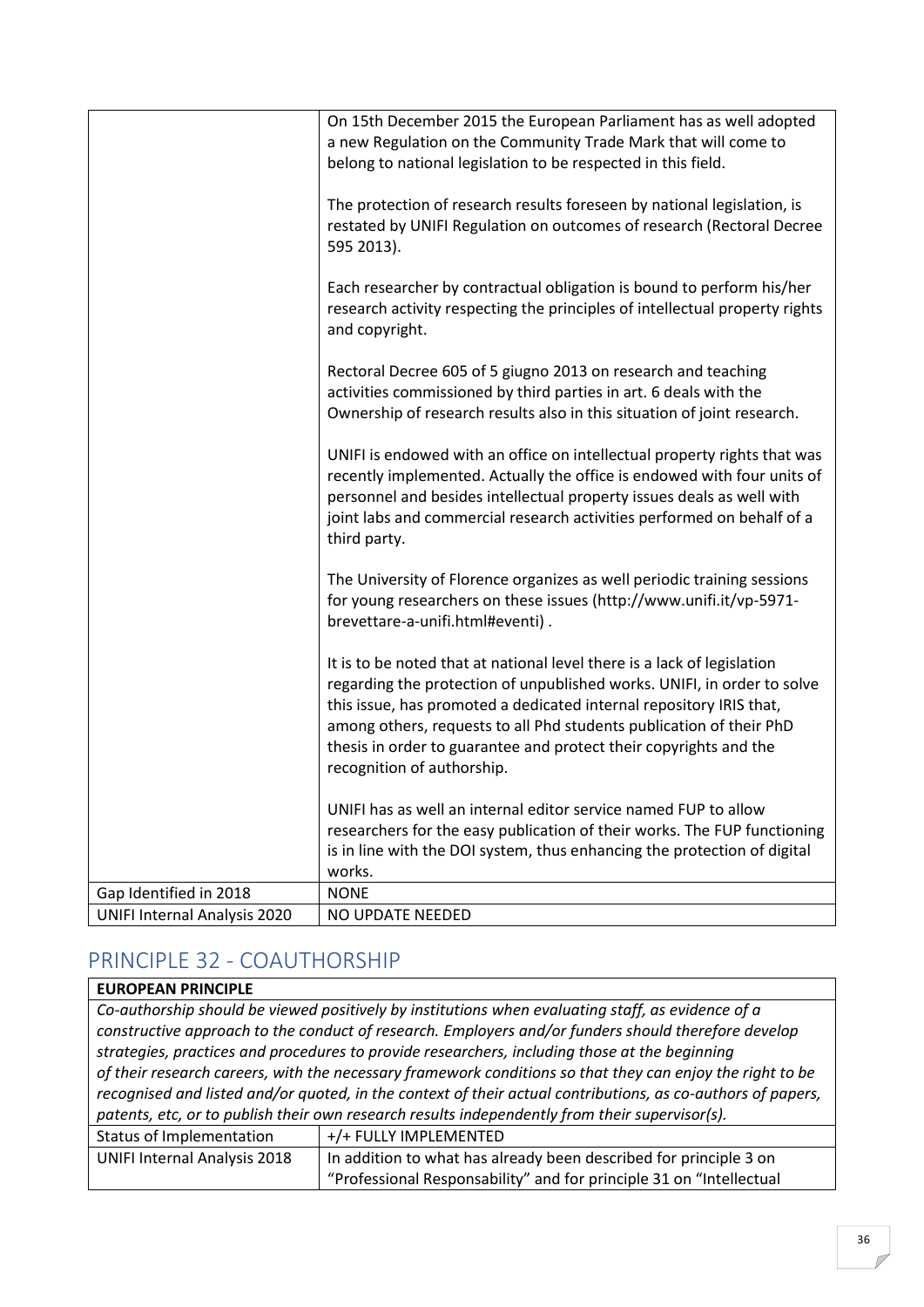| | |
|---|---|
| | On 15th December 2015 the European Parliament has as well adopted a new Regulation on the Community Trade Mark that will come to belong to national legislation to be respected in this field.<br><br>The protection of research results foreseen by national legislation, is restated by UNIFI Regulation on outcomes of research (Rectoral Decree 595 2013).<br><br>Each researcher by contractual obligation is bound to perform his/her research activity respecting the principles of intellectual property rights and copyright.<br><br>Rectoral Decree 605 of 5 giugno 2013 on research and teaching activities commissioned by third parties in art. 6 deals with the Ownership of research results also in this situation of joint research.<br><br>UNIFI is endowed with an office on intellectual property rights that was recently implemented. Actually the office is endowed with four units of personnel and besides intellectual property issues deals as well with joint labs and commercial research activities performed on behalf of a third party.<br><br>The University of Florence organizes as well periodic training sessions for young researchers on these issues (http://www.unifi.it/vp-5971-brevettare-a-unifi.html#eventi) .<br><br>It is to be noted that at national level there is a lack of legislation regarding the protection of unpublished works. UNIFI, in order to solve this issue, has promoted a dedicated internal repository IRIS that, among others, requests to all Phd students publication of their PhD thesis in order to guarantee and protect their copyrights and the recognition of authorship.<br><br>UNIFI has as well an internal editor service named FUP to allow researchers for the easy publication of their works. The FUP functioning is in line with the DOI system, thus enhancing the protection of digital works. |
| Gap Identified in 2018 | NONE |
| UNIFI Internal Analysis 2020 | NO UPDATE NEEDED |

## PRINCIPLE 32 - COAUTHORSHIP

| **EUROPEAN PRINCIPLE** | |
|---|---|
| *Co-authorship should be viewed positively by institutions when evaluating staff, as evidence of a constructive approach to the conduct of research. Employers and/or funders should therefore develop strategies, practices and procedures to provide researchers, including those at the beginning of their research careers, with the necessary framework conditions so that they can enjoy the right to be recognised and listed and/or quoted, in the context of their actual contributions, as co-authors of papers, patents, etc, or to publish their own research results independently from their supervisor(s).* | |
| Status of Implementation | +/+ FULLY IMPLEMENTED |
| UNIFI Internal Analysis 2018 | In addition to what has already been described for principle 3 on "Professional Responsability" and for principle 31 on "Intellectual |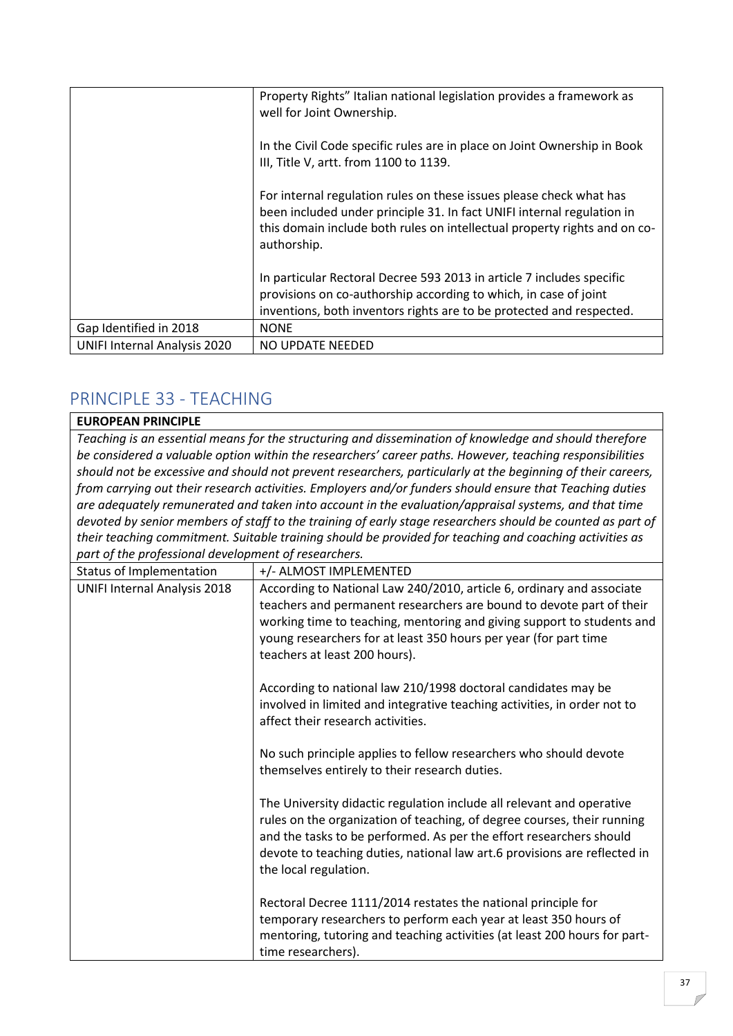| | |
|---|---|
| | Property Rights" Italian national legislation provides a framework as well for Joint Ownership.<br><br>In the Civil Code specific rules are in place on Joint Ownership in Book III, Title V, artt. from 1100 to 1139.<br><br>For internal regulation rules on these issues please check what has been included under principle 31. In fact UNIFI internal regulation in this domain include both rules on intellectual property rights and on co-authorship.<br><br>In particular Rectoral Decree 593 2013 in article 7 includes specific provisions on co-authorship according to which, in case of joint inventions, both inventors rights are to be protected and respected. |
| Gap Identified in 2018 | NONE |
| UNIFI Internal Analysis 2020 | NO UPDATE NEEDED |

## PRINCIPLE 33 - TEACHING

| **EUROPEAN PRINCIPLE** | |
|---|---|
| *Teaching is an essential means for the structuring and dissemination of knowledge and should therefore be considered a valuable option within the researchers' career paths. However, teaching responsibilities should not be excessive and should not prevent researchers, particularly at the beginning of their careers, from carrying out their research activities. Employers and/or funders should ensure that Teaching duties are adequately remunerated and taken into account in the evaluation/appraisal systems, and that time devoted by senior members of staff to the training of early stage researchers should be counted as part of their teaching commitment. Suitable training should be provided for teaching and coaching activities as part of the professional development of researchers.* | |
| Status of Implementation | +/- ALMOST IMPLEMENTED |
| UNIFI Internal Analysis 2018 | According to National Law 240/2010, article 6, ordinary and associate teachers and permanent researchers are bound to devote part of their working time to teaching, mentoring and giving support to students and young researchers for at least 350 hours per year (for part time teachers at least 200 hours).<br><br>According to national law 210/1998 doctoral candidates may be involved in limited and integrative teaching activities, in order not to affect their research activities.<br><br>No such principle applies to fellow researchers who should devote themselves entirely to their research duties.<br><br>The University didactic regulation include all relevant and operative rules on the organization of teaching, of degree courses, their running and the tasks to be performed. As per the effort researchers should devote to teaching duties, national law art.6 provisions are reflected in the local regulation.<br><br>Rectoral Decree 1111/2014 restates the national principle for temporary researchers to perform each year at least 350 hours of mentoring, tutoring and teaching activities (at least 200 hours for part-time researchers). |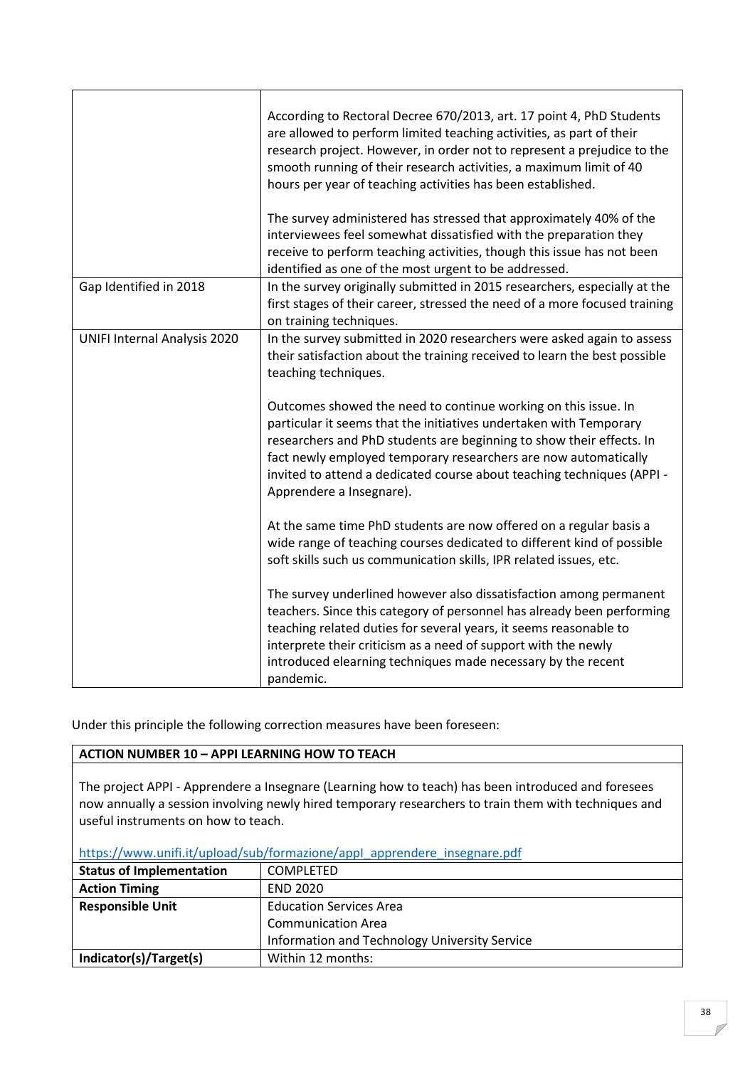| | |
|---|---|
| | According to Rectoral Decree 670/2013, art. 17 point 4, PhD Students are allowed to perform limited teaching activities, as part of their research project. However, in order not to represent a prejudice to the smooth running of their research activities, a maximum limit of 40 hours per year of teaching activities has been established.<br><br>The survey administered has stressed that approximately 40% of the interviewees feel somewhat dissatisfied with the preparation they receive to perform teaching activities, though this issue has not been identified as one of the most urgent to be addressed. |
| Gap Identified in 2018 | In the survey originally submitted in 2015 researchers, especially at the first stages of their career, stressed the need of a more focused training on training techniques. |
| UNIFI Internal Analysis 2020 | In the survey submitted in 2020 researchers were asked again to assess their satisfaction about the training received to learn the best possible teaching techniques.<br><br>Outcomes showed the need to continue working on this issue. In particular it seems that the initiatives undertaken with Temporary researchers and PhD students are beginning to show their effects. In fact newly employed temporary researchers are now automatically invited to attend a dedicated course about teaching techniques (APPI - Apprendere a Insegnare).<br><br>At the same time PhD students are now offered on a regular basis a wide range of teaching courses dedicated to different kind of possible soft skills such us communication skills, IPR related issues, etc.<br><br>The survey underlined however also dissatisfaction among permanent teachers. Since this category of personnel has already been performing teaching related duties for several years, it seems reasonable to interprete their criticism as a need of support with the newly introduced elearning techniques made necessary by the recent pandemic. |

Under this principle the following correction measures have been foreseen:

| ACTION NUMBER 10 – APPI LEARNING HOW TO TEACH | |
|---|---|
| The project APPI - Apprendere a Insegnare (Learning how to teach) has been introduced and foresees now annually a session involving newly hired temporary researchers to train them with techniques and useful instruments on how to teach.<br><br>https://www.unifi.it/upload/sub/formazione/appI_apprendere_insegnare.pdf | |
| **Status of Implementation** | COMPLETED |
| **Action Timing** | END 2020 |
| **Responsible Unit** | Education Services Area<br>Communication Area<br>Information and Technology University Service |
| **Indicator(s)/Target(s)** | Within 12 months: |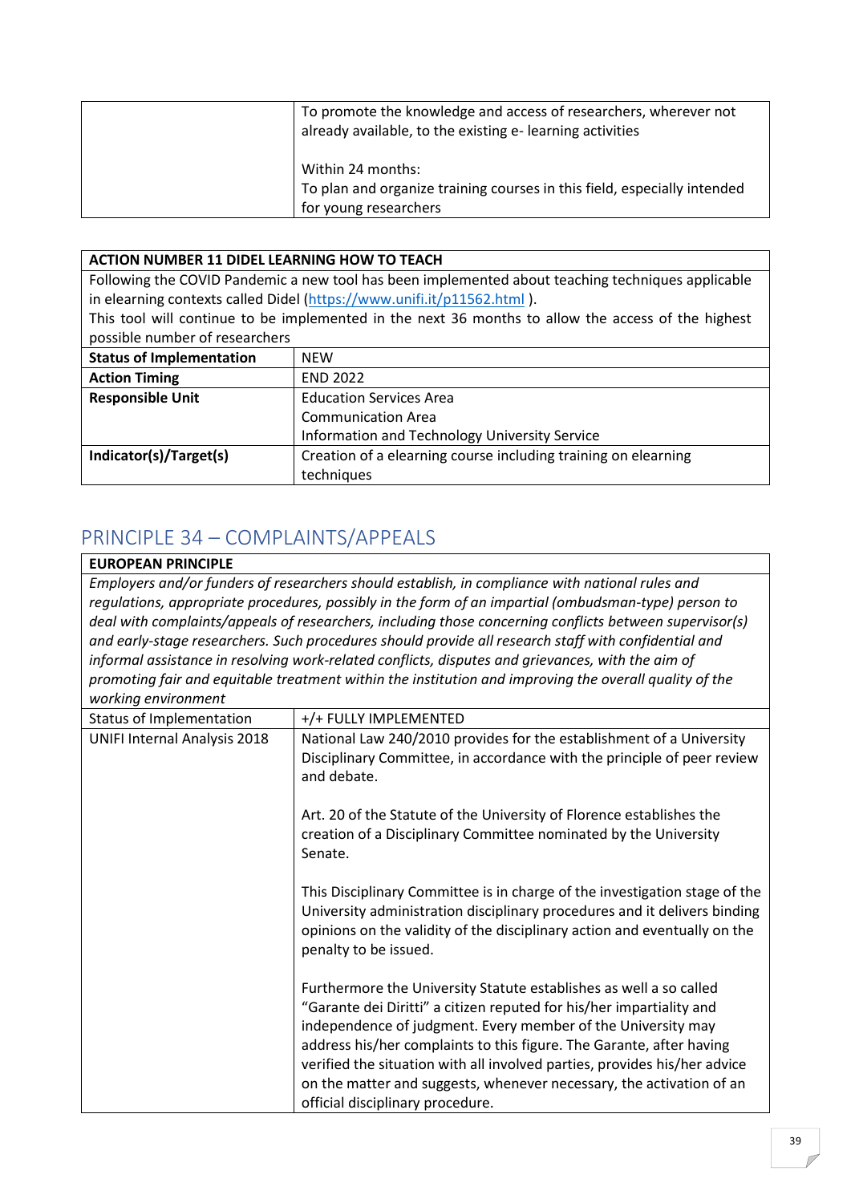| | |
|---|---|
| | To promote the knowledge and access of researchers, wherever not already available, to the existing e- learning activities<br><br>Within 24 months:<br>To plan and organize training courses in this field, especially intended for young researchers |

| **ACTION NUMBER 11 DIDEL LEARNING HOW TO TEACH** | |
|---|---|
| Following the COVID Pandemic a new tool has been implemented about teaching techniques applicable in elearning contexts called Didel (https://www.unifi.it/p11562.html ).<br>This tool will continue to be implemented in the next 36 months to allow the access of the highest possible number of researchers | |
| **Status of Implementation** | NEW |
| **Action Timing** | END 2022 |
| **Responsible Unit** | Education Services Area<br>Communication Area<br>Information and Technology University Service |
| **Indicator(s)/Target(s)** | Creation of a elearning course including training on elearning techniques |

## PRINCIPLE 34 – COMPLAINTS/APPEALS

| **EUROPEAN PRINCIPLE** | |
|---|---|
| *Employers and/or funders of researchers should establish, in compliance with national rules and regulations, appropriate procedures, possibly in the form of an impartial (ombudsman-type) person to deal with complaints/appeals of researchers, including those concerning conflicts between supervisor(s) and early-stage researchers. Such procedures should provide all research staff with confidential and informal assistance in resolving work-related conflicts, disputes and grievances, with the aim of promoting fair and equitable treatment within the institution and improving the overall quality of the working environment* | |
| Status of Implementation | +/+ FULLY IMPLEMENTED |
| UNIFI Internal Analysis 2018 | National Law 240/2010 provides for the establishment of a University Disciplinary Committee, in accordance with the principle of peer review and debate.<br><br>Art. 20 of the Statute of the University of Florence establishes the creation of a Disciplinary Committee nominated by the University Senate.<br><br>This Disciplinary Committee is in charge of the investigation stage of the University administration disciplinary procedures and it delivers binding opinions on the validity of the disciplinary action and eventually on the penalty to be issued.<br><br>Furthermore the University Statute establishes as well a so called "Garante dei Diritti" a citizen reputed for his/her impartiality and independence of judgment. Every member of the University may address his/her complaints to this figure. The Garante, after having verified the situation with all involved parties, provides his/her advice on the matter and suggests, whenever necessary, the activation of an official disciplinary procedure. |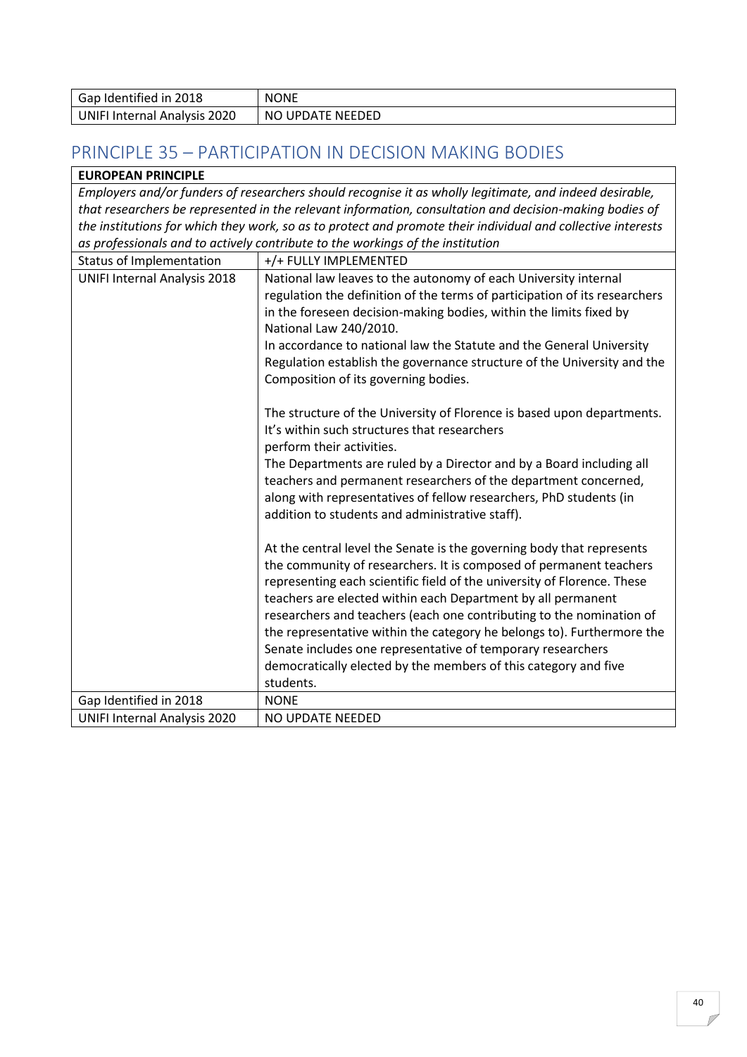| Gap Identified in 2018 | NONE |
|---|---|
| UNIFI Internal Analysis 2020 | NO UPDATE NEEDED |

## PRINCIPLE 35 – PARTICIPATION IN DECISION MAKING BODIES

| **EUROPEAN PRINCIPLE** | |
|---|---|
| *Employers and/or funders of researchers should recognise it as wholly legitimate, and indeed desirable, that researchers be represented in the relevant information, consultation and decision-making bodies of the institutions for which they work, so as to protect and promote their individual and collective interests as professionals and to actively contribute to the workings of the institution* | |
| Status of Implementation | +/+ FULLY IMPLEMENTED |
| UNIFI Internal Analysis 2018 | National law leaves to the autonomy of each University internal regulation the definition of the terms of participation of its researchers in the foreseen decision-making bodies, within the limits fixed by National Law 240/2010.<br>In accordance to national law the Statute and the General University Regulation establish the governance structure of the University and the Composition of its governing bodies.<br><br>The structure of the University of Florence is based upon departments. It's within such structures that researchers perform their activities.<br>The Departments are ruled by a Director and by a Board including all teachers and permanent researchers of the department concerned, along with representatives of fellow researchers, PhD students (in addition to students and administrative staff).<br><br>At the central level the Senate is the governing body that represents the community of researchers. It is composed of permanent teachers representing each scientific field of the university of Florence. These teachers are elected within each Department by all permanent researchers and teachers (each one contributing to the nomination of the representative within the category he belongs to). Furthermore the Senate includes one representative of temporary researchers democratically elected by the members of this category and five students. |
| Gap Identified in 2018 | NONE |
| UNIFI Internal Analysis 2020 | NO UPDATE NEEDED |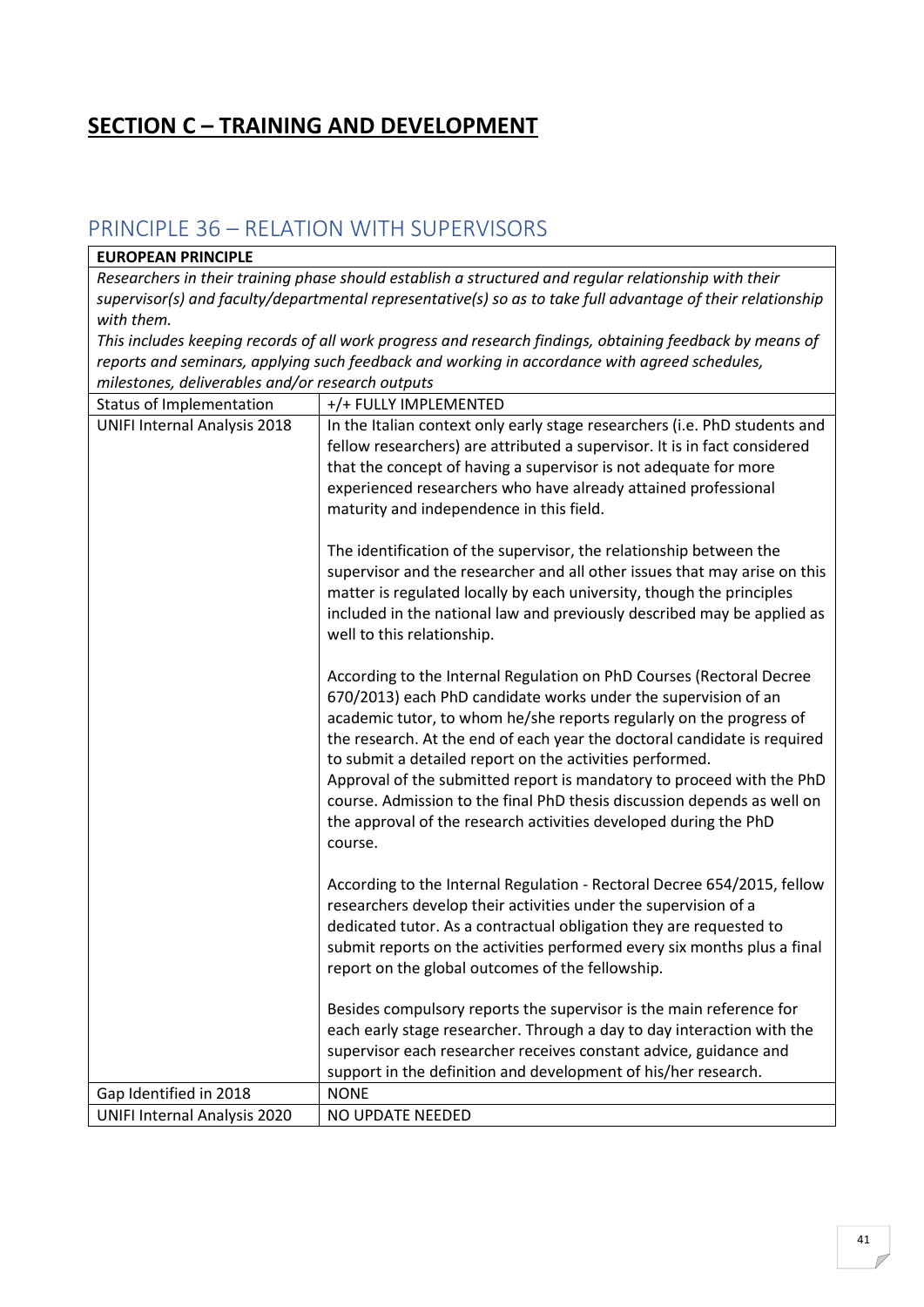# SECTION C – TRAINING AND DEVELOPMENT

## PRINCIPLE 36 – RELATION WITH SUPERVISORS

| **EUROPEAN PRINCIPLE** | |
|---|---|
| *Researchers in their training phase should establish a structured and regular relationship with their supervisor(s) and faculty/departmental representative(s) so as to take full advantage of their relationship with them.*<br>*This includes keeping records of all work progress and research findings, obtaining feedback by means of reports and seminars, applying such feedback and working in accordance with agreed schedules, milestones, deliverables and/or research outputs* | |
| Status of Implementation | +/+ FULLY IMPLEMENTED |
| UNIFI Internal Analysis 2018 | In the Italian context only early stage researchers (i.e. PhD students and fellow researchers) are attributed a supervisor. It is in fact considered that the concept of having a supervisor is not adequate for more experienced researchers who have already attained professional maturity and independence in this field.<br><br>The identification of the supervisor, the relationship between the supervisor and the researcher and all other issues that may arise on this matter is regulated locally by each university, though the principles included in the national law and previously described may be applied as well to this relationship.<br><br>According to the Internal Regulation on PhD Courses (Rectoral Decree 670/2013) each PhD candidate works under the supervision of an academic tutor, to whom he/she reports regularly on the progress of the research. At the end of each year the doctoral candidate is required to submit a detailed report on the activities performed.<br>Approval of the submitted report is mandatory to proceed with the PhD course. Admission to the final PhD thesis discussion depends as well on the approval of the research activities developed during the PhD course.<br><br>According to the Internal Regulation - Rectoral Decree 654/2015, fellow researchers develop their activities under the supervision of a dedicated tutor. As a contractual obligation they are requested to submit reports on the activities performed every six months plus a final report on the global outcomes of the fellowship.<br><br>Besides compulsory reports the supervisor is the main reference for each early stage researcher. Through a day to day interaction with the supervisor each researcher receives constant advice, guidance and support in the definition and development of his/her research. |
| Gap Identified in 2018 | NONE |
| UNIFI Internal Analysis 2020 | NO UPDATE NEEDED |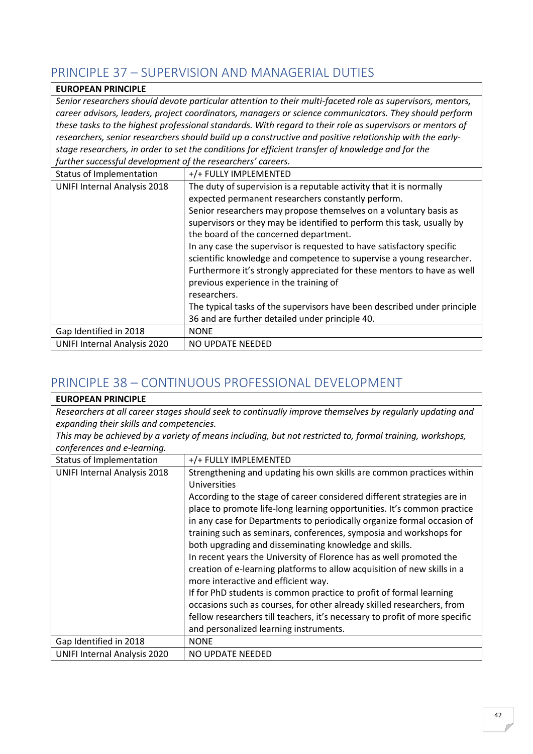## PRINCIPLE 37 – SUPERVISION AND MANAGERIAL DUTIES

| **EUROPEAN PRINCIPLE** | |
|---|---|
| *Senior researchers should devote particular attention to their multi-faceted role as supervisors, mentors, career advisors, leaders, project coordinators, managers or science communicators. They should perform these tasks to the highest professional standards. With regard to their role as supervisors or mentors of researchers, senior researchers should build up a constructive and positive relationship with the early-stage researchers, in order to set the conditions for efficient transfer of knowledge and for the further successful development of the researchers' careers.* | |
| Status of Implementation | +/+ FULLY IMPLEMENTED |
| UNIFI Internal Analysis 2018 | The duty of supervision is a reputable activity that it is normally expected permanent researchers constantly perform.<br>Senior researchers may propose themselves on a voluntary basis as supervisors or they may be identified to perform this task, usually by the board of the concerned department.<br>In any case the supervisor is requested to have satisfactory specific scientific knowledge and competence to supervise a young researcher.<br>Furthermore it's strongly appreciated for these mentors to have as well previous experience in the training of researchers.<br>The typical tasks of the supervisors have been described under principle 36 and are further detailed under principle 40. |
| Gap Identified in 2018 | NONE |
| UNIFI Internal Analysis 2020 | NO UPDATE NEEDED |

## PRINCIPLE 38 – CONTINUOUS PROFESSIONAL DEVELOPMENT

| **EUROPEAN PRINCIPLE** | |
|---|---|
| *Researchers at all career stages should seek to continually improve themselves by regularly updating and expanding their skills and competencies.*<br>*This may be achieved by a variety of means including, but not restricted to, formal training, workshops, conferences and e-learning.* | |
| Status of Implementation | +/+ FULLY IMPLEMENTED |
| UNIFI Internal Analysis 2018 | Strengthening and updating his own skills are common practices within Universities<br>According to the stage of career considered different strategies are in place to promote life-long learning opportunities. It's common practice in any case for Departments to periodically organize formal occasion of training such as seminars, conferences, symposia and workshops for both upgrading and disseminating knowledge and skills.<br>In recent years the University of Florence has as well promoted the creation of e-learning platforms to allow acquisition of new skills in a more interactive and efficient way.<br>If for PhD students is common practice to profit of formal learning occasions such as courses, for other already skilled researchers, from fellow researchers till teachers, it's necessary to profit of more specific and personalized learning instruments. |
| Gap Identified in 2018 | NONE |
| UNIFI Internal Analysis 2020 | NO UPDATE NEEDED |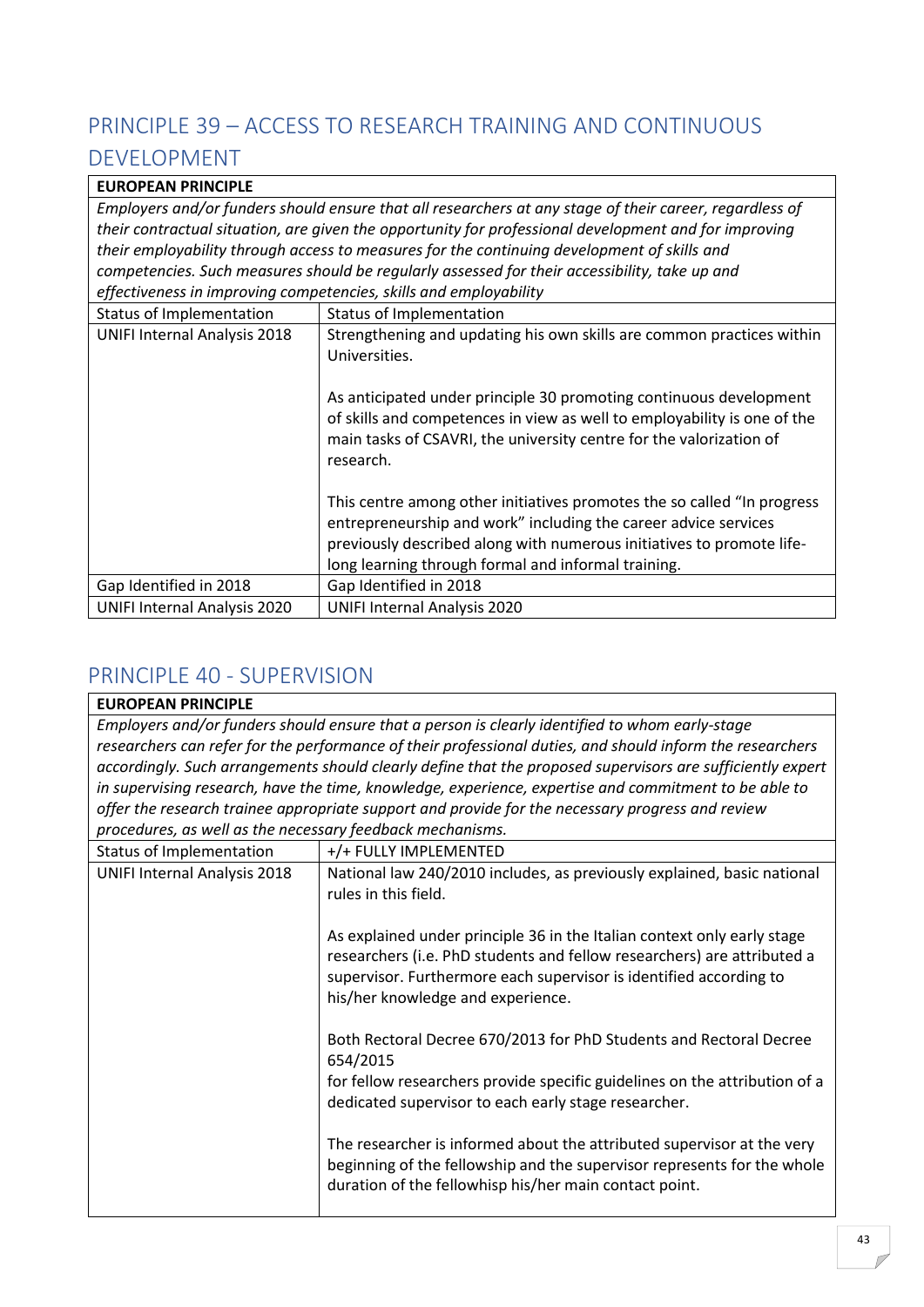## PRINCIPLE 39 – ACCESS TO RESEARCH TRAINING AND CONTINUOUS DEVELOPMENT

| **EUROPEAN PRINCIPLE** | |
|---|---|
| *Employers and/or funders should ensure that all researchers at any stage of their career, regardless of their contractual situation, are given the opportunity for professional development and for improving their employability through access to measures for the continuing development of skills and competencies. Such measures should be regularly assessed for their accessibility, take up and effectiveness in improving competencies, skills and employability* | |
| Status of Implementation | Status of Implementation |
| UNIFI Internal Analysis 2018 | Strengthening and updating his own skills are common practices within Universities.<br><br>As anticipated under principle 30 promoting continuous development of skills and competences in view as well to employability is one of the main tasks of CSAVRI, the university centre for the valorization of research.<br><br>This centre among other initiatives promotes the so called "In progress entrepreneurship and work" including the career advice services previously described along with numerous initiatives to promote life-long learning through formal and informal training. |
| Gap Identified in 2018 | Gap Identified in 2018 |
| UNIFI Internal Analysis 2020 | UNIFI Internal Analysis 2020 |

## PRINCIPLE 40 - SUPERVISION

| **EUROPEAN PRINCIPLE** | |
|---|---|
| *Employers and/or funders should ensure that a person is clearly identified to whom early-stage researchers can refer for the performance of their professional duties, and should inform the researchers accordingly. Such arrangements should clearly define that the proposed supervisors are sufficiently expert in supervising research, have the time, knowledge, experience, expertise and commitment to be able to offer the research trainee appropriate support and provide for the necessary progress and review procedures, as well as the necessary feedback mechanisms.* | |
| Status of Implementation | +/+ FULLY IMPLEMENTED |
| UNIFI Internal Analysis 2018 | National law 240/2010 includes, as previously explained, basic national rules in this field.<br><br>As explained under principle 36 in the Italian context only early stage researchers (i.e. PhD students and fellow researchers) are attributed a supervisor. Furthermore each supervisor is identified according to his/her knowledge and experience.<br><br>Both Rectoral Decree 670/2013 for PhD Students and Rectoral Decree 654/2015<br>for fellow researchers provide specific guidelines on the attribution of a dedicated supervisor to each early stage researcher.<br><br>The researcher is informed about the attributed supervisor at the very beginning of the fellowship and the supervisor represents for the whole duration of the fellowhisp his/her main contact point. |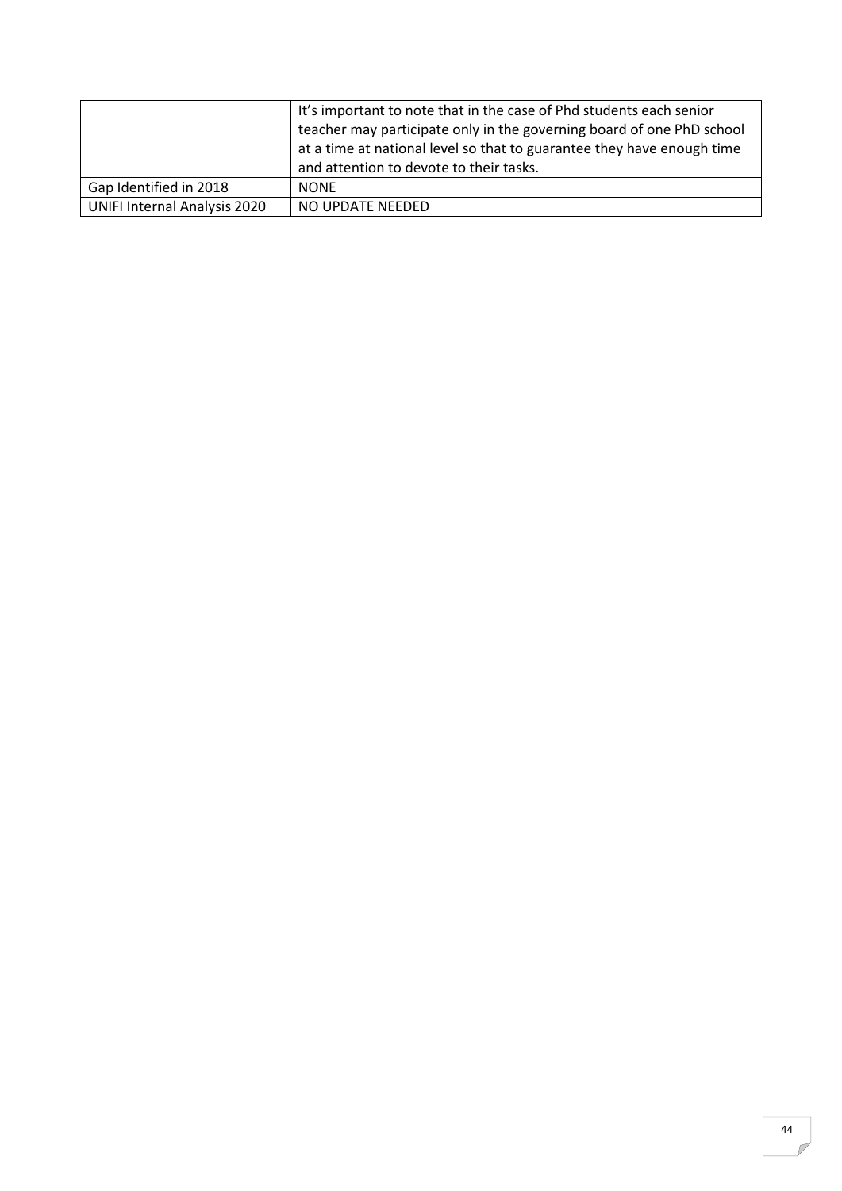| | |
|---|---|
| | It's important to note that in the case of Phd students each senior teacher may participate only in the governing board of one PhD school at a time at national level so that to guarantee they have enough time and attention to devote to their tasks. |
| Gap Identified in 2018 | NONE |
| UNIFI Internal Analysis 2020 | NO UPDATE NEEDED |